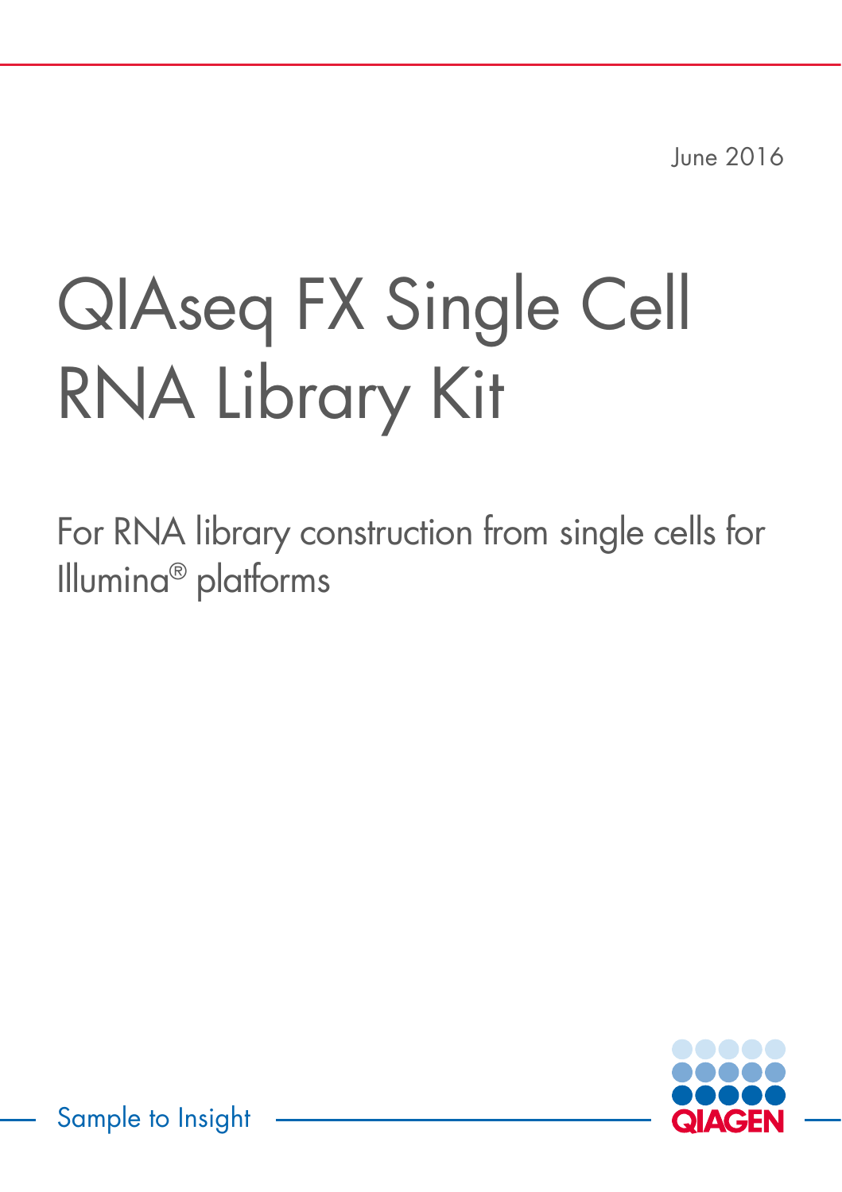June 2016

# QIAseq FX Single Cell RNA Library Kit

For RNA library construction from single cells for Illumina® platforms

Sample to Insight

QIAGEN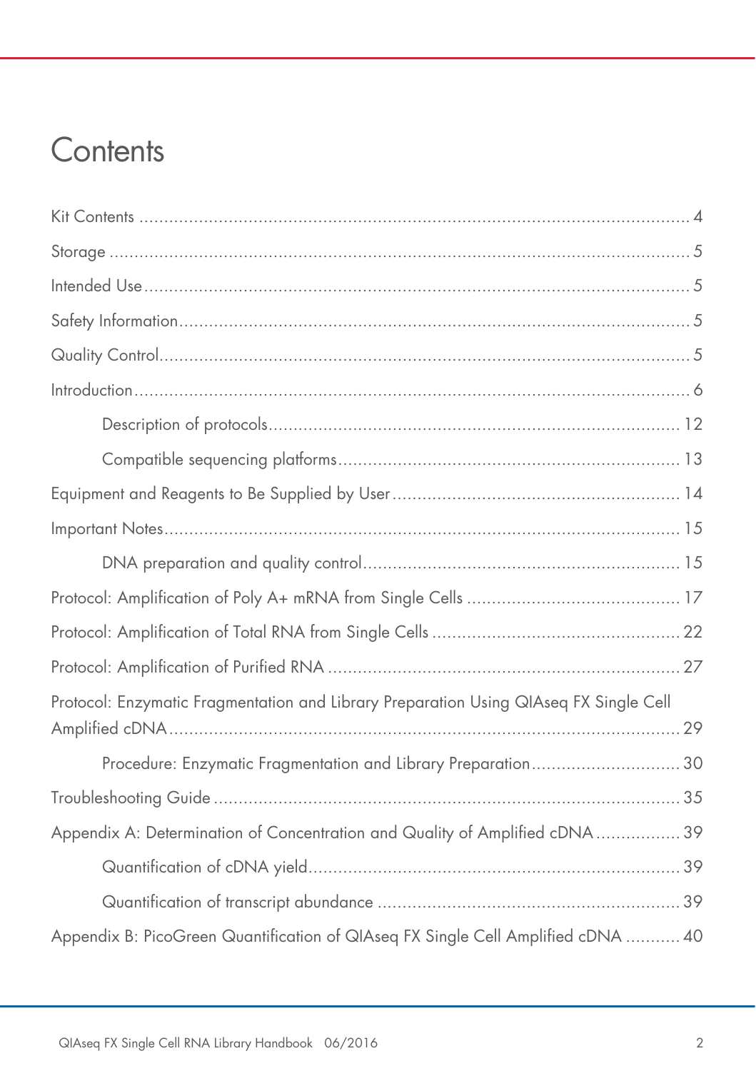# Contents

Kit Contents ........................................................................................................... 4

Storage ................................................................................................................. 5

Intended Use .......................................................................................................... 5

Safety Information ................................................................................................... 5

Quality Control ........................................................................................................ 5

Introduction ............................................................................................................ 6

- Description of protocols ..................................................................................... 12
- Compatible sequencing platforms ....................................................................... 13

Equipment and Reagents to Be Supplied by User ...................................................... 14

Important Notes ..................................................................................................... 15

- DNA preparation and quality control .................................................................. 15

Protocol: Amplification of Poly A+ mRNA from Single Cells ........................................ 17

Protocol: Amplification of Total RNA from Single Cells .............................................. 22

Protocol: Amplification of Purified RNA .................................................................... 27

Protocol: Enzymatic Fragmentation and Library Preparation Using QIAseq FX Single Cell Amplified cDNA .................................................................................................... 29

- Procedure: Enzymatic Fragmentation and Library Preparation ................................ 30

Troubleshooting Guide ............................................................................................ 35

Appendix A: Determination of Concentration and Quality of Amplified cDNA ................ 39

- Quantification of cDNA yield ............................................................................... 39
- Quantification of transcript abundance ................................................................ 39

Appendix B: PicoGreen Quantification of QIAseq FX Single Cell Amplified cDNA ........... 40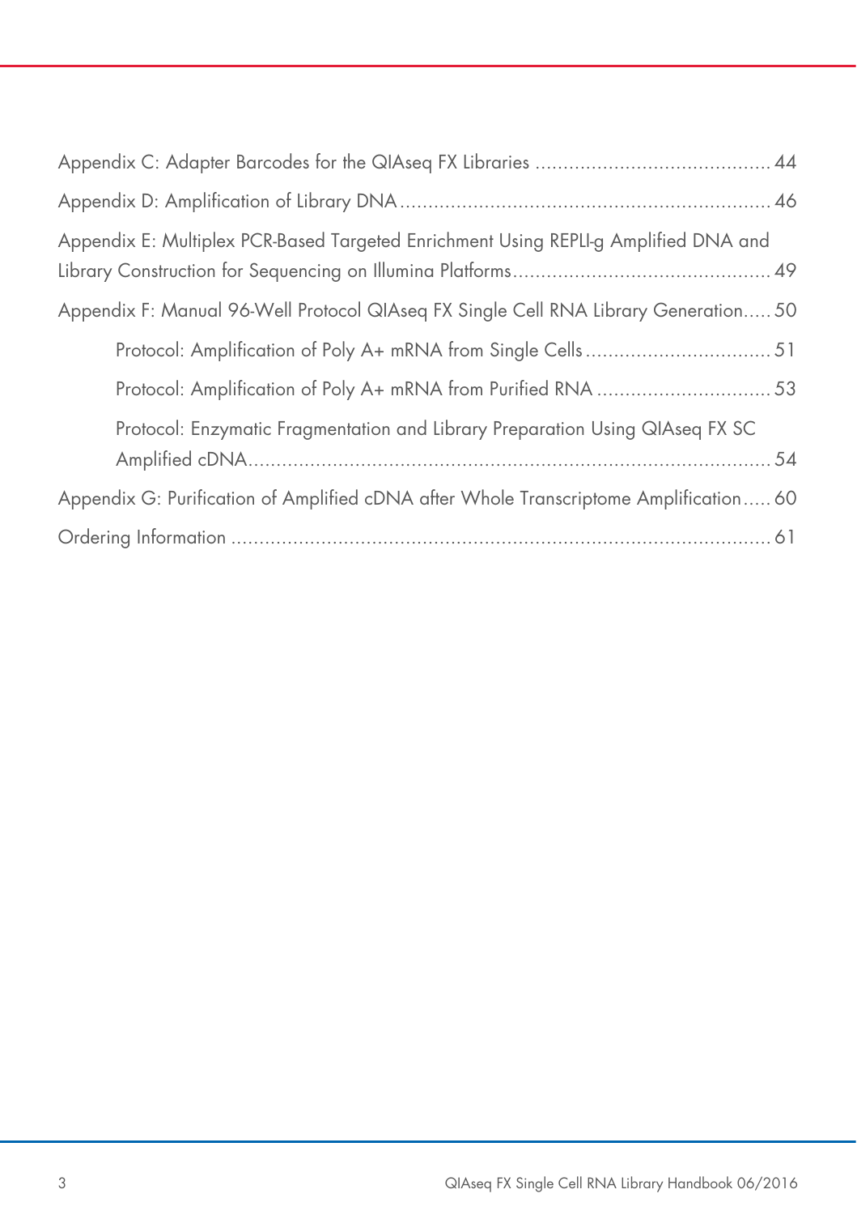Appendix C: Adapter Barcodes for the QIAseq FX Libraries ........................................ 44

Appendix D: Amplification of Library DNA ................................................................ 46

Appendix E: Multiplex PCR-Based Targeted Enrichment Using REPLI-g Amplified DNA and Library Construction for Sequencing on Illumina Platforms ............................................ 49

Appendix F: Manual 96-Well Protocol QIAseq FX Single Cell RNA Library Generation..... 50

- Protocol: Amplification of Poly A+ mRNA from Single Cells ................................ 51
- Protocol: Amplification of Poly A+ mRNA from Purified RNA .............................. 53
- Protocol: Enzymatic Fragmentation and Library Preparation Using QIAseq FX SC Amplified cDNA.......................................................................................... 54

Appendix G: Purification of Amplified cDNA after Whole Transcriptome Amplification..... 60

Ordering Information ............................................................................................. 61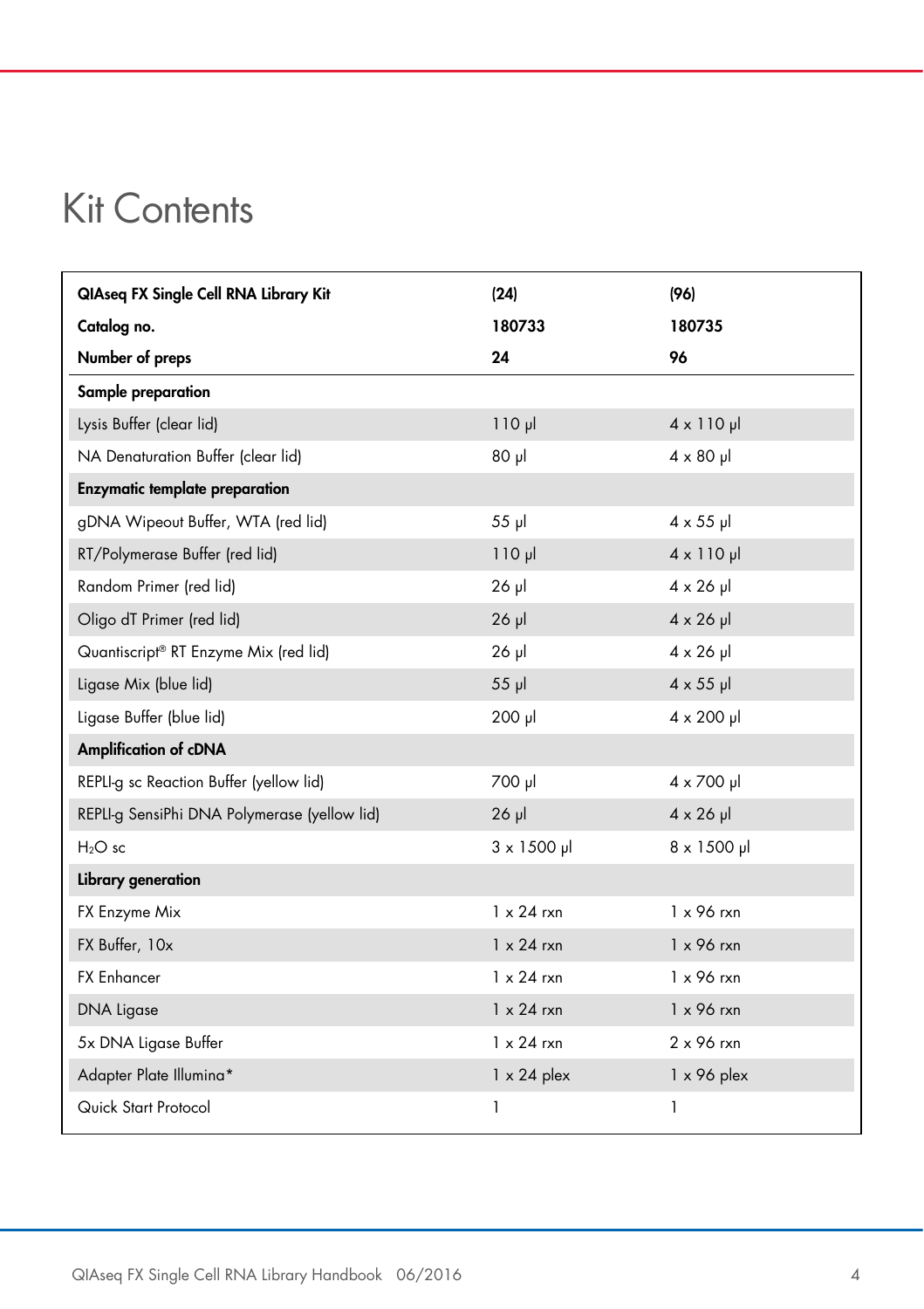# Kit Contents

| QIAseq FX Single Cell RNA Library Kit | (24) | (96) |
|---|---|---|
| **Catalog no.** | **180733** | **180735** |
| **Number of preps** | **24** | **96** |
| **Sample preparation** | | |
| Lysis Buffer (clear lid) | 110 µl | 4 x 110 µl |
| NA Denaturation Buffer (clear lid) | 80 µl | 4 x 80 µl |
| **Enzymatic template preparation** | | |
| gDNA Wipeout Buffer, WTA (red lid) | 55 µl | 4 x 55 µl |
| RT/Polymerase Buffer (red lid) | 110 µl | 4 x 110 µl |
| Random Primer (red lid) | 26 µl | 4 x 26 µl |
| Oligo dT Primer (red lid) | 26 µl | 4 x 26 µl |
| Quantiscript® RT Enzyme Mix (red lid) | 26 µl | 4 x 26 µl |
| Ligase Mix (blue lid) | 55 µl | 4 x 55 µl |
| Ligase Buffer (blue lid) | 200 µl | 4 x 200 µl |
| **Amplification of cDNA** | | |
| REPLI-g sc Reaction Buffer (yellow lid) | 700 µl | 4 x 700 µl |
| REPLI-g SensiPhi DNA Polymerase (yellow lid) | 26 µl | 4 x 26 µl |
| $H_2O$ sc | 3 x 1500 µl | 8 x 1500 µl |
| **Library generation** | | |
| FX Enzyme Mix | 1 x 24 rxn | 1 x 96 rxn |
| FX Buffer, 10x | 1 x 24 rxn | 1 x 96 rxn |
| FX Enhancer | 1 x 24 rxn | 1 x 96 rxn |
| DNA Ligase | 1 x 24 rxn | 1 x 96 rxn |
| 5x DNA Ligase Buffer | 1 x 24 rxn | 2 x 96 rxn |
| Adapter Plate Illumina* | 1 x 24 plex | 1 x 96 plex |
| Quick Start Protocol | 1 | 1 |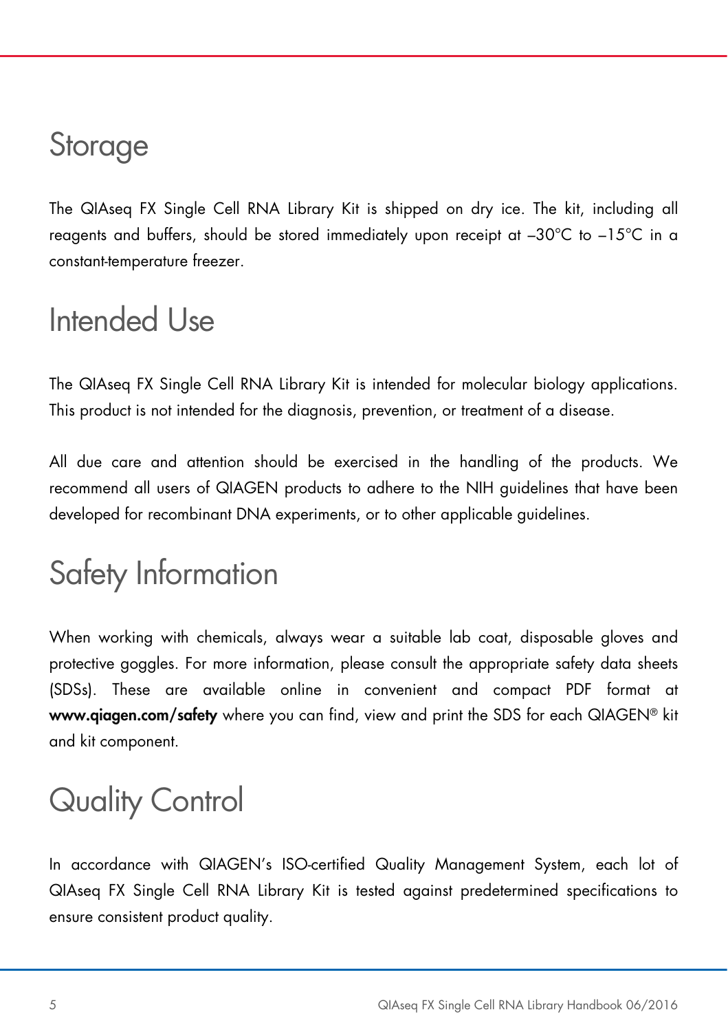# Storage

The QIAseq FX Single Cell RNA Library Kit is shipped on dry ice. The kit, including all reagents and buffers, should be stored immediately upon receipt at –30°C to –15°C in a constant-temperature freezer.

# Intended Use

The QIAseq FX Single Cell RNA Library Kit is intended for molecular biology applications. This product is not intended for the diagnosis, prevention, or treatment of a disease.

All due care and attention should be exercised in the handling of the products. We recommend all users of QIAGEN products to adhere to the NIH guidelines that have been developed for recombinant DNA experiments, or to other applicable guidelines.

# Safety Information

When working with chemicals, always wear a suitable lab coat, disposable gloves and protective goggles. For more information, please consult the appropriate safety data sheets (SDSs). These are available online in convenient and compact PDF format at **www.qiagen.com/safety** where you can find, view and print the SDS for each QIAGEN® kit and kit component.

# Quality Control

In accordance with QIAGEN's ISO-certified Quality Management System, each lot of QIAseq FX Single Cell RNA Library Kit is tested against predetermined specifications to ensure consistent product quality.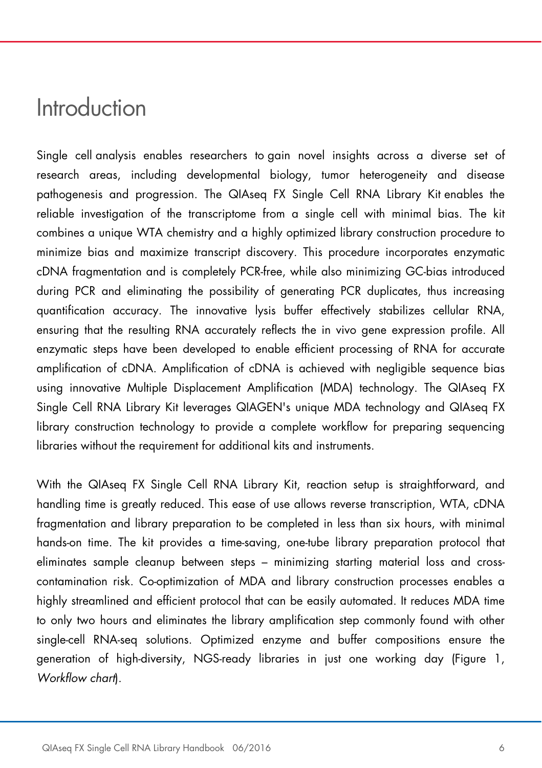# Introduction

Single cell analysis enables researchers to gain novel insights across a diverse set of research areas, including developmental biology, tumor heterogeneity and disease pathogenesis and progression. The QIAseq FX Single Cell RNA Library Kit enables the reliable investigation of the transcriptome from a single cell with minimal bias. The kit combines a unique WTA chemistry and a highly optimized library construction procedure to minimize bias and maximize transcript discovery. This procedure incorporates enzymatic cDNA fragmentation and is completely PCR-free, while also minimizing GC-bias introduced during PCR and eliminating the possibility of generating PCR duplicates, thus increasing quantification accuracy. The innovative lysis buffer effectively stabilizes cellular RNA, ensuring that the resulting RNA accurately reflects the in vivo gene expression profile. All enzymatic steps have been developed to enable efficient processing of RNA for accurate amplification of cDNA. Amplification of cDNA is achieved with negligible sequence bias using innovative Multiple Displacement Amplification (MDA) technology. The QIAseq FX Single Cell RNA Library Kit leverages QIAGEN's unique MDA technology and QIAseq FX library construction technology to provide a complete workflow for preparing sequencing libraries without the requirement for additional kits and instruments.

With the QIAseq FX Single Cell RNA Library Kit, reaction setup is straightforward, and handling time is greatly reduced. This ease of use allows reverse transcription, WTA, cDNA fragmentation and library preparation to be completed in less than six hours, with minimal hands-on time. The kit provides a time-saving, one-tube library preparation protocol that eliminates sample cleanup between steps – minimizing starting material loss and cross-contamination risk. Co-optimization of MDA and library construction processes enables a highly streamlined and efficient protocol that can be easily automated. It reduces MDA time to only two hours and eliminates the library amplification step commonly found with other single-cell RNA-seq solutions. Optimized enzyme and buffer compositions ensure the generation of high-diversity, NGS-ready libraries in just one working day (Figure 1, *Workflow chart*).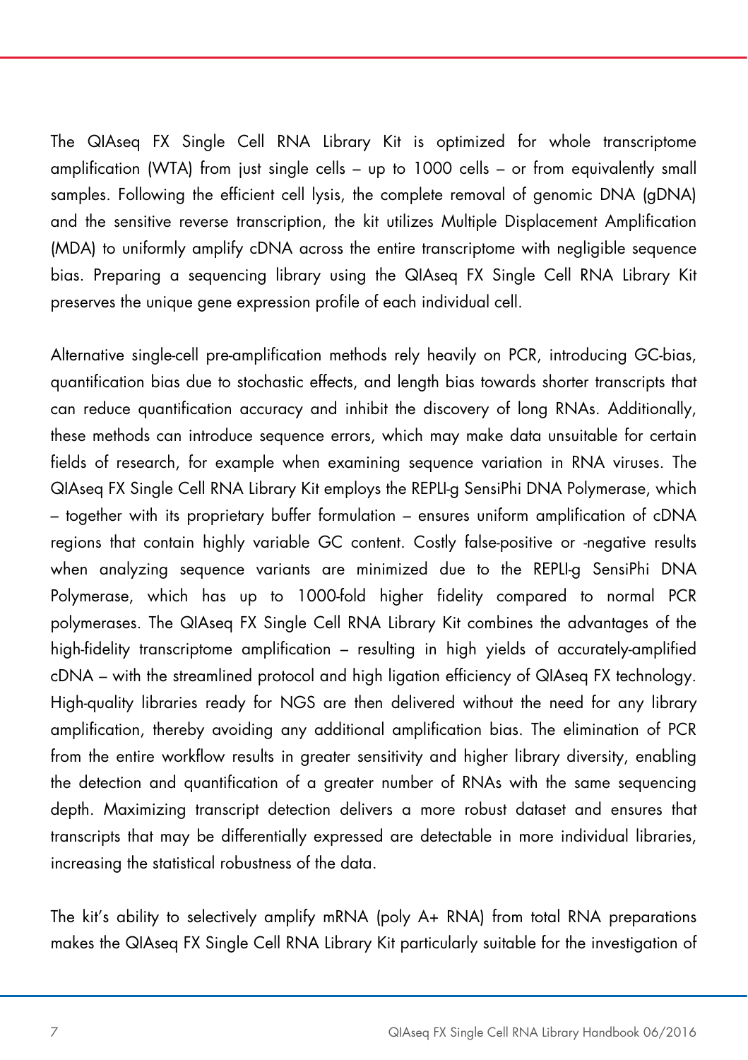The QIAseq FX Single Cell RNA Library Kit is optimized for whole transcriptome amplification (WTA) from just single cells – up to 1000 cells – or from equivalently small samples. Following the efficient cell lysis, the complete removal of genomic DNA (gDNA) and the sensitive reverse transcription, the kit utilizes Multiple Displacement Amplification (MDA) to uniformly amplify cDNA across the entire transcriptome with negligible sequence bias. Preparing a sequencing library using the QIAseq FX Single Cell RNA Library Kit preserves the unique gene expression profile of each individual cell.

Alternative single-cell pre-amplification methods rely heavily on PCR, introducing GC-bias, quantification bias due to stochastic effects, and length bias towards shorter transcripts that can reduce quantification accuracy and inhibit the discovery of long RNAs. Additionally, these methods can introduce sequence errors, which may make data unsuitable for certain fields of research, for example when examining sequence variation in RNA viruses. The QIAseq FX Single Cell RNA Library Kit employs the REPLI-g SensiPhi DNA Polymerase, which – together with its proprietary buffer formulation – ensures uniform amplification of cDNA regions that contain highly variable GC content. Costly false-positive or -negative results when analyzing sequence variants are minimized due to the REPLI-g SensiPhi DNA Polymerase, which has up to 1000-fold higher fidelity compared to normal PCR polymerases. The QIAseq FX Single Cell RNA Library Kit combines the advantages of the high-fidelity transcriptome amplification – resulting in high yields of accurately-amplified cDNA – with the streamlined protocol and high ligation efficiency of QIAseq FX technology. High-quality libraries ready for NGS are then delivered without the need for any library amplification, thereby avoiding any additional amplification bias. The elimination of PCR from the entire workflow results in greater sensitivity and higher library diversity, enabling the detection and quantification of a greater number of RNAs with the same sequencing depth. Maximizing transcript detection delivers a more robust dataset and ensures that transcripts that may be differentially expressed are detectable in more individual libraries, increasing the statistical robustness of the data.

The kit's ability to selectively amplify mRNA (poly A+ RNA) from total RNA preparations makes the QIAseq FX Single Cell RNA Library Kit particularly suitable for the investigation of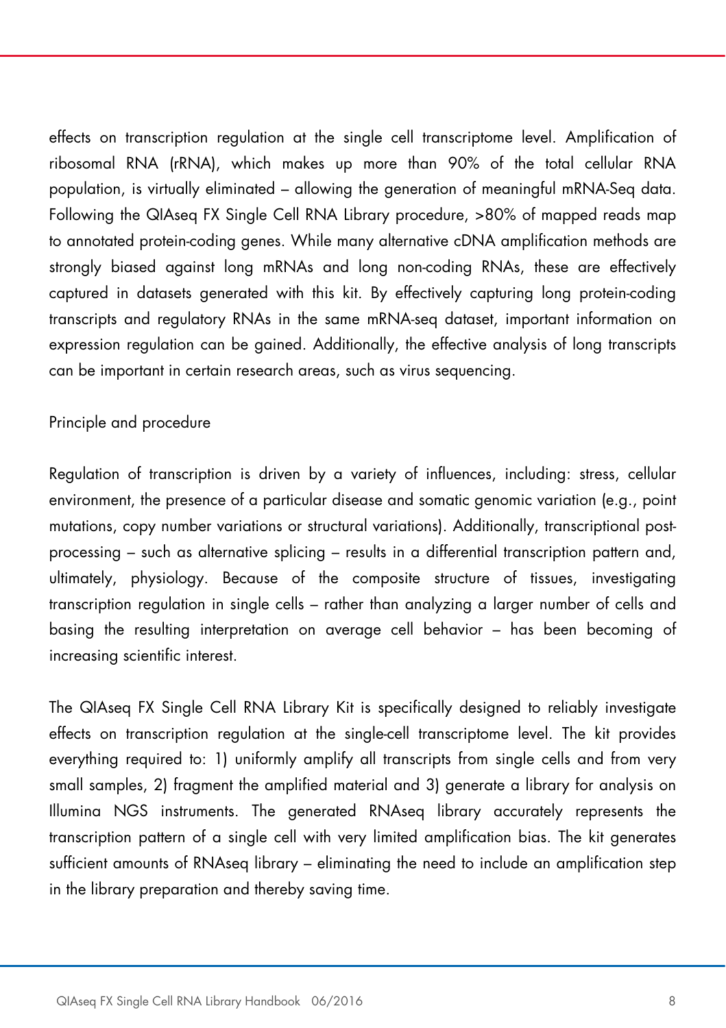effects on transcription regulation at the single cell transcriptome level. Amplification of ribosomal RNA (rRNA), which makes up more than 90% of the total cellular RNA population, is virtually eliminated – allowing the generation of meaningful mRNA-Seq data. Following the QIAseq FX Single Cell RNA Library procedure, >80% of mapped reads map to annotated protein-coding genes. While many alternative cDNA amplification methods are strongly biased against long mRNAs and long non-coding RNAs, these are effectively captured in datasets generated with this kit. By effectively capturing long protein-coding transcripts and regulatory RNAs in the same mRNA-seq dataset, important information on expression regulation can be gained. Additionally, the effective analysis of long transcripts can be important in certain research areas, such as virus sequencing.

## Principle and procedure

Regulation of transcription is driven by a variety of influences, including: stress, cellular environment, the presence of a particular disease and somatic genomic variation (e.g., point mutations, copy number variations or structural variations). Additionally, transcriptional post-processing – such as alternative splicing – results in a differential transcription pattern and, ultimately, physiology. Because of the composite structure of tissues, investigating transcription regulation in single cells – rather than analyzing a larger number of cells and basing the resulting interpretation on average cell behavior – has been becoming of increasing scientific interest.

The QIAseq FX Single Cell RNA Library Kit is specifically designed to reliably investigate effects on transcription regulation at the single-cell transcriptome level. The kit provides everything required to: 1) uniformly amplify all transcripts from single cells and from very small samples, 2) fragment the amplified material and 3) generate a library for analysis on Illumina NGS instruments. The generated RNAseq library accurately represents the transcription pattern of a single cell with very limited amplification bias. The kit generates sufficient amounts of RNAseq library – eliminating the need to include an amplification step in the library preparation and thereby saving time.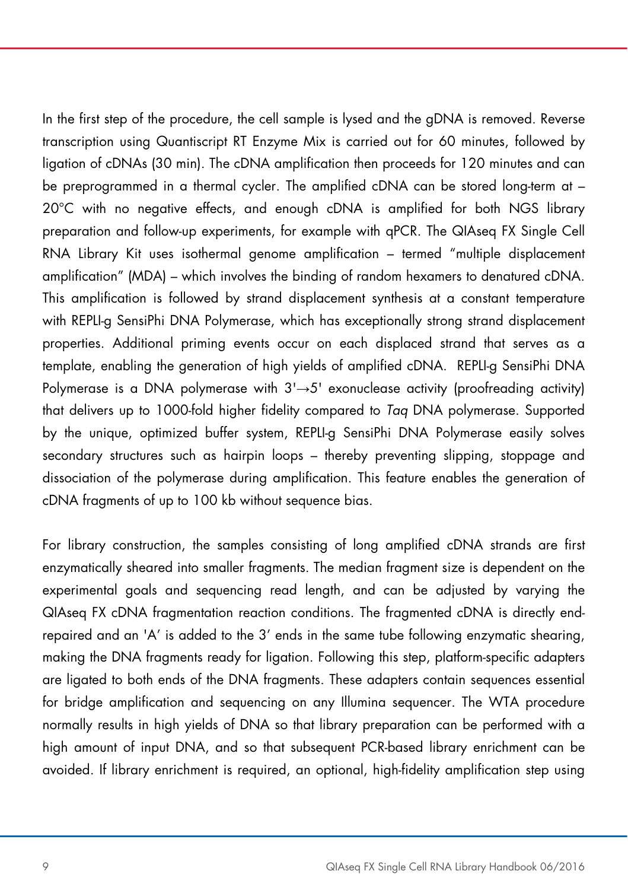In the first step of the procedure, the cell sample is lysed and the gDNA is removed. Reverse transcription using Quantiscript RT Enzyme Mix is carried out for 60 minutes, followed by ligation of cDNAs (30 min). The cDNA amplification then proceeds for 120 minutes and can be preprogrammed in a thermal cycler. The amplified cDNA can be stored long-term at –20°C with no negative effects, and enough cDNA is amplified for both NGS library preparation and follow-up experiments, for example with qPCR. The QIAseq FX Single Cell RNA Library Kit uses isothermal genome amplification – termed "multiple displacement amplification" (MDA) – which involves the binding of random hexamers to denatured cDNA. This amplification is followed by strand displacement synthesis at a constant temperature with REPLI-g SensiPhi DNA Polymerase, which has exceptionally strong strand displacement properties. Additional priming events occur on each displaced strand that serves as a template, enabling the generation of high yields of amplified cDNA. REPLI-g SensiPhi DNA Polymerase is a DNA polymerase with 3'→5' exonuclease activity (proofreading activity) that delivers up to 1000-fold higher fidelity compared to *Taq* DNA polymerase. Supported by the unique, optimized buffer system, REPLI-g SensiPhi DNA Polymerase easily solves secondary structures such as hairpin loops – thereby preventing slipping, stoppage and dissociation of the polymerase during amplification. This feature enables the generation of cDNA fragments of up to 100 kb without sequence bias.

For library construction, the samples consisting of long amplified cDNA strands are first enzymatically sheared into smaller fragments. The median fragment size is dependent on the experimental goals and sequencing read length, and can be adjusted by varying the QIAseq FX cDNA fragmentation reaction conditions. The fragmented cDNA is directly end-repaired and an 'A' is added to the 3′ ends in the same tube following enzymatic shearing, making the DNA fragments ready for ligation. Following this step, platform-specific adapters are ligated to both ends of the DNA fragments. These adapters contain sequences essential for bridge amplification and sequencing on any Illumina sequencer. The WTA procedure normally results in high yields of DNA so that library preparation can be performed with a high amount of input DNA, and so that subsequent PCR-based library enrichment can be avoided. If library enrichment is required, an optional, high-fidelity amplification step using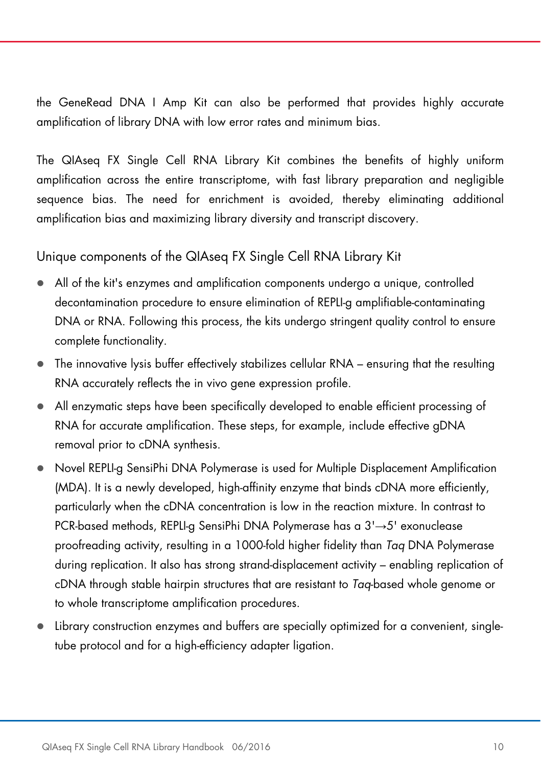the GeneRead DNA I Amp Kit can also be performed that provides highly accurate amplification of library DNA with low error rates and minimum bias.

The QIAseq FX Single Cell RNA Library Kit combines the benefits of highly uniform amplification across the entire transcriptome, with fast library preparation and negligible sequence bias. The need for enrichment is avoided, thereby eliminating additional amplification bias and maximizing library diversity and transcript discovery.

## Unique components of the QIAseq FX Single Cell RNA Library Kit

- All of the kit's enzymes and amplification components undergo a unique, controlled decontamination procedure to ensure elimination of REPLI-g amplifiable-contaminating DNA or RNA. Following this process, the kits undergo stringent quality control to ensure complete functionality.
- The innovative lysis buffer effectively stabilizes cellular RNA – ensuring that the resulting RNA accurately reflects the in vivo gene expression profile.
- All enzymatic steps have been specifically developed to enable efficient processing of RNA for accurate amplification. These steps, for example, include effective gDNA removal prior to cDNA synthesis.
- Novel REPLI-g SensiPhi DNA Polymerase is used for Multiple Displacement Amplification (MDA). It is a newly developed, high-affinity enzyme that binds cDNA more efficiently, particularly when the cDNA concentration is low in the reaction mixture. In contrast to PCR-based methods, REPLI-g SensiPhi DNA Polymerase has a 3'→5' exonuclease proofreading activity, resulting in a 1000-fold higher fidelity than *Taq* DNA Polymerase during replication. It also has strong strand-displacement activity – enabling replication of cDNA through stable hairpin structures that are resistant to *Taq*-based whole genome or to whole transcriptome amplification procedures.
- Library construction enzymes and buffers are specially optimized for a convenient, single-tube protocol and for a high-efficiency adapter ligation.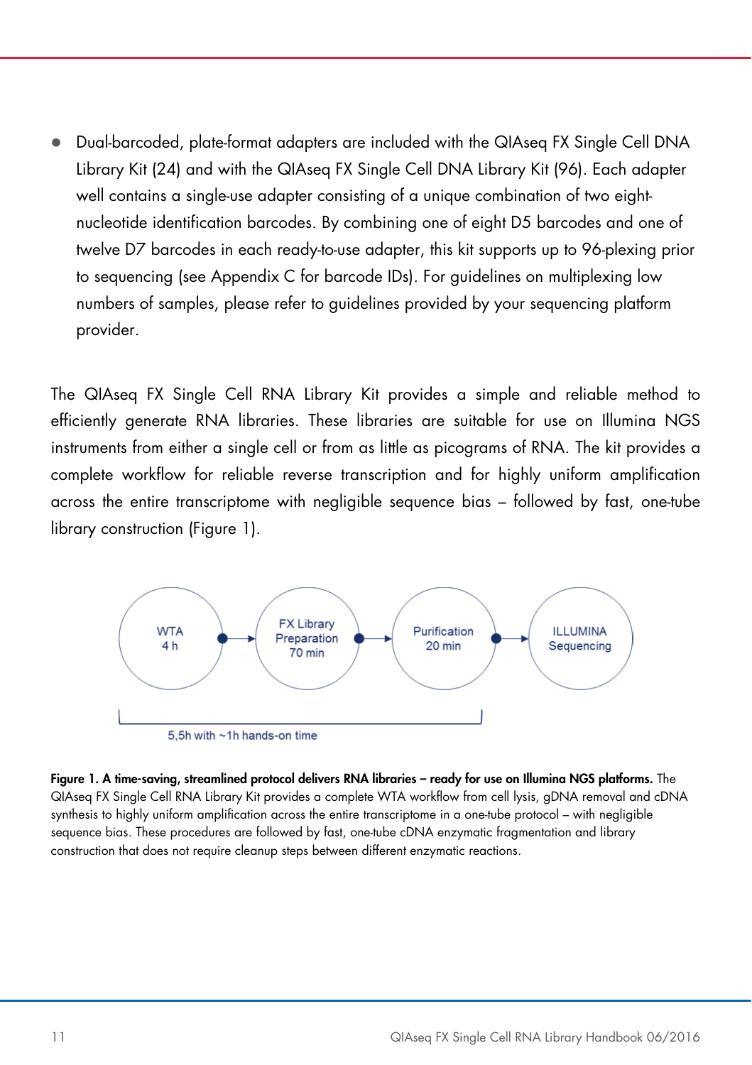- Dual-barcoded, plate-format adapters are included with the QIAseq FX Single Cell DNA Library Kit (24) and with the QIAseq FX Single Cell DNA Library Kit (96). Each adapter well contains a single-use adapter consisting of a unique combination of two eight-nucleotide identification barcodes. By combining one of eight D5 barcodes and one of twelve D7 barcodes in each ready-to-use adapter, this kit supports up to 96-plexing prior to sequencing (see Appendix C for barcode IDs). For guidelines on multiplexing low numbers of samples, please refer to guidelines provided by your sequencing platform provider.

The QIAseq FX Single Cell RNA Library Kit provides a simple and reliable method to efficiently generate RNA libraries. These libraries are suitable for use on Illumina NGS instruments from either a single cell or from as little as picograms of RNA. The kit provides a complete workflow for reliable reverse transcription and for highly uniform amplification across the entire transcriptome with negligible sequence bias – followed by fast, one-tube library construction (Figure 1).

WTA
4 h

FX Library
Preparation
70 min

Purification
20 min

ILLUMINA
Sequencing

5,5h with ~1h hands-on time

**Figure 1. A time-saving, streamlined protocol delivers RNA libraries – ready for use on Illumina NGS platforms.** The QIAseq FX Single Cell RNA Library Kit provides a complete WTA workflow from cell lysis, gDNA removal and cDNA synthesis to highly uniform amplification across the entire transcriptome in a one-tube protocol – with negligible sequence bias. These procedures are followed by fast, one-tube cDNA enzymatic fragmentation and library construction that does not require cleanup steps between different enzymatic reactions.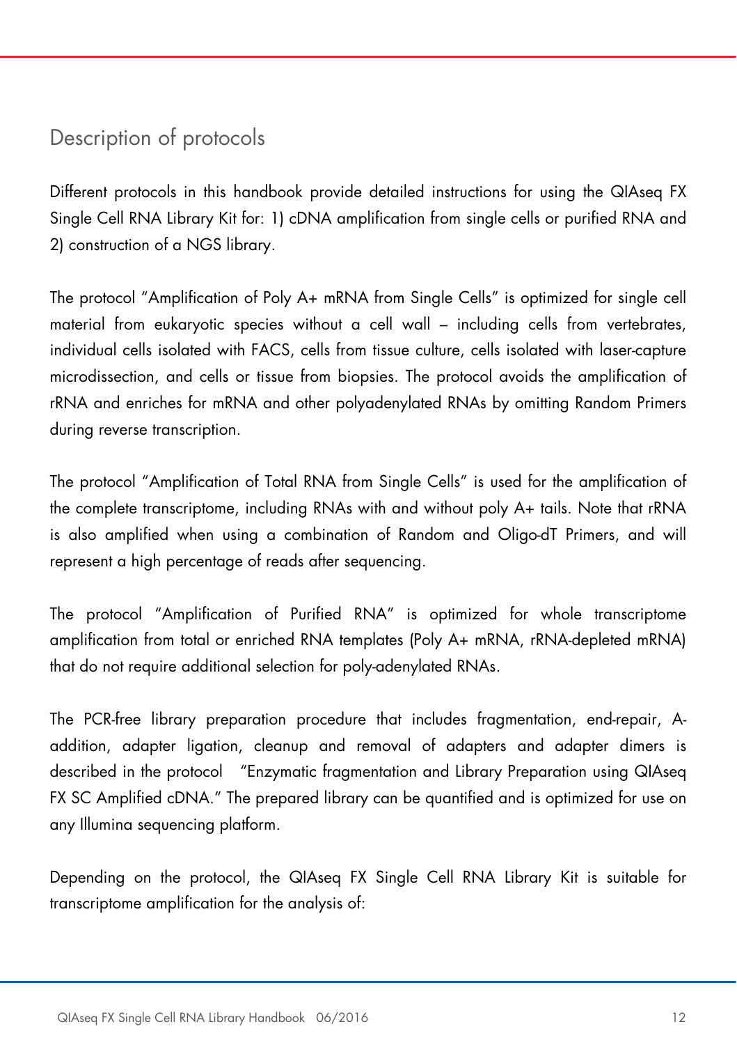## Description of protocols

Different protocols in this handbook provide detailed instructions for using the QIAseq FX Single Cell RNA Library Kit for: 1) cDNA amplification from single cells or purified RNA and 2) construction of a NGS library.

The protocol "Amplification of Poly A+ mRNA from Single Cells" is optimized for single cell material from eukaryotic species without a cell wall – including cells from vertebrates, individual cells isolated with FACS, cells from tissue culture, cells isolated with laser-capture microdissection, and cells or tissue from biopsies. The protocol avoids the amplification of rRNA and enriches for mRNA and other polyadenylated RNAs by omitting Random Primers during reverse transcription.

The protocol "Amplification of Total RNA from Single Cells" is used for the amplification of the complete transcriptome, including RNAs with and without poly A+ tails. Note that rRNA is also amplified when using a combination of Random and Oligo-dT Primers, and will represent a high percentage of reads after sequencing.

The protocol "Amplification of Purified RNA" is optimized for whole transcriptome amplification from total or enriched RNA templates (Poly A+ mRNA, rRNA-depleted mRNA) that do not require additional selection for poly-adenylated RNAs.

The PCR-free library preparation procedure that includes fragmentation, end-repair, A-addition, adapter ligation, cleanup and removal of adapters and adapter dimers is described in the protocol "Enzymatic fragmentation and Library Preparation using QIAseq FX SC Amplified cDNA." The prepared library can be quantified and is optimized for use on any Illumina sequencing platform.

Depending on the protocol, the QIAseq FX Single Cell RNA Library Kit is suitable for transcriptome amplification for the analysis of: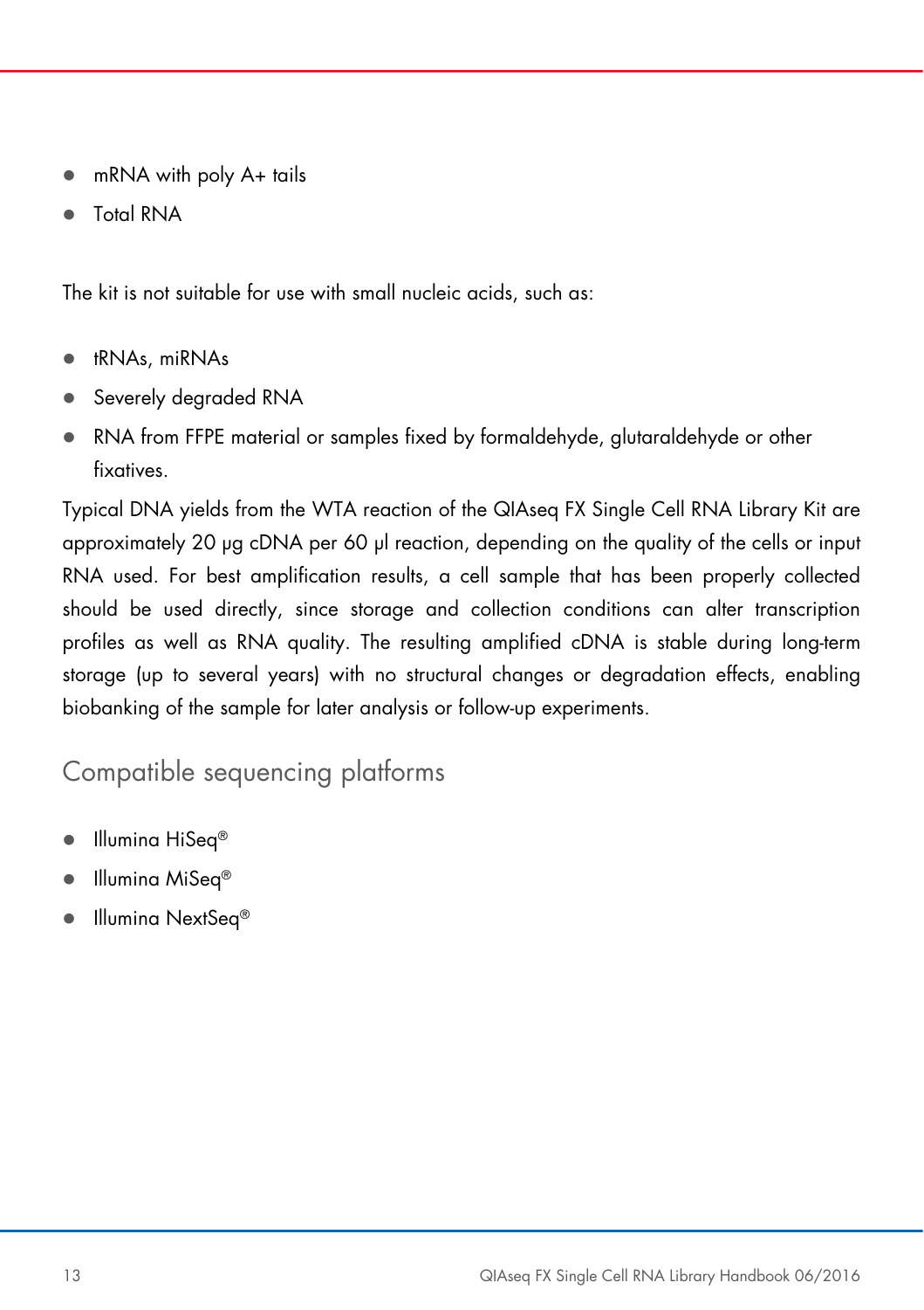- mRNA with poly A+ tails
- Total RNA

The kit is not suitable for use with small nucleic acids, such as:

- tRNAs, miRNAs
- Severely degraded RNA
- RNA from FFPE material or samples fixed by formaldehyde, glutaraldehyde or other fixatives.

Typical DNA yields from the WTA reaction of the QIAseq FX Single Cell RNA Library Kit are approximately 20 µg cDNA per 60 µl reaction, depending on the quality of the cells or input RNA used. For best amplification results, a cell sample that has been properly collected should be used directly, since storage and collection conditions can alter transcription profiles as well as RNA quality. The resulting amplified cDNA is stable during long-term storage (up to several years) with no structural changes or degradation effects, enabling biobanking of the sample for later analysis or follow-up experiments.

## Compatible sequencing platforms

- Illumina HiSeq®
- Illumina MiSeq®
- Illumina NextSeq®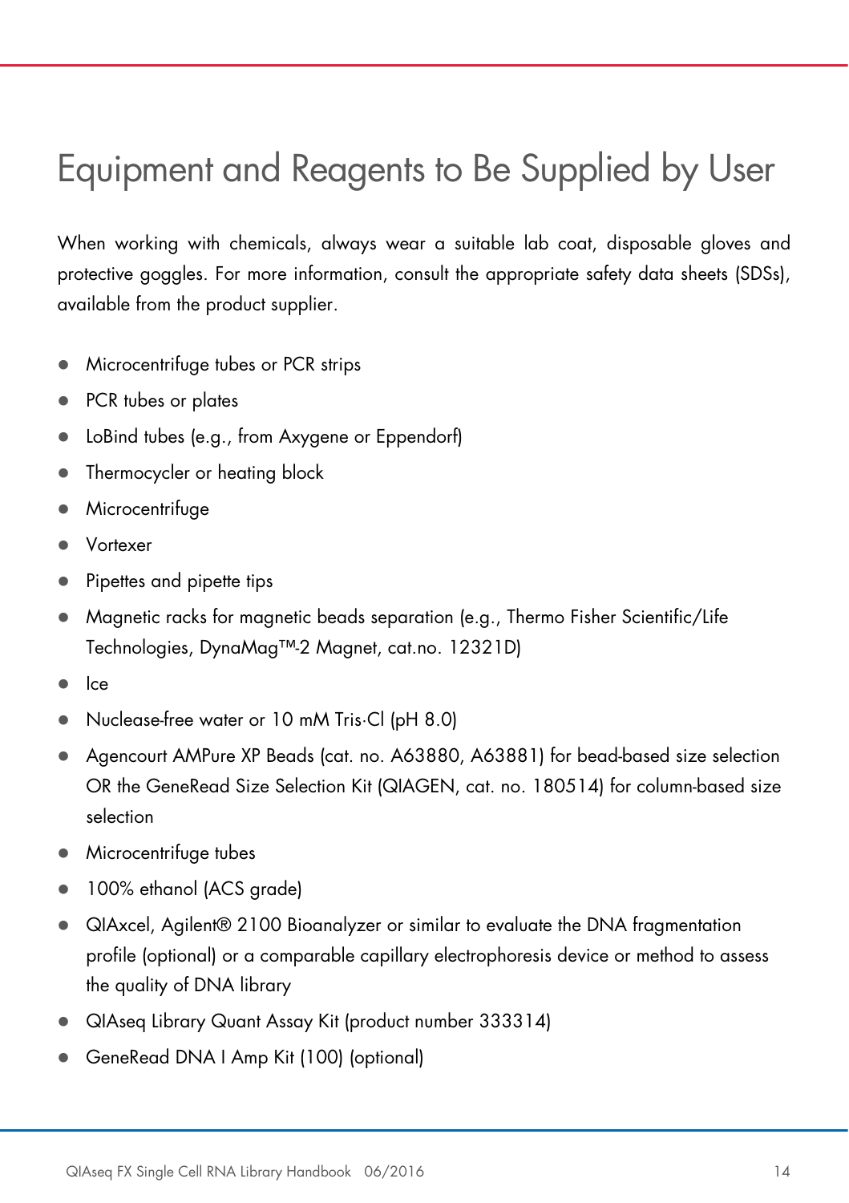# Equipment and Reagents to Be Supplied by User

When working with chemicals, always wear a suitable lab coat, disposable gloves and protective goggles. For more information, consult the appropriate safety data sheets (SDSs), available from the product supplier.

- Microcentrifuge tubes or PCR strips
- PCR tubes or plates
- LoBind tubes (e.g., from Axygene or Eppendorf)
- Thermocycler or heating block
- Microcentrifuge
- Vortexer
- Pipettes and pipette tips
- Magnetic racks for magnetic beads separation (e.g., Thermo Fisher Scientific/Life Technologies, DynaMag™-2 Magnet, cat.no. 12321D)
- Ice
- Nuclease-free water or 10 mM Tris·Cl (pH 8.0)
- Agencourt AMPure XP Beads (cat. no. A63880, A63881) for bead-based size selection OR the GeneRead Size Selection Kit (QIAGEN, cat. no. 180514) for column-based size selection
- Microcentrifuge tubes
- 100% ethanol (ACS grade)
- QIAxcel, Agilent® 2100 Bioanalyzer or similar to evaluate the DNA fragmentation profile (optional) or a comparable capillary electrophoresis device or method to assess the quality of DNA library
- QIAseq Library Quant Assay Kit (product number 333314)
- GeneRead DNA I Amp Kit (100) (optional)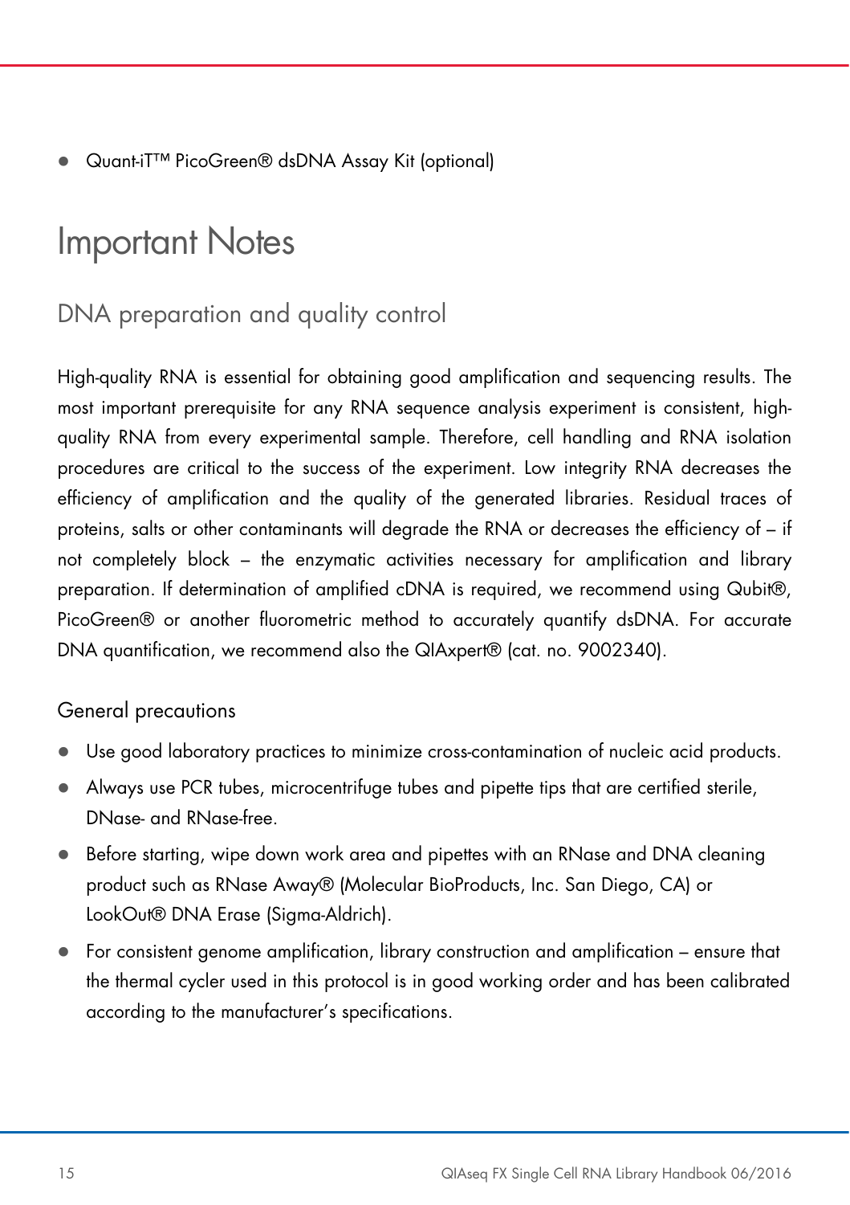- Quant-iT™ PicoGreen® dsDNA Assay Kit (optional)

# Important Notes

## DNA preparation and quality control

High-quality RNA is essential for obtaining good amplification and sequencing results. The most important prerequisite for any RNA sequence analysis experiment is consistent, high-quality RNA from every experimental sample. Therefore, cell handling and RNA isolation procedures are critical to the success of the experiment. Low integrity RNA decreases the efficiency of amplification and the quality of the generated libraries. Residual traces of proteins, salts or other contaminants will degrade the RNA or decreases the efficiency of – if not completely block – the enzymatic activities necessary for amplification and library preparation. If determination of amplified cDNA is required, we recommend using Qubit®, PicoGreen® or another fluorometric method to accurately quantify dsDNA. For accurate DNA quantification, we recommend also the QIAxpert® (cat. no. 9002340).

### General precautions

- Use good laboratory practices to minimize cross-contamination of nucleic acid products.
- Always use PCR tubes, microcentrifuge tubes and pipette tips that are certified sterile, DNase- and RNase-free.
- Before starting, wipe down work area and pipettes with an RNase and DNA cleaning product such as RNase Away® (Molecular BioProducts, Inc. San Diego, CA) or LookOut® DNA Erase (Sigma-Aldrich).
- For consistent genome amplification, library construction and amplification – ensure that the thermal cycler used in this protocol is in good working order and has been calibrated according to the manufacturer's specifications.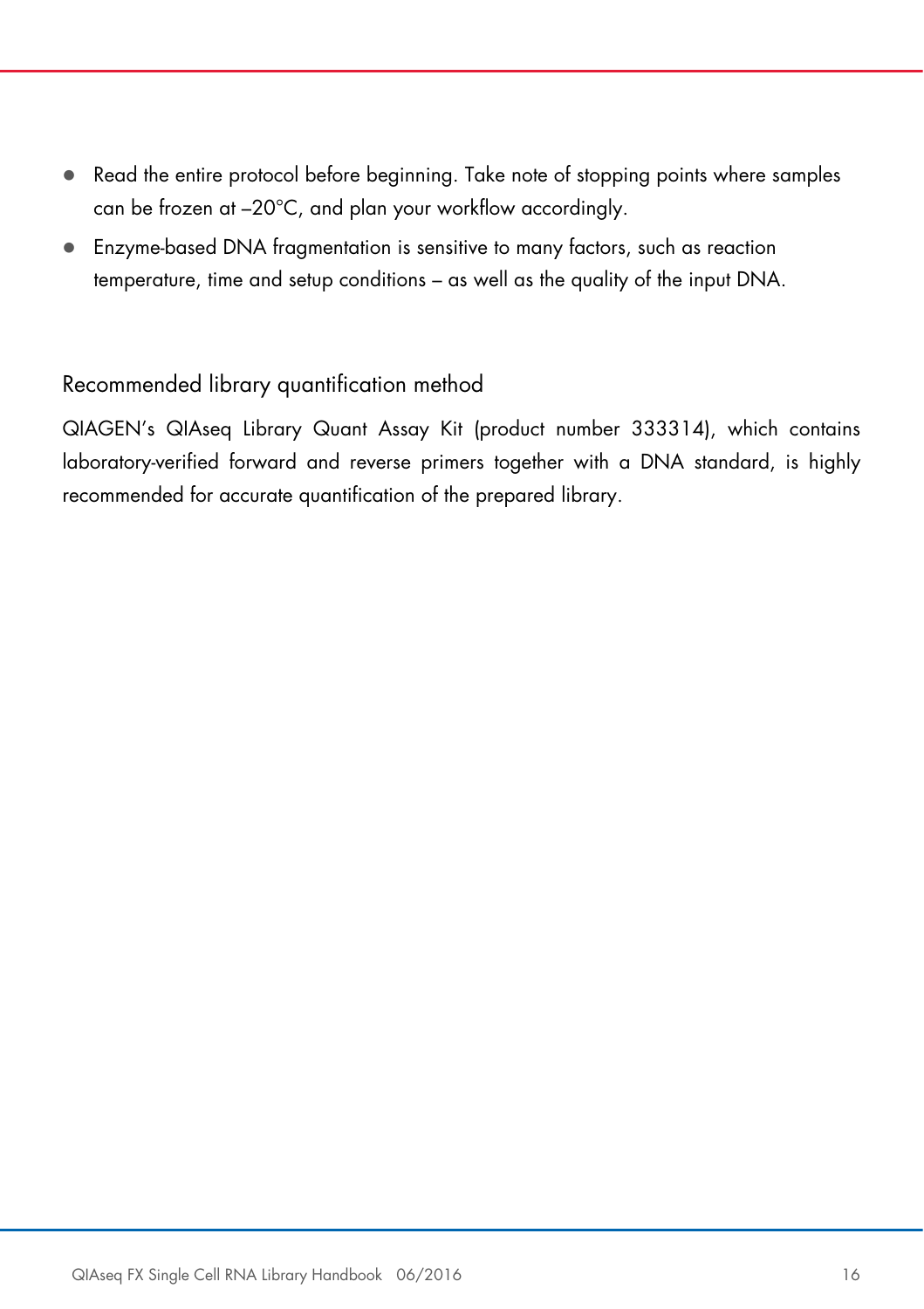- Read the entire protocol before beginning. Take note of stopping points where samples can be frozen at –20°C, and plan your workflow accordingly.
- Enzyme-based DNA fragmentation is sensitive to many factors, such as reaction temperature, time and setup conditions – as well as the quality of the input DNA.

### Recommended library quantification method

QIAGEN's QIAseq Library Quant Assay Kit (product number 333314), which contains laboratory-verified forward and reverse primers together with a DNA standard, is highly recommended for accurate quantification of the prepared library.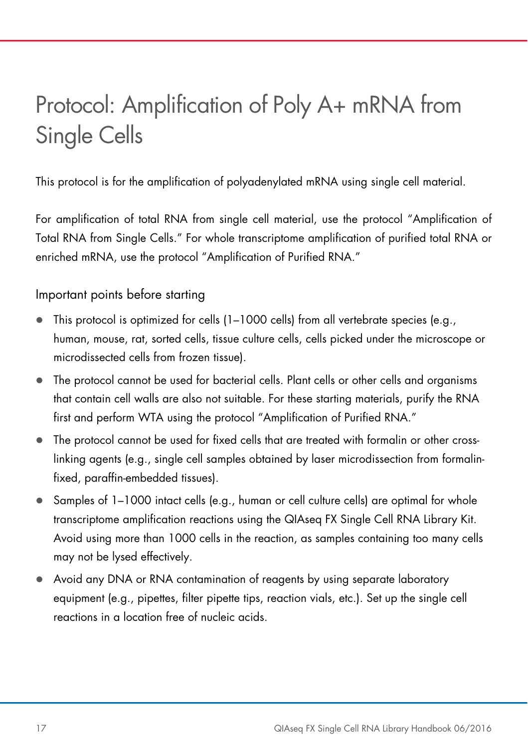# Protocol: Amplification of Poly A+ mRNA from Single Cells

This protocol is for the amplification of polyadenylated mRNA using single cell material.

For amplification of total RNA from single cell material, use the protocol "Amplification of Total RNA from Single Cells." For whole transcriptome amplification of purified total RNA or enriched mRNA, use the protocol "Amplification of Purified RNA."

## Important points before starting

- This protocol is optimized for cells (1–1000 cells) from all vertebrate species (e.g., human, mouse, rat, sorted cells, tissue culture cells, cells picked under the microscope or microdissected cells from frozen tissue).
- The protocol cannot be used for bacterial cells. Plant cells or other cells and organisms that contain cell walls are also not suitable. For these starting materials, purify the RNA first and perform WTA using the protocol "Amplification of Purified RNA."
- The protocol cannot be used for fixed cells that are treated with formalin or other cross-linking agents (e.g., single cell samples obtained by laser microdissection from formalin-fixed, paraffin-embedded tissues).
- Samples of 1–1000 intact cells (e.g., human or cell culture cells) are optimal for whole transcriptome amplification reactions using the QIAseq FX Single Cell RNA Library Kit. Avoid using more than 1000 cells in the reaction, as samples containing too many cells may not be lysed effectively.
- Avoid any DNA or RNA contamination of reagents by using separate laboratory equipment (e.g., pipettes, filter pipette tips, reaction vials, etc.). Set up the single cell reactions in a location free of nucleic acids.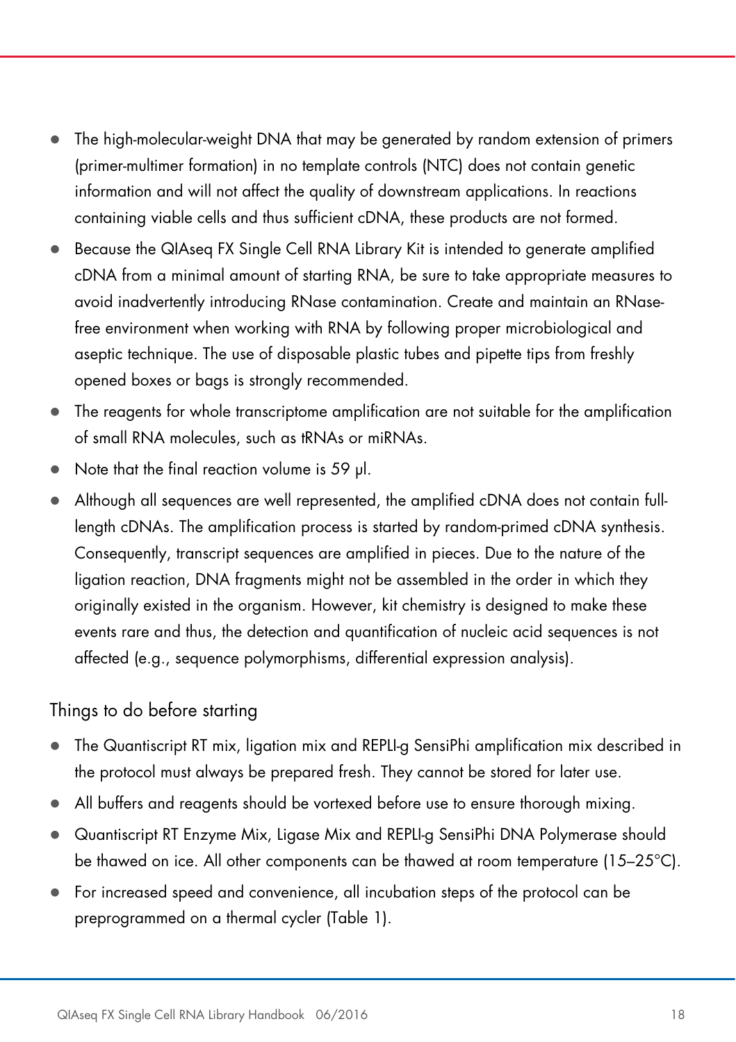- The high-molecular-weight DNA that may be generated by random extension of primers (primer-multimer formation) in no template controls (NTC) does not contain genetic information and will not affect the quality of downstream applications. In reactions containing viable cells and thus sufficient cDNA, these products are not formed.
- Because the QIAseq FX Single Cell RNA Library Kit is intended to generate amplified cDNA from a minimal amount of starting RNA, be sure to take appropriate measures to avoid inadvertently introducing RNase contamination. Create and maintain an RNase-free environment when working with RNA by following proper microbiological and aseptic technique. The use of disposable plastic tubes and pipette tips from freshly opened boxes or bags is strongly recommended.
- The reagents for whole transcriptome amplification are not suitable for the amplification of small RNA molecules, such as tRNAs or miRNAs.
- Note that the final reaction volume is 59 µl.
- Although all sequences are well represented, the amplified cDNA does not contain full-length cDNAs. The amplification process is started by random-primed cDNA synthesis. Consequently, transcript sequences are amplified in pieces. Due to the nature of the ligation reaction, DNA fragments might not be assembled in the order in which they originally existed in the organism. However, kit chemistry is designed to make these events rare and thus, the detection and quantification of nucleic acid sequences is not affected (e.g., sequence polymorphisms, differential expression analysis).

## Things to do before starting

- The Quantiscript RT mix, ligation mix and REPLI-g SensiPhi amplification mix described in the protocol must always be prepared fresh. They cannot be stored for later use.
- All buffers and reagents should be vortexed before use to ensure thorough mixing.
- Quantiscript RT Enzyme Mix, Ligase Mix and REPLI-g SensiPhi DNA Polymerase should be thawed on ice. All other components can be thawed at room temperature (15–25°C).
- For increased speed and convenience, all incubation steps of the protocol can be preprogrammed on a thermal cycler (Table 1).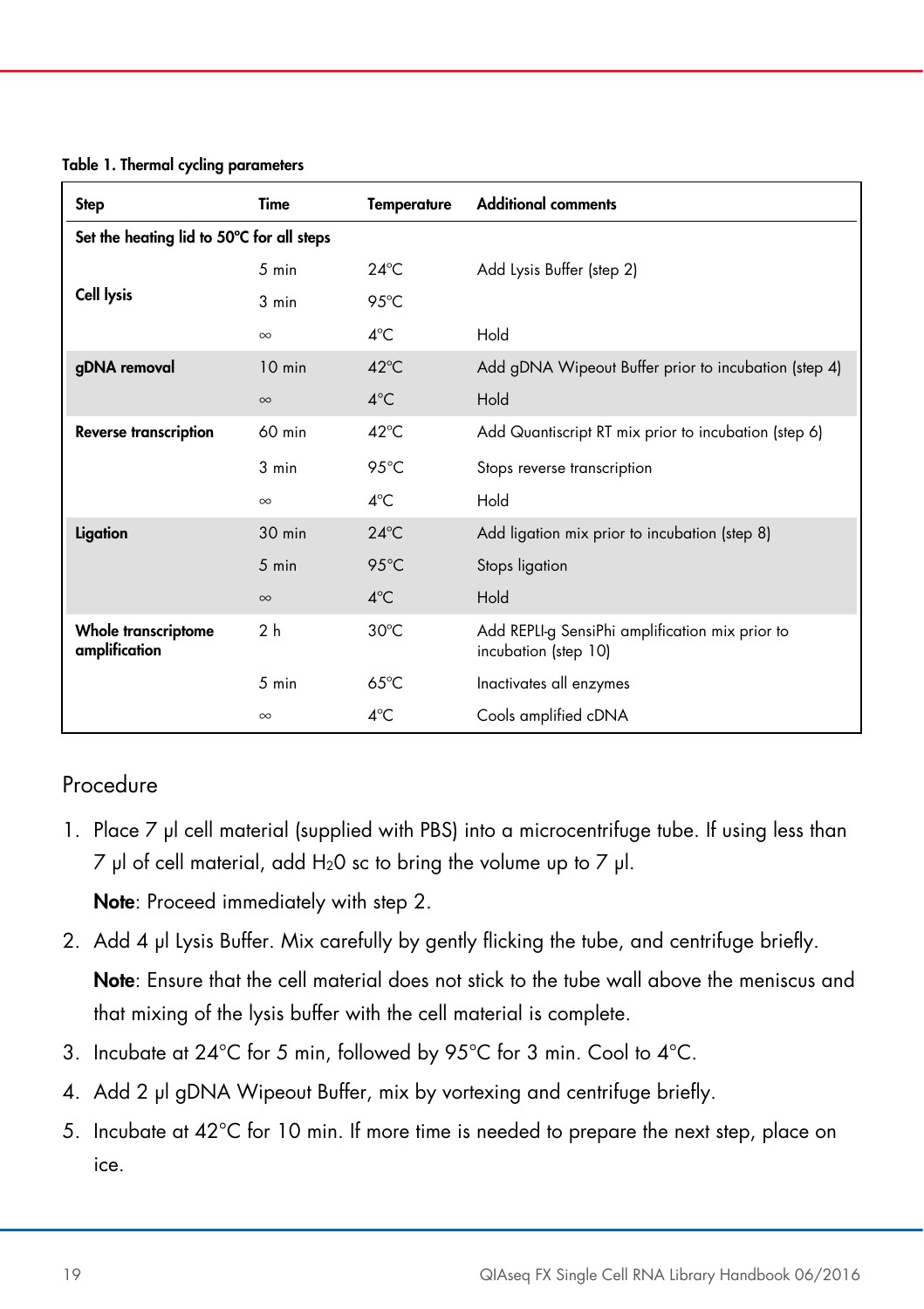**Table 1. Thermal cycling parameters**

| Step | Time | Temperature | Additional comments |
|---|---|---|---|
| Set the heating lid to 50°C for all steps | | | |
| Cell lysis | 5 min | 24°C | Add Lysis Buffer (step 2) |
| | 3 min | 95°C | |
| | ∞ | 4°C | Hold |
| gDNA removal | 10 min | 42°C | Add gDNA Wipeout Buffer prior to incubation (step 4) |
| | ∞ | 4°C | Hold |
| Reverse transcription | 60 min | 42°C | Add Quantiscript RT mix prior to incubation (step 6) |
| | 3 min | 95°C | Stops reverse transcription |
| | ∞ | 4°C | Hold |
| Ligation | 30 min | 24°C | Add ligation mix prior to incubation (step 8) |
| | 5 min | 95°C | Stops ligation |
| | ∞ | 4°C | Hold |
| Whole transcriptome amplification | 2 h | 30°C | Add REPLI-g SensiPhi amplification mix prior to incubation (step 10) |
| | 5 min | 65°C | Inactivates all enzymes |
| | ∞ | 4°C | Cools amplified cDNA |

## Procedure

1. Place 7 µl cell material (supplied with PBS) into a microcentrifuge tube. If using less than 7 µl of cell material, add $H_2O$ sc to bring the volume up to 7 µl.

   **Note**: Proceed immediately with step 2.

2. Add 4 µl Lysis Buffer. Mix carefully by gently flicking the tube, and centrifuge briefly.

   **Note**: Ensure that the cell material does not stick to the tube wall above the meniscus and that mixing of the lysis buffer with the cell material is complete.

3. Incubate at 24°C for 5 min, followed by 95°C for 3 min. Cool to 4°C.
4. Add 2 µl gDNA Wipeout Buffer, mix by vortexing and centrifuge briefly.
5. Incubate at 42°C for 10 min. If more time is needed to prepare the next step, place on ice.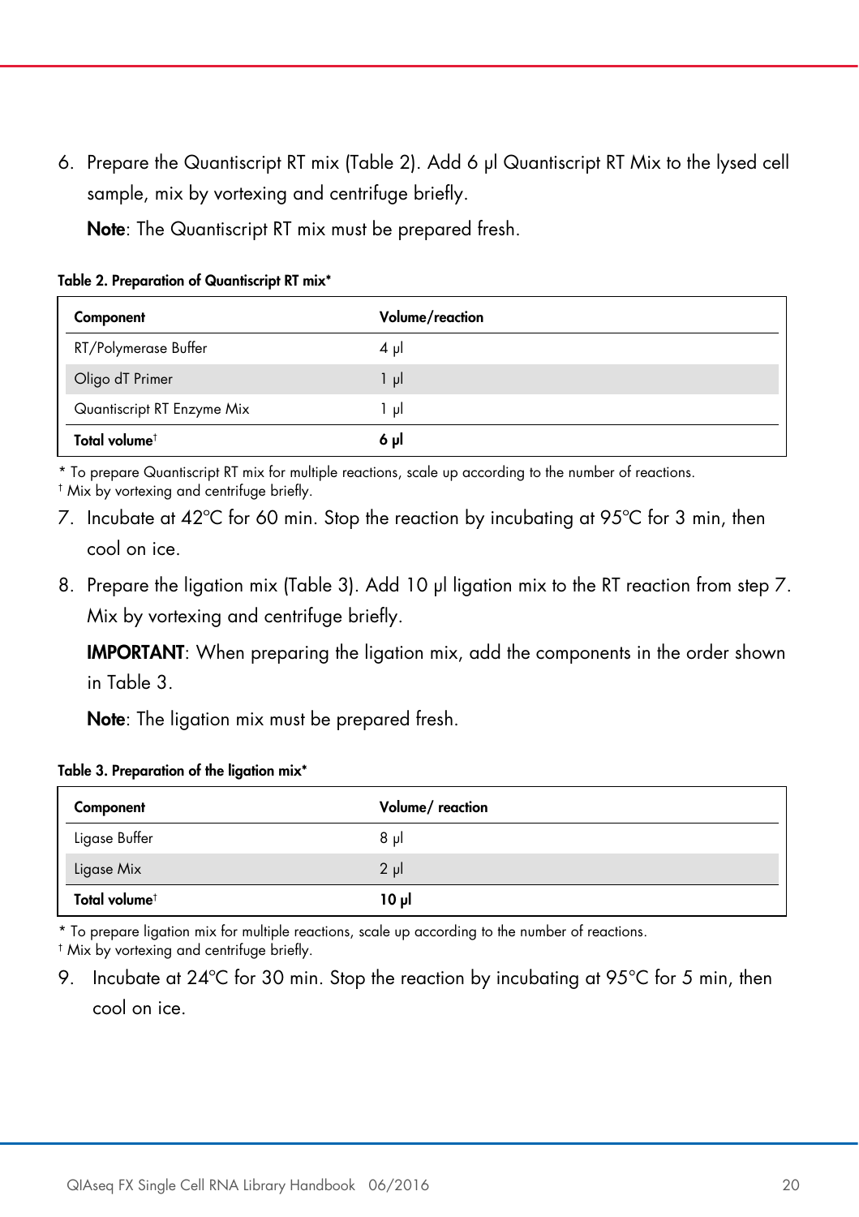6. Prepare the Quantiscript RT mix (Table 2). Add 6 µl Quantiscript RT Mix to the lysed cell sample, mix by vortexing and centrifuge briefly.

   **Note**: The Quantiscript RT mix must be prepared fresh.

**Table 2. Preparation of Quantiscript RT mix***

| Component | Volume/reaction |
|---|---|
| RT/Polymerase Buffer | 4 µl |
| Oligo dT Primer | 1 µl |
| Quantiscript RT Enzyme Mix | 1 µl |
| **Total volume**† | **6 µl** |

\* To prepare Quantiscript RT mix for multiple reactions, scale up according to the number of reactions.
† Mix by vortexing and centrifuge briefly.

7. Incubate at 42°C for 60 min. Stop the reaction by incubating at 95°C for 3 min, then cool on ice.
8. Prepare the ligation mix (Table 3). Add 10 µl ligation mix to the RT reaction from step 7. Mix by vortexing and centrifuge briefly.

   **IMPORTANT**: When preparing the ligation mix, add the components in the order shown in Table 3.

   **Note**: The ligation mix must be prepared fresh.

**Table 3. Preparation of the ligation mix***

| Component | Volume/ reaction |
|---|---|
| Ligase Buffer | 8 µl |
| Ligase Mix | 2 µl |
| **Total volume**† | **10 µl** |

\* To prepare ligation mix for multiple reactions, scale up according to the number of reactions.
† Mix by vortexing and centrifuge briefly.

9. Incubate at 24°C for 30 min. Stop the reaction by incubating at 95°C for 5 min, then cool on ice.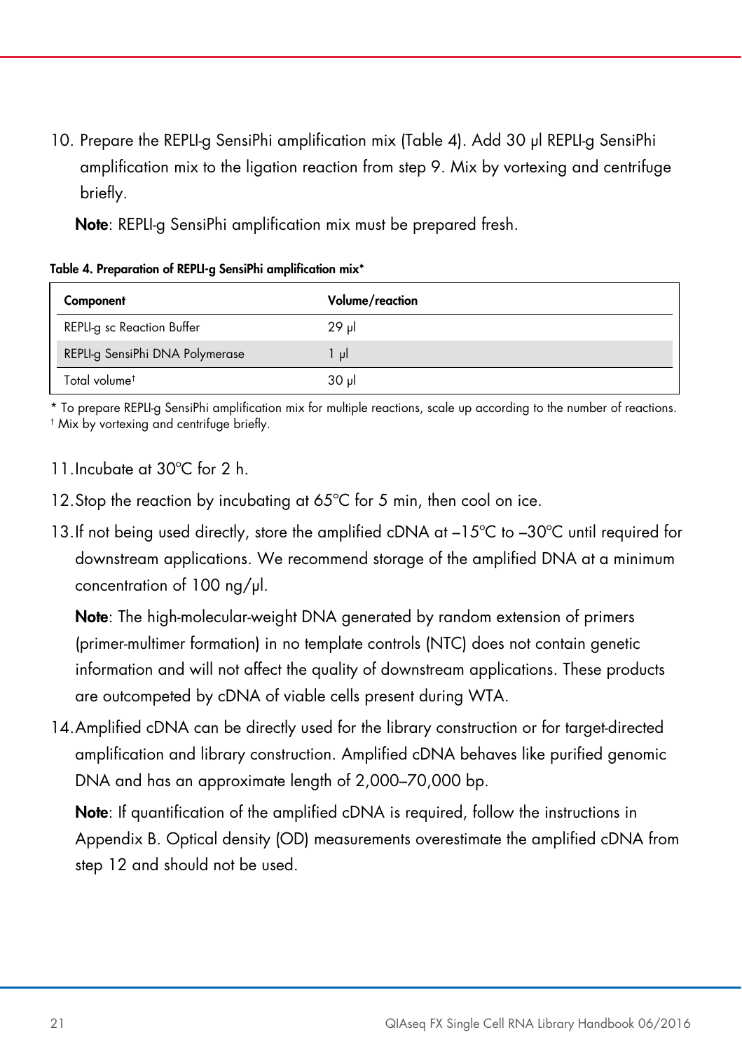10. Prepare the REPLI-g SensiPhi amplification mix (Table 4). Add 30 µl REPLI-g SensiPhi amplification mix to the ligation reaction from step 9. Mix by vortexing and centrifuge briefly.

    **Note**: REPLI-g SensiPhi amplification mix must be prepared fresh.

**Table 4. Preparation of REPLI-g SensiPhi amplification mix***

| Component | Volume/reaction |
|---|---|
| REPLI-g sc Reaction Buffer | 29 µl |
| REPLI-g SensiPhi DNA Polymerase | 1 µl |
| Total volume† | 30 µl |

* To prepare REPLI-g SensiPhi amplification mix for multiple reactions, scale up according to the number of reactions.
† Mix by vortexing and centrifuge briefly.

11. Incubate at 30°C for 2 h.
12. Stop the reaction by incubating at 65°C for 5 min, then cool on ice.
13. If not being used directly, store the amplified cDNA at –15°C to –30°C until required for downstream applications. We recommend storage of the amplified DNA at a minimum concentration of 100 ng/µl.

    **Note**: The high-molecular-weight DNA generated by random extension of primers (primer-multimer formation) in no template controls (NTC) does not contain genetic information and will not affect the quality of downstream applications. These products are outcompeted by cDNA of viable cells present during WTA.

14. Amplified cDNA can be directly used for the library construction or for target-directed amplification and library construction. Amplified cDNA behaves like purified genomic DNA and has an approximate length of 2,000–70,000 bp.

    **Note**: If quantification of the amplified cDNA is required, follow the instructions in Appendix B. Optical density (OD) measurements overestimate the amplified cDNA from step 12 and should not be used.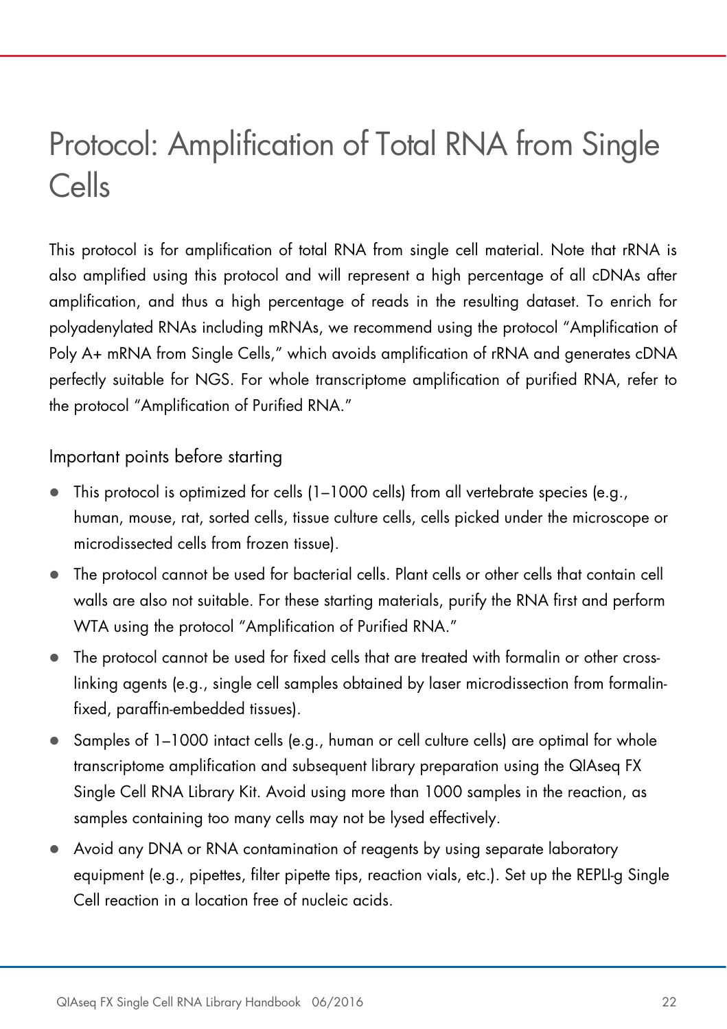# Protocol: Amplification of Total RNA from Single Cells

This protocol is for amplification of total RNA from single cell material. Note that rRNA is also amplified using this protocol and will represent a high percentage of all cDNAs after amplification, and thus a high percentage of reads in the resulting dataset. To enrich for polyadenylated RNAs including mRNAs, we recommend using the protocol "Amplification of Poly A+ mRNA from Single Cells," which avoids amplification of rRNA and generates cDNA perfectly suitable for NGS. For whole transcriptome amplification of purified RNA, refer to the protocol "Amplification of Purified RNA."

## Important points before starting

- This protocol is optimized for cells (1–1000 cells) from all vertebrate species (e.g., human, mouse, rat, sorted cells, tissue culture cells, cells picked under the microscope or microdissected cells from frozen tissue).
- The protocol cannot be used for bacterial cells. Plant cells or other cells that contain cell walls are also not suitable. For these starting materials, purify the RNA first and perform WTA using the protocol "Amplification of Purified RNA."
- The protocol cannot be used for fixed cells that are treated with formalin or other cross-linking agents (e.g., single cell samples obtained by laser microdissection from formalin-fixed, paraffin-embedded tissues).
- Samples of 1–1000 intact cells (e.g., human or cell culture cells) are optimal for whole transcriptome amplification and subsequent library preparation using the QIAseq FX Single Cell RNA Library Kit. Avoid using more than 1000 samples in the reaction, as samples containing too many cells may not be lysed effectively.
- Avoid any DNA or RNA contamination of reagents by using separate laboratory equipment (e.g., pipettes, filter pipette tips, reaction vials, etc.). Set up the REPLI-g Single Cell reaction in a location free of nucleic acids.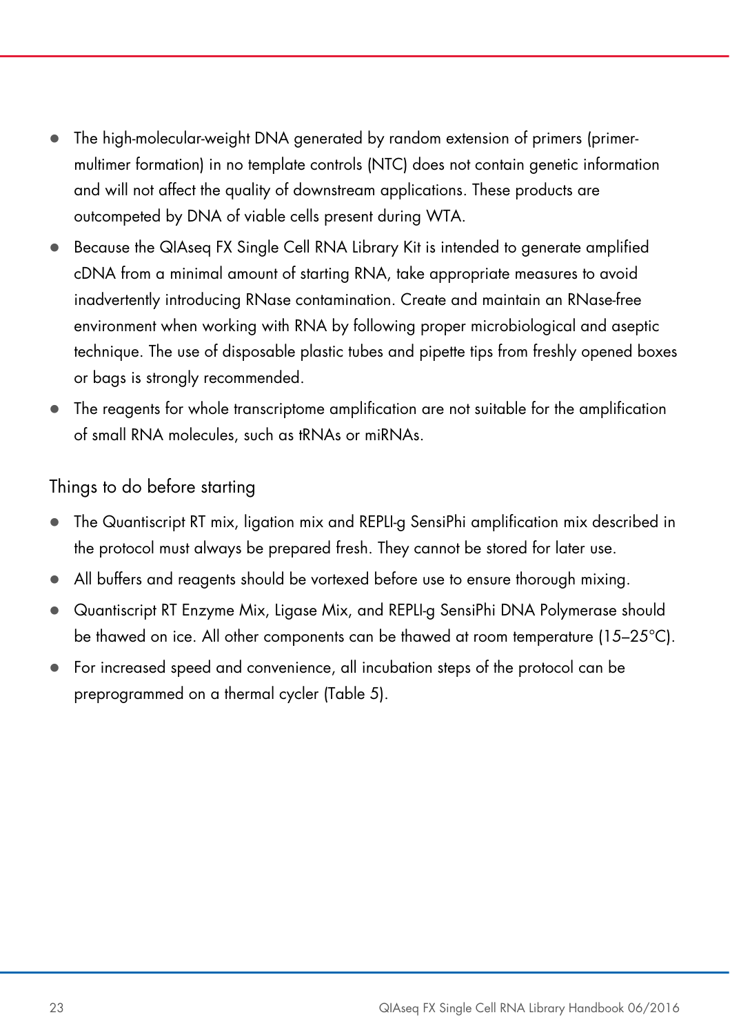- The high-molecular-weight DNA generated by random extension of primers (primer-multimer formation) in no template controls (NTC) does not contain genetic information and will not affect the quality of downstream applications. These products are outcompeted by DNA of viable cells present during WTA.
- Because the QIAseq FX Single Cell RNA Library Kit is intended to generate amplified cDNA from a minimal amount of starting RNA, take appropriate measures to avoid inadvertently introducing RNase contamination. Create and maintain an RNase-free environment when working with RNA by following proper microbiological and aseptic technique. The use of disposable plastic tubes and pipette tips from freshly opened boxes or bags is strongly recommended.
- The reagents for whole transcriptome amplification are not suitable for the amplification of small RNA molecules, such as tRNAs or miRNAs.

## Things to do before starting

- The Quantiscript RT mix, ligation mix and REPLI-g SensiPhi amplification mix described in the protocol must always be prepared fresh. They cannot be stored for later use.
- All buffers and reagents should be vortexed before use to ensure thorough mixing.
- Quantiscript RT Enzyme Mix, Ligase Mix, and REPLI-g SensiPhi DNA Polymerase should be thawed on ice. All other components can be thawed at room temperature (15–25°C).
- For increased speed and convenience, all incubation steps of the protocol can be preprogrammed on a thermal cycler (Table 5).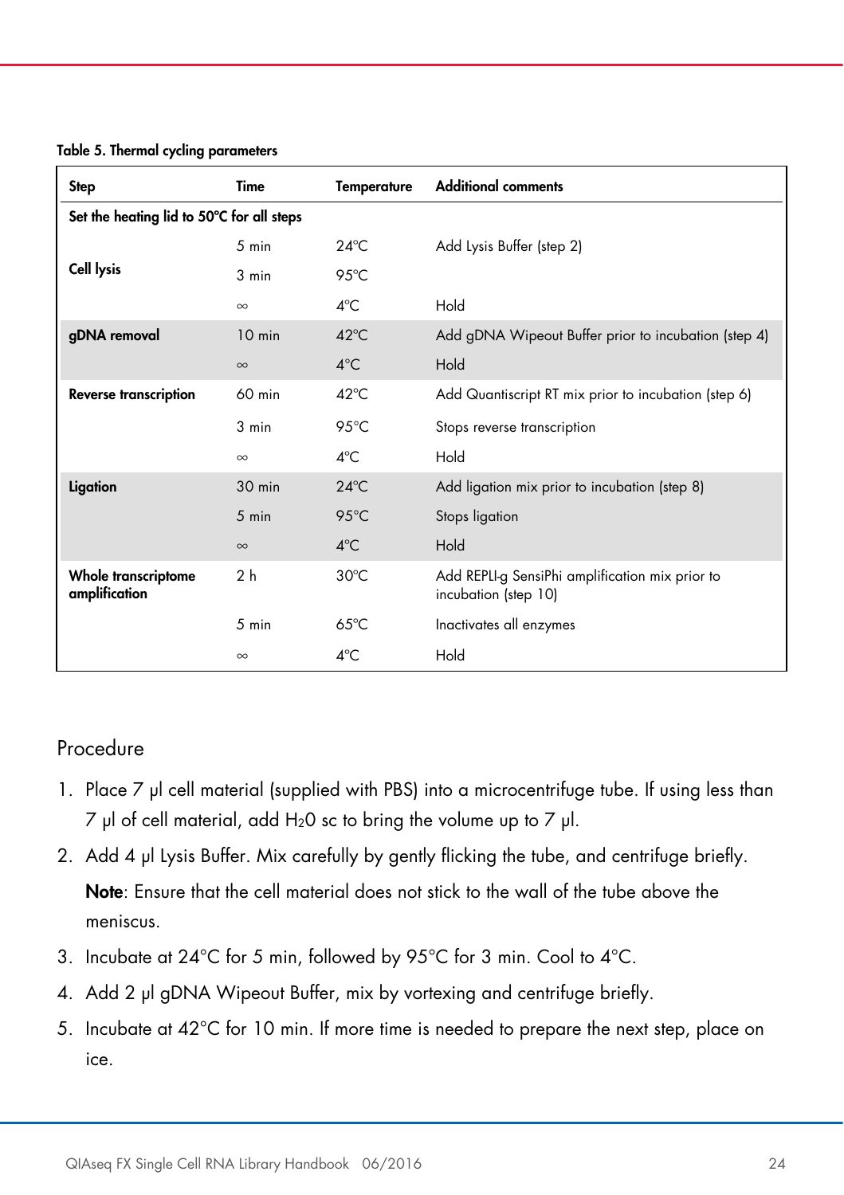**Table 5. Thermal cycling parameters**

| Step | Time | Temperature | Additional comments |
|---|---|---|---|
| **Set the heating lid to 50°C for all steps** | | | |
| **Cell lysis** | 5 min | 24°C | Add Lysis Buffer (step 2) |
| | 3 min | 95°C | |
| | ∞ | 4°C | Hold |
| **gDNA removal** | 10 min | 42°C | Add gDNA Wipeout Buffer prior to incubation (step 4) |
| | ∞ | 4°C | Hold |
| **Reverse transcription** | 60 min | 42°C | Add Quantiscript RT mix prior to incubation (step 6) |
| | 3 min | 95°C | Stops reverse transcription |
| | ∞ | 4°C | Hold |
| **Ligation** | 30 min | 24°C | Add ligation mix prior to incubation (step 8) |
| | 5 min | 95°C | Stops ligation |
| | ∞ | 4°C | Hold |
| **Whole transcriptome amplification** | 2 h | 30°C | Add REPLI-g SensiPhi amplification mix prior to incubation (step 10) |
| | 5 min | 65°C | Inactivates all enzymes |
| | ∞ | 4°C | Hold |

## Procedure

1. Place 7 µl cell material (supplied with PBS) into a microcentrifuge tube. If using less than 7 µl of cell material, add $H_2O$ sc to bring the volume up to 7 µl.
2. Add 4 µl Lysis Buffer. Mix carefully by gently flicking the tube, and centrifuge briefly.

   **Note**: Ensure that the cell material does not stick to the wall of the tube above the meniscus.
3. Incubate at 24°C for 5 min, followed by 95°C for 3 min. Cool to 4°C.
4. Add 2 µl gDNA Wipeout Buffer, mix by vortexing and centrifuge briefly.
5. Incubate at 42°C for 10 min. If more time is needed to prepare the next step, place on ice.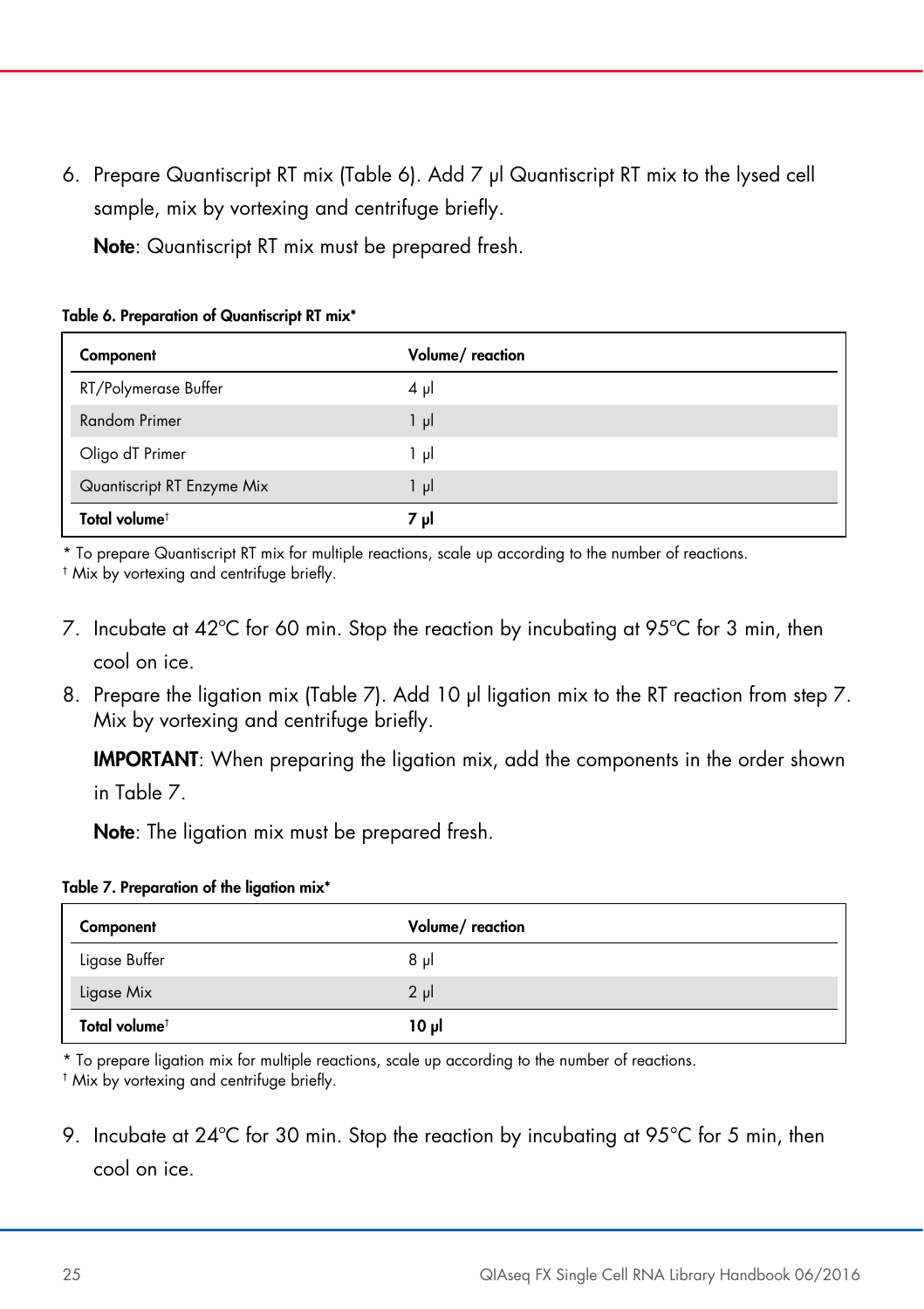6. Prepare Quantiscript RT mix (Table 6). Add 7 µl Quantiscript RT mix to the lysed cell sample, mix by vortexing and centrifuge briefly.

   **Note**: Quantiscript RT mix must be prepared fresh.

**Table 6. Preparation of Quantiscript RT mix***

| Component | Volume/ reaction |
|---|---|
| RT/Polymerase Buffer | 4 µl |
| Random Primer | 1 µl |
| Oligo dT Primer | 1 µl |
| Quantiscript RT Enzyme Mix | 1 µl |
| **Total volume**† | **7 µl** |

\* To prepare Quantiscript RT mix for multiple reactions, scale up according to the number of reactions.
† Mix by vortexing and centrifuge briefly.

7. Incubate at 42°C for 60 min. Stop the reaction by incubating at 95°C for 3 min, then cool on ice.
8. Prepare the ligation mix (Table 7). Add 10 µl ligation mix to the RT reaction from step 7. Mix by vortexing and centrifuge briefly.

   **IMPORTANT**: When preparing the ligation mix, add the components in the order shown in Table 7.

   **Note**: The ligation mix must be prepared fresh.

**Table 7. Preparation of the ligation mix***

| Component | Volume/ reaction |
|---|---|
| Ligase Buffer | 8 µl |
| Ligase Mix | 2 µl |
| **Total volume**† | **10 µl** |

\* To prepare ligation mix for multiple reactions, scale up according to the number of reactions.
† Mix by vortexing and centrifuge briefly.

9. Incubate at 24°C for 30 min. Stop the reaction by incubating at 95°C for 5 min, then cool on ice.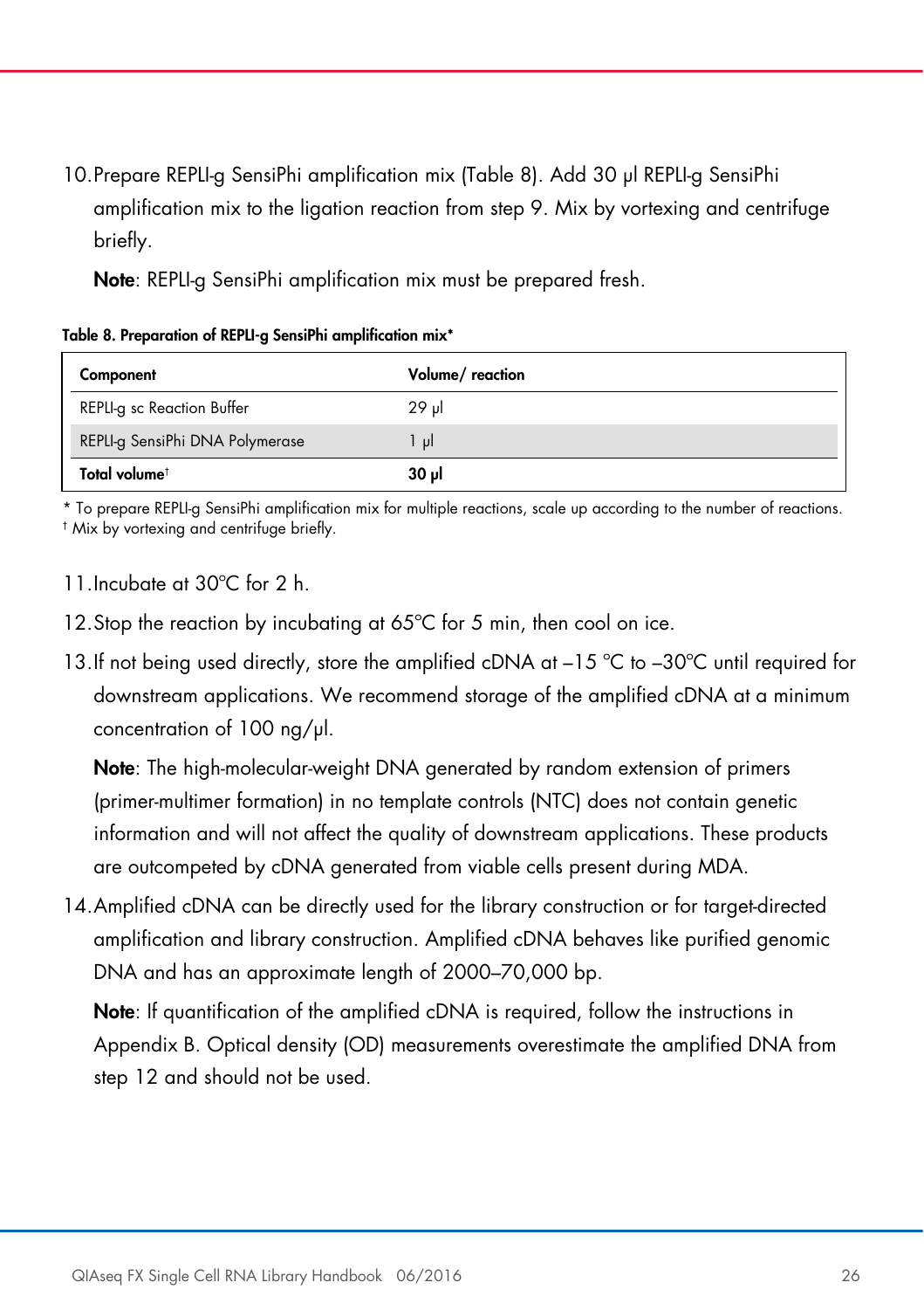10. Prepare REPLI-g SensiPhi amplification mix (Table 8). Add 30 µl REPLI-g SensiPhi amplification mix to the ligation reaction from step 9. Mix by vortexing and centrifuge briefly.

    **Note**: REPLI-g SensiPhi amplification mix must be prepared fresh.

**Table 8. Preparation of REPLI-g SensiPhi amplification mix***

| Component | Volume/ reaction |
|---|---|
| REPLI-g sc Reaction Buffer | 29 µl |
| REPLI-g SensiPhi DNA Polymerase | 1 µl |
| **Total volume**† | **30 µl** |

\* To prepare REPLI-g SensiPhi amplification mix for multiple reactions, scale up according to the number of reactions.
† Mix by vortexing and centrifuge briefly.

11. Incubate at 30°C for 2 h.
12. Stop the reaction by incubating at 65°C for 5 min, then cool on ice.
13. If not being used directly, store the amplified cDNA at –15 °C to –30°C until required for downstream applications. We recommend storage of the amplified cDNA at a minimum concentration of 100 ng/µl.

    **Note**: The high-molecular-weight DNA generated by random extension of primers (primer-multimer formation) in no template controls (NTC) does not contain genetic information and will not affect the quality of downstream applications. These products are outcompeted by cDNA generated from viable cells present during MDA.

14. Amplified cDNA can be directly used for the library construction or for target-directed amplification and library construction. Amplified cDNA behaves like purified genomic DNA and has an approximate length of 2000–70,000 bp.

    **Note**: If quantification of the amplified cDNA is required, follow the instructions in Appendix B. Optical density (OD) measurements overestimate the amplified DNA from step 12 and should not be used.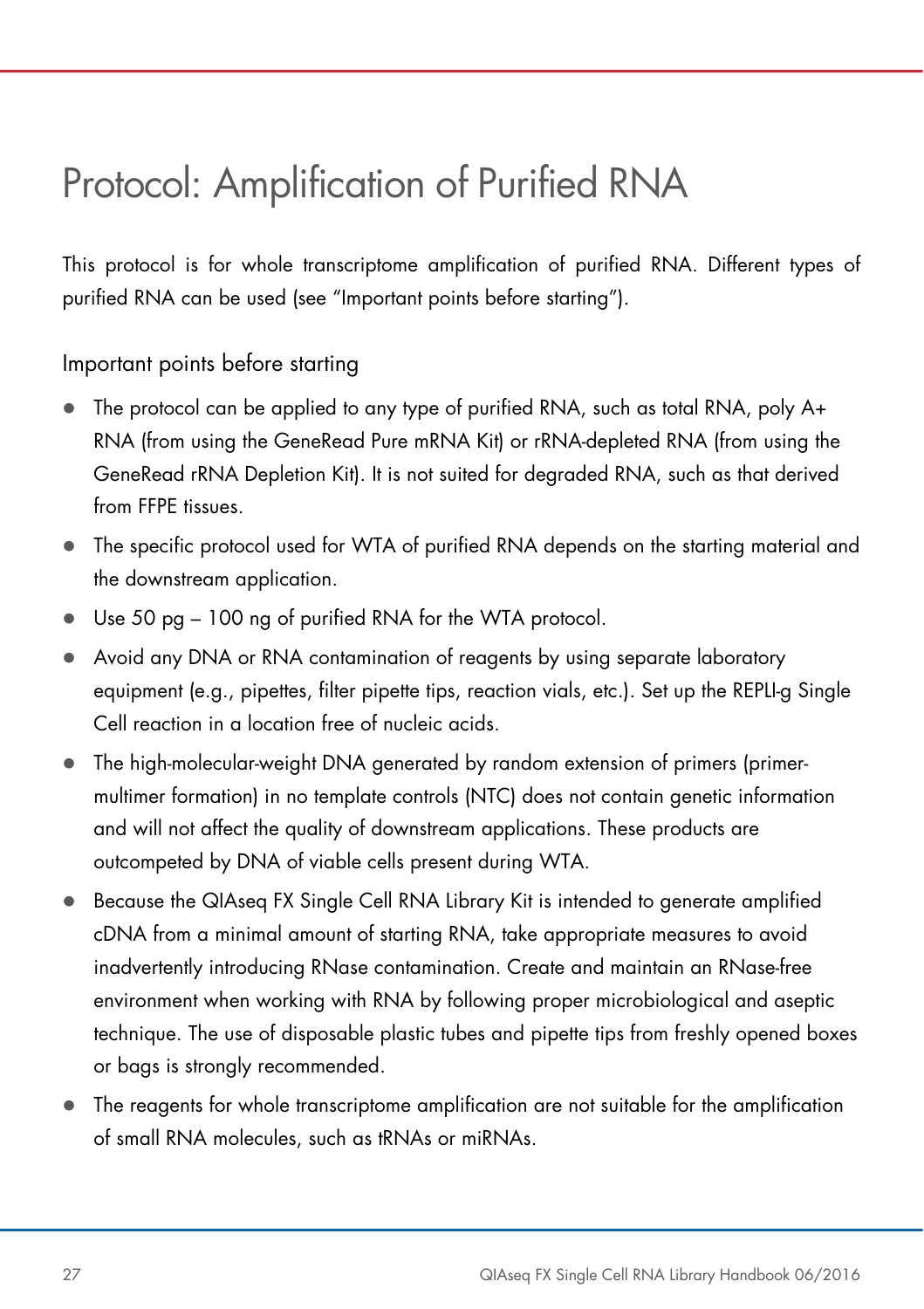# Protocol: Amplification of Purified RNA

This protocol is for whole transcriptome amplification of purified RNA. Different types of purified RNA can be used (see "Important points before starting").

## Important points before starting

- The protocol can be applied to any type of purified RNA, such as total RNA, poly A+ RNA (from using the GeneRead Pure mRNA Kit) or rRNA-depleted RNA (from using the GeneRead rRNA Depletion Kit). It is not suited for degraded RNA, such as that derived from FFPE tissues.
- The specific protocol used for WTA of purified RNA depends on the starting material and the downstream application.
- Use 50 pg – 100 ng of purified RNA for the WTA protocol.
- Avoid any DNA or RNA contamination of reagents by using separate laboratory equipment (e.g., pipettes, filter pipette tips, reaction vials, etc.). Set up the REPLI-g Single Cell reaction in a location free of nucleic acids.
- The high-molecular-weight DNA generated by random extension of primers (primer-multimer formation) in no template controls (NTC) does not contain genetic information and will not affect the quality of downstream applications. These products are outcompeted by DNA of viable cells present during WTA.
- Because the QIAseq FX Single Cell RNA Library Kit is intended to generate amplified cDNA from a minimal amount of starting RNA, take appropriate measures to avoid inadvertently introducing RNase contamination. Create and maintain an RNase-free environment when working with RNA by following proper microbiological and aseptic technique. The use of disposable plastic tubes and pipette tips from freshly opened boxes or bags is strongly recommended.
- The reagents for whole transcriptome amplification are not suitable for the amplification of small RNA molecules, such as tRNAs or miRNAs.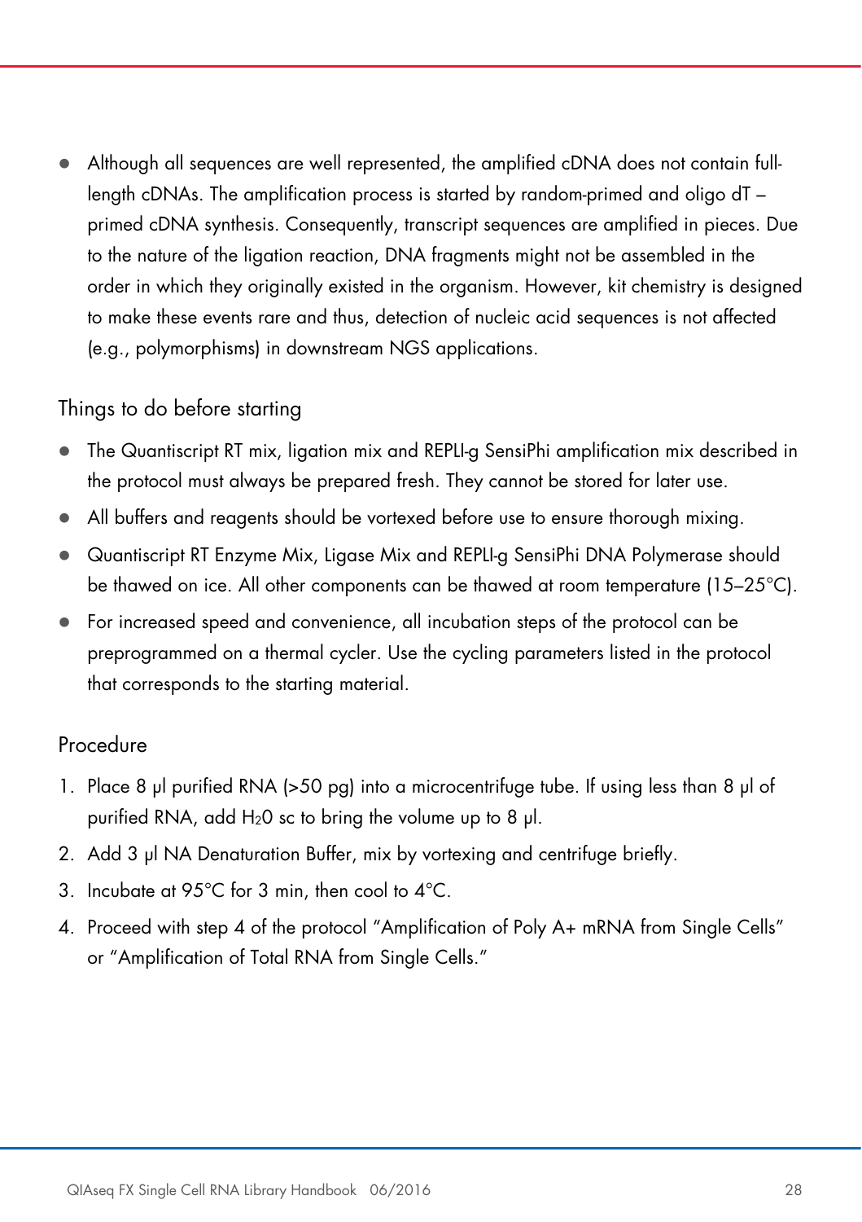- Although all sequences are well represented, the amplified cDNA does not contain full-length cDNAs. The amplification process is started by random-primed and oligo dT –primed cDNA synthesis. Consequently, transcript sequences are amplified in pieces. Due to the nature of the ligation reaction, DNA fragments might not be assembled in the order in which they originally existed in the organism. However, kit chemistry is designed to make these events rare and thus, detection of nucleic acid sequences is not affected (e.g., polymorphisms) in downstream NGS applications.

## Things to do before starting

- The Quantiscript RT mix, ligation mix and REPLI-g SensiPhi amplification mix described in the protocol must always be prepared fresh. They cannot be stored for later use.
- All buffers and reagents should be vortexed before use to ensure thorough mixing.
- Quantiscript RT Enzyme Mix, Ligase Mix and REPLI-g SensiPhi DNA Polymerase should be thawed on ice. All other components can be thawed at room temperature (15–25°C).
- For increased speed and convenience, all incubation steps of the protocol can be preprogrammed on a thermal cycler. Use the cycling parameters listed in the protocol that corresponds to the starting material.

## Procedure

1. Place 8 µl purified RNA (>50 pg) into a microcentrifuge tube. If using less than 8 µl of purified RNA, add $H_2O$ sc to bring the volume up to 8 µl.
2. Add 3 µl NA Denaturation Buffer, mix by vortexing and centrifuge briefly.
3. Incubate at 95°C for 3 min, then cool to 4°C.
4. Proceed with step 4 of the protocol "Amplification of Poly A+ mRNA from Single Cells" or "Amplification of Total RNA from Single Cells."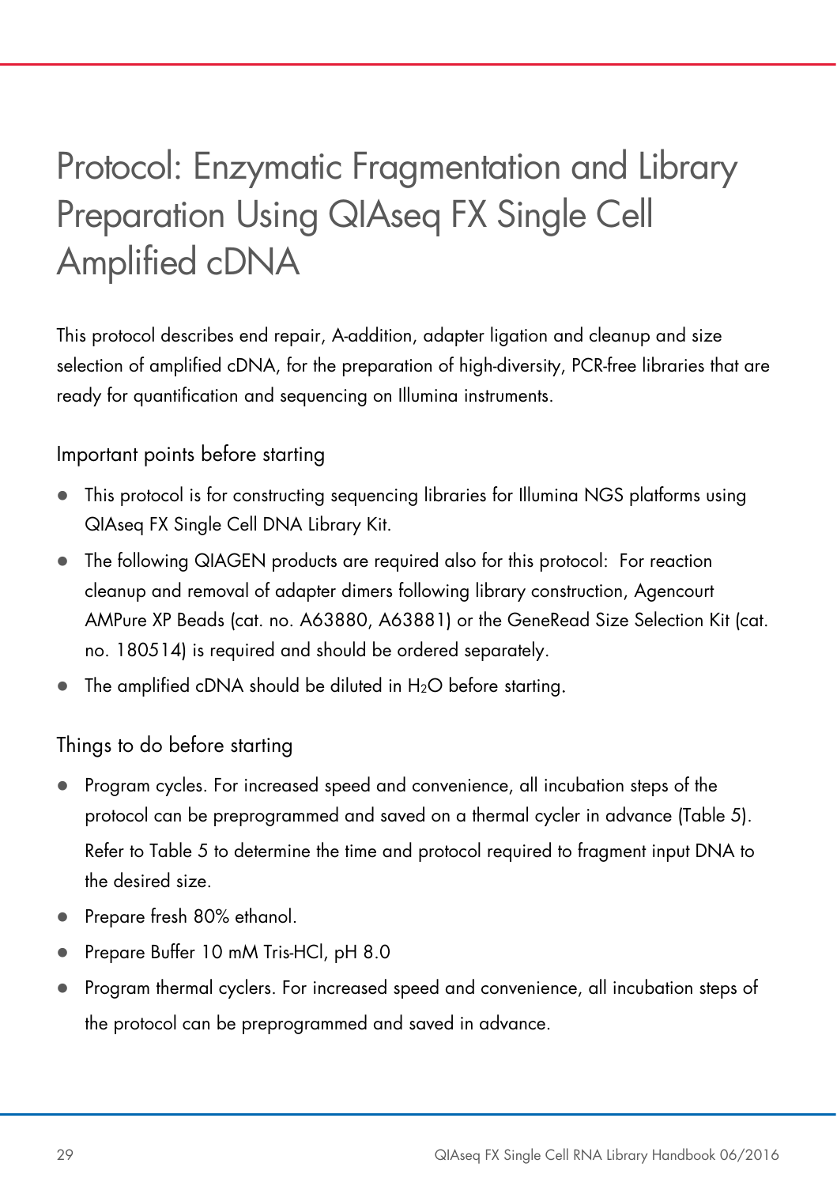# Protocol: Enzymatic Fragmentation and Library Preparation Using QIAseq FX Single Cell Amplified cDNA

This protocol describes end repair, A-addition, adapter ligation and cleanup and size selection of amplified cDNA, for the preparation of high-diversity, PCR-free libraries that are ready for quantification and sequencing on Illumina instruments.

## Important points before starting

- This protocol is for constructing sequencing libraries for Illumina NGS platforms using QIAseq FX Single Cell DNA Library Kit.
- The following QIAGEN products are required also for this protocol: For reaction cleanup and removal of adapter dimers following library construction, Agencourt AMPure XP Beads (cat. no. A63880, A63881) or the GeneRead Size Selection Kit (cat. no. 180514) is required and should be ordered separately.
- The amplified cDNA should be diluted in $H_2O$ before starting.

## Things to do before starting

- Program cycles. For increased speed and convenience, all incubation steps of the protocol can be preprogrammed and saved on a thermal cycler in advance (Table 5). Refer to Table 5 to determine the time and protocol required to fragment input DNA to the desired size.
- Prepare fresh 80% ethanol.
- Prepare Buffer 10 mM Tris-HCl, pH 8.0
- Program thermal cyclers. For increased speed and convenience, all incubation steps of the protocol can be preprogrammed and saved in advance.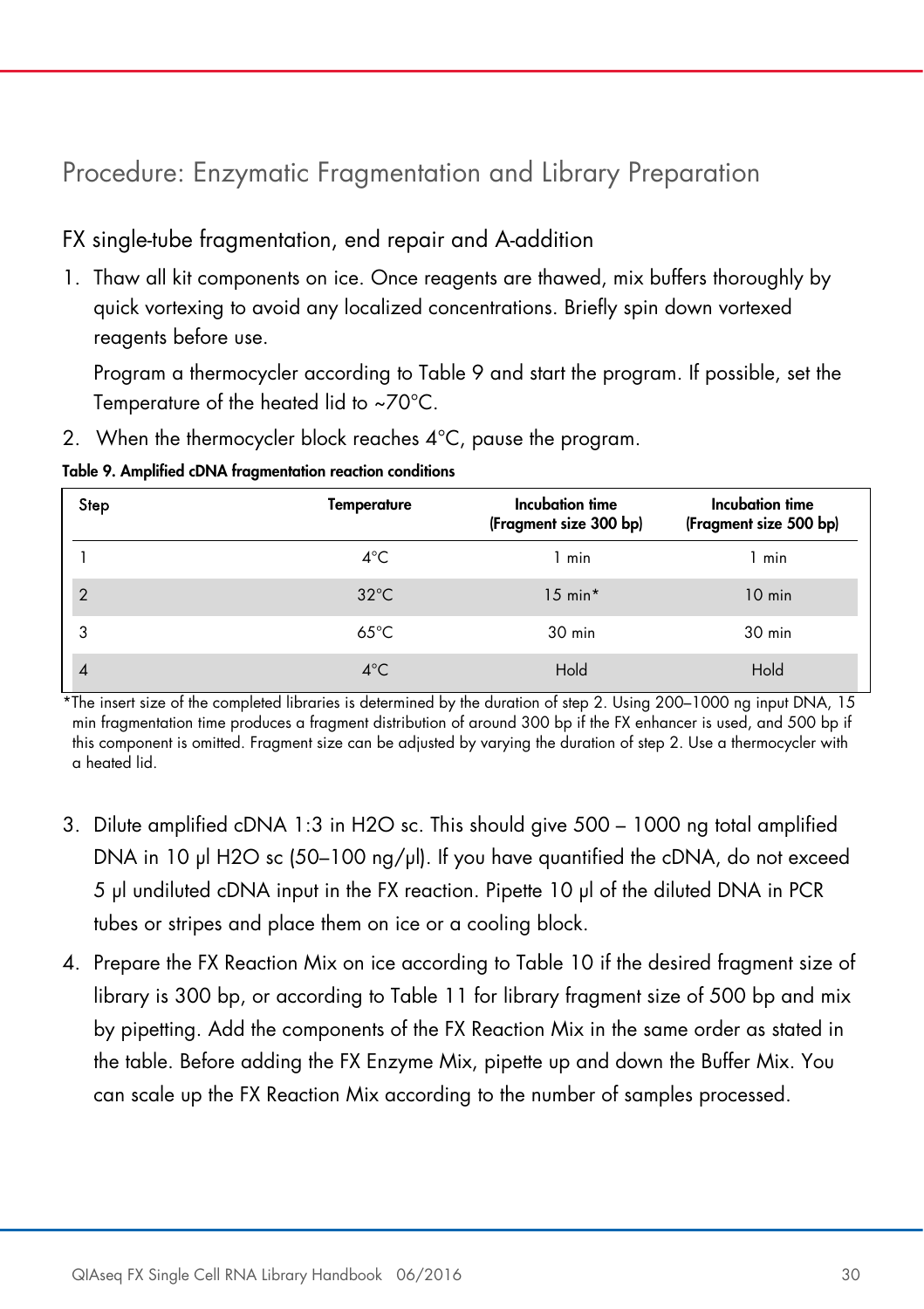# Procedure: Enzymatic Fragmentation and Library Preparation

## FX single-tube fragmentation, end repair and A-addition

1. Thaw all kit components on ice. Once reagents are thawed, mix buffers thoroughly by quick vortexing to avoid any localized concentrations. Briefly spin down vortexed reagents before use.

   Program a thermocycler according to Table 9 and start the program. If possible, set the Temperature of the heated lid to ~70°C.

2. When the thermocycler block reaches 4°C, pause the program.

**Table 9. Amplified cDNA fragmentation reaction conditions**

| Step | Temperature | Incubation time (Fragment size 300 bp) | Incubation time (Fragment size 500 bp) |
|---|---|---|---|
| 1 | 4°C | 1 min | 1 min |
| 2 | 32°C | 15 min* | 10 min |
| 3 | 65°C | 30 min | 30 min |
| 4 | 4°C | Hold | Hold |

*The insert size of the completed libraries is determined by the duration of step 2. Using 200–1000 ng input DNA, 15 min fragmentation time produces a fragment distribution of around 300 bp if the FX enhancer is used, and 500 bp if this component is omitted. Fragment size can be adjusted by varying the duration of step 2. Use a thermocycler with a heated lid.

3. Dilute amplified cDNA 1:3 in H2O sc. This should give 500 – 1000 ng total amplified DNA in 10 µl H2O sc (50–100 ng/µl). If you have quantified the cDNA, do not exceed 5 µl undiluted cDNA input in the FX reaction. Pipette 10 µl of the diluted DNA in PCR tubes or stripes and place them on ice or a cooling block.

4. Prepare the FX Reaction Mix on ice according to Table 10 if the desired fragment size of library is 300 bp, or according to Table 11 for library fragment size of 500 bp and mix by pipetting. Add the components of the FX Reaction Mix in the same order as stated in the table. Before adding the FX Enzyme Mix, pipette up and down the Buffer Mix. You can scale up the FX Reaction Mix according to the number of samples processed.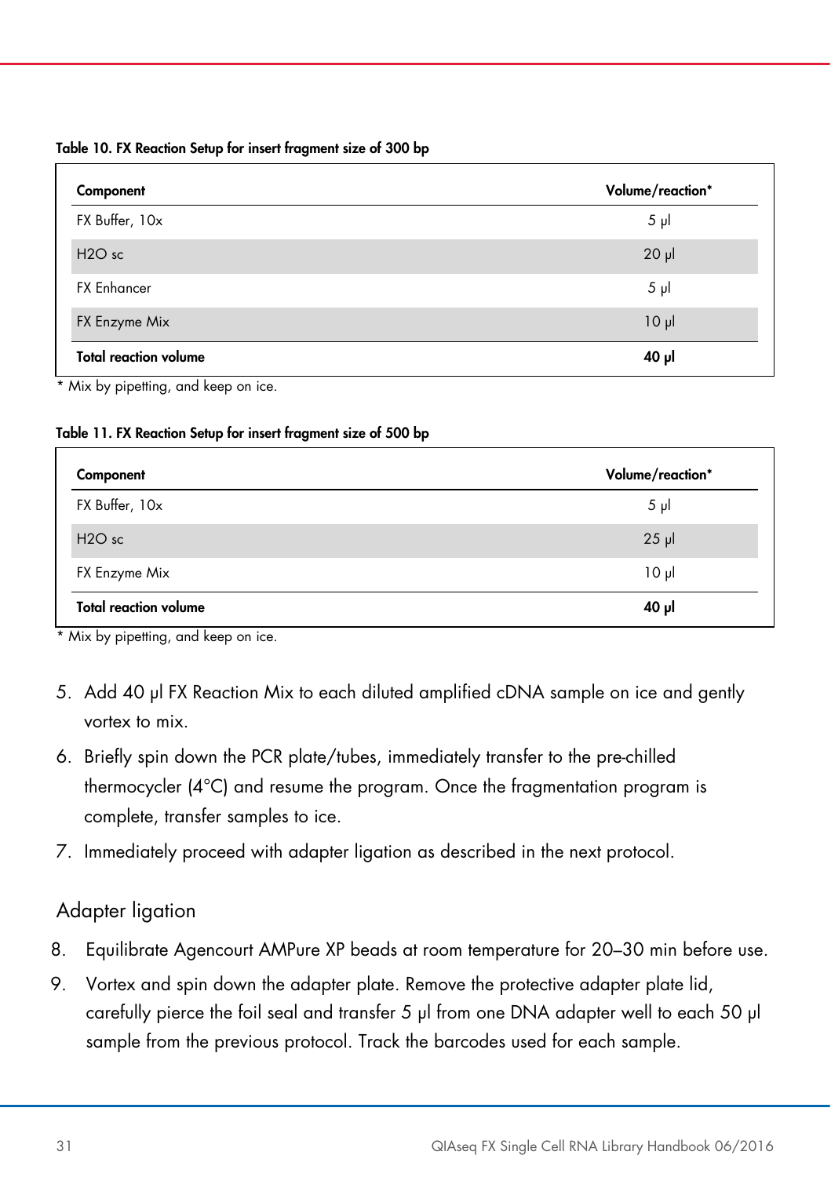**Table 10. FX Reaction Setup for insert fragment size of 300 bp**

| Component | Volume/reaction* |
|---|---|
| FX Buffer, 10x | 5 µl |
| $H_2O$ sc | 20 µl |
| FX Enhancer | 5 µl |
| FX Enzyme Mix | 10 µl |
| **Total reaction volume** | **40 µl** |

* Mix by pipetting, and keep on ice.

**Table 11. FX Reaction Setup for insert fragment size of 500 bp**

| Component | Volume/reaction* |
|---|---|
| FX Buffer, 10x | 5 µl |
| $H_2O$ sc | 25 µl |
| FX Enzyme Mix | 10 µl |
| **Total reaction volume** | **40 µl** |

* Mix by pipetting, and keep on ice.

5. Add 40 µl FX Reaction Mix to each diluted amplified cDNA sample on ice and gently vortex to mix.
6. Briefly spin down the PCR plate/tubes, immediately transfer to the pre-chilled thermocycler (4°C) and resume the program. Once the fragmentation program is complete, transfer samples to ice.
7. Immediately proceed with adapter ligation as described in the next protocol.

## Adapter ligation

8. Equilibrate Agencourt AMPure XP beads at room temperature for 20–30 min before use.
9. Vortex and spin down the adapter plate. Remove the protective adapter plate lid, carefully pierce the foil seal and transfer 5 µl from one DNA adapter well to each 50 µl sample from the previous protocol. Track the barcodes used for each sample.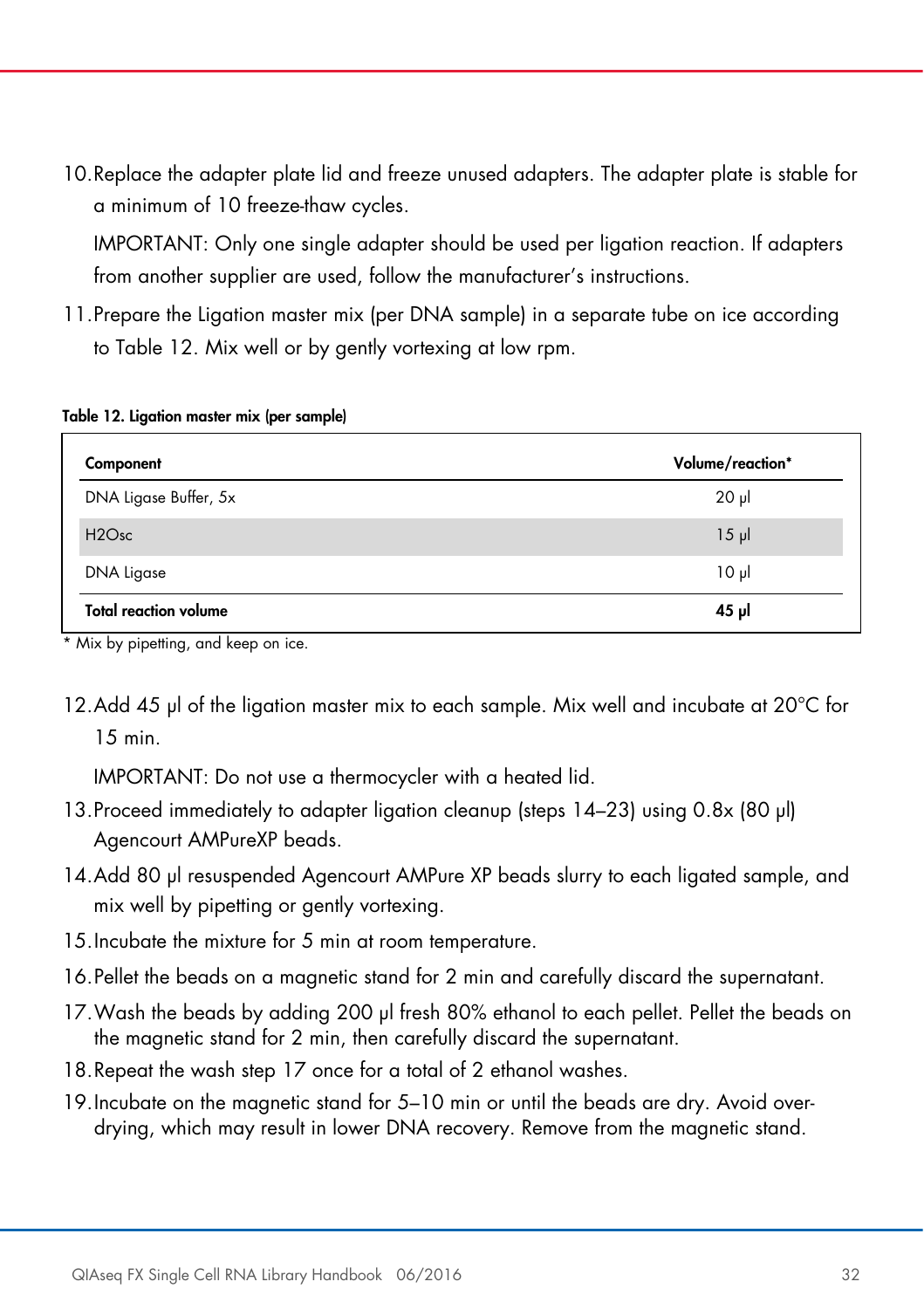10. Replace the adapter plate lid and freeze unused adapters. The adapter plate is stable for a minimum of 10 freeze-thaw cycles.

    IMPORTANT: Only one single adapter should be used per ligation reaction. If adapters from another supplier are used, follow the manufacturer's instructions.

11. Prepare the Ligation master mix (per DNA sample) in a separate tube on ice according to Table 12. Mix well or by gently vortexing at low rpm.

**Table 12. Ligation master mix (per sample)**

| Component | Volume/reaction* |
|---|---|
| DNA Ligase Buffer, 5x | 20 µl |
| H2Osc | 15 µl |
| DNA Ligase | 10 µl |
| **Total reaction volume** | **45 µl** |

\* Mix by pipetting, and keep on ice.

12. Add 45 µl of the ligation master mix to each sample. Mix well and incubate at 20°C for 15 min.

    IMPORTANT: Do not use a thermocycler with a heated lid.

13. Proceed immediately to adapter ligation cleanup (steps 14–23) using 0.8x (80 µl) Agencourt AMPureXP beads.
14. Add 80 µl resuspended Agencourt AMPure XP beads slurry to each ligated sample, and mix well by pipetting or gently vortexing.
15. Incubate the mixture for 5 min at room temperature.
16. Pellet the beads on a magnetic stand for 2 min and carefully discard the supernatant.
17. Wash the beads by adding 200 µl fresh 80% ethanol to each pellet. Pellet the beads on the magnetic stand for 2 min, then carefully discard the supernatant.
18. Repeat the wash step 17 once for a total of 2 ethanol washes.
19. Incubate on the magnetic stand for 5–10 min or until the beads are dry. Avoid over-drying, which may result in lower DNA recovery. Remove from the magnetic stand.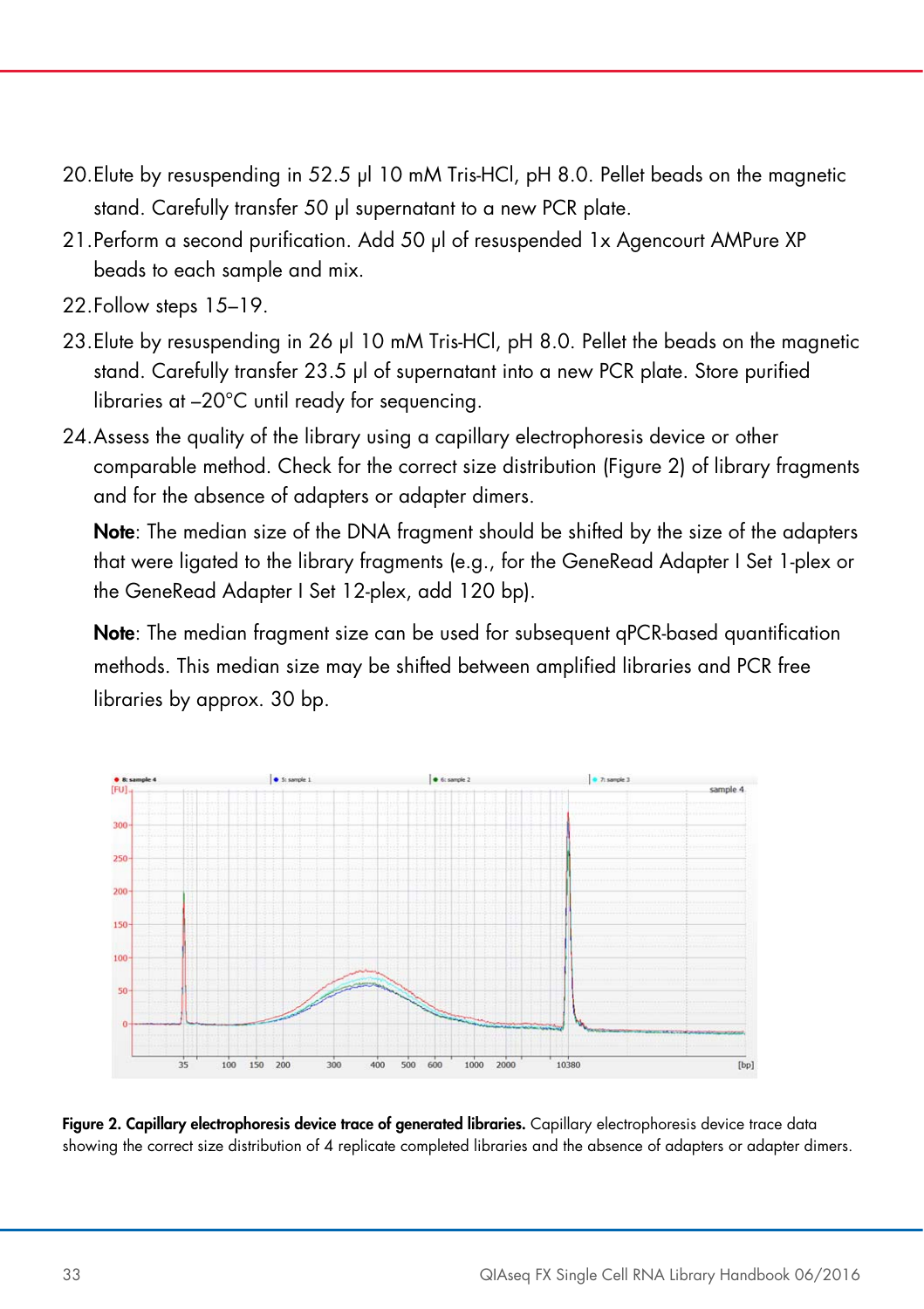20. Elute by resuspending in 52.5 µl 10 mM Tris-HCl, pH 8.0. Pellet beads on the magnetic stand. Carefully transfer 50 µl supernatant to a new PCR plate.
21. Perform a second purification. Add 50 µl of resuspended 1x Agencourt AMPure XP beads to each sample and mix.
22. Follow steps 15–19.
23. Elute by resuspending in 26 µl 10 mM Tris-HCl, pH 8.0. Pellet the beads on the magnetic stand. Carefully transfer 23.5 µl of supernatant into a new PCR plate. Store purified libraries at –20°C until ready for sequencing.
24. Assess the quality of the library using a capillary electrophoresis device or other comparable method. Check for the correct size distribution (Figure 2) of library fragments and for the absence of adapters or adapter dimers.

    **Note**: The median size of the DNA fragment should be shifted by the size of the adapters that were ligated to the library fragments (e.g., for the GeneRead Adapter I Set 1-plex or the GeneRead Adapter I Set 12-plex, add 120 bp).

    **Note**: The median fragment size can be used for subsequent qPCR-based quantification methods. This median size may be shifted between amplified libraries and PCR free libraries by approx. 30 bp.

8: sample 4
5: sample 1
6: sample 2
7: sample 3
sample 4
[FU]
300
250
200
150
100
50
0
35
100
150
200
300
400
500
600
1000
2000
10380
[bp]

**Figure 2. Capillary electrophoresis device trace of generated libraries.** Capillary electrophoresis device trace data showing the correct size distribution of 4 replicate completed libraries and the absence of adapters or adapter dimers.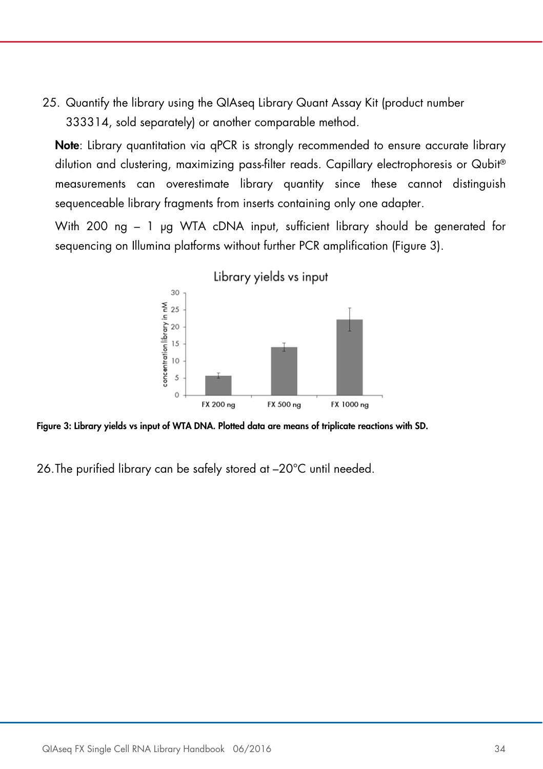25. Quantify the library using the QIAseq Library Quant Assay Kit (product number 333314, sold separately) or another comparable method.

    **Note**: Library quantitation via qPCR is strongly recommended to ensure accurate library dilution and clustering, maximizing pass-filter reads. Capillary electrophoresis or Qubit® measurements can overestimate library quantity since these cannot distinguish sequenceable library fragments from inserts containing only one adapter.

    With 200 ng – 1 µg WTA cDNA input, sufficient library should be generated for sequencing on Illumina platforms without further PCR amplification (Figure 3).

Library yields vs input

concentration library in nM

30
25
20
15
10
5
0

FX 200 ng
FX 500 ng
FX 1000 ng

**Figure 3: Library yields vs input of WTA DNA. Plotted data are means of triplicate reactions with SD.**

26. The purified library can be safely stored at –20°C until needed.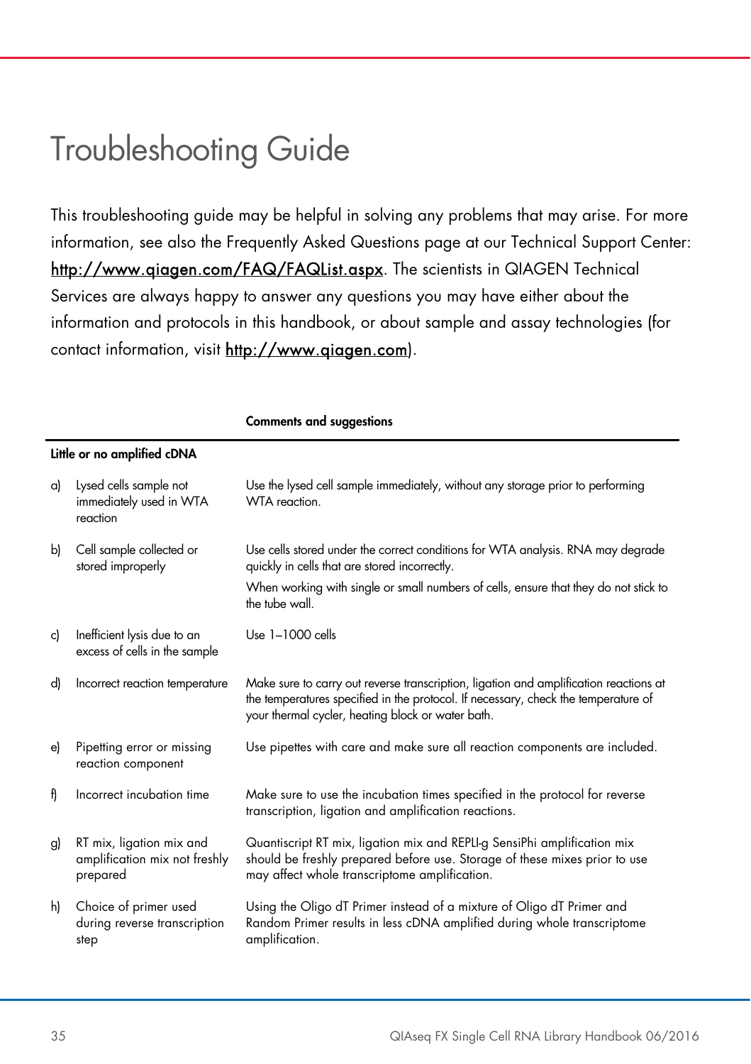# Troubleshooting Guide

This troubleshooting guide may be helpful in solving any problems that may arise. For more information, see also the Frequently Asked Questions page at our Technical Support Center: http://www.qiagen.com/FAQ/FAQList.aspx. The scientists in QIAGEN Technical Services are always happy to answer any questions you may have either about the information and protocols in this handbook, or about sample and assay technologies (for contact information, visit http://www.qiagen.com).

| | | Comments and suggestions |
|---|---|---|
| **Little or no amplified cDNA** | | |
| a) | Lysed cells sample not immediately used in WTA reaction | Use the lysed cell sample immediately, without any storage prior to performing WTA reaction. |
| b) | Cell sample collected or stored improperly | Use cells stored under the correct conditions for WTA analysis. RNA may degrade quickly in cells that are stored incorrectly.<br>When working with single or small numbers of cells, ensure that they do not stick to the tube wall. |
| c) | Inefficient lysis due to an excess of cells in the sample | Use 1–1000 cells |
| d) | Incorrect reaction temperature | Make sure to carry out reverse transcription, ligation and amplification reactions at the temperatures specified in the protocol. If necessary, check the temperature of your thermal cycler, heating block or water bath. |
| e) | Pipetting error or missing reaction component | Use pipettes with care and make sure all reaction components are included. |
| f) | Incorrect incubation time | Make sure to use the incubation times specified in the protocol for reverse transcription, ligation and amplification reactions. |
| g) | RT mix, ligation mix and amplification mix not freshly prepared | Quantiscript RT mix, ligation mix and REPLI-g SensiPhi amplification mix should be freshly prepared before use. Storage of these mixes prior to use may affect whole transcriptome amplification. |
| h) | Choice of primer used during reverse transcription step | Using the Oligo dT Primer instead of a mixture of Oligo dT Primer and Random Primer results in less cDNA amplified during whole transcriptome amplification. |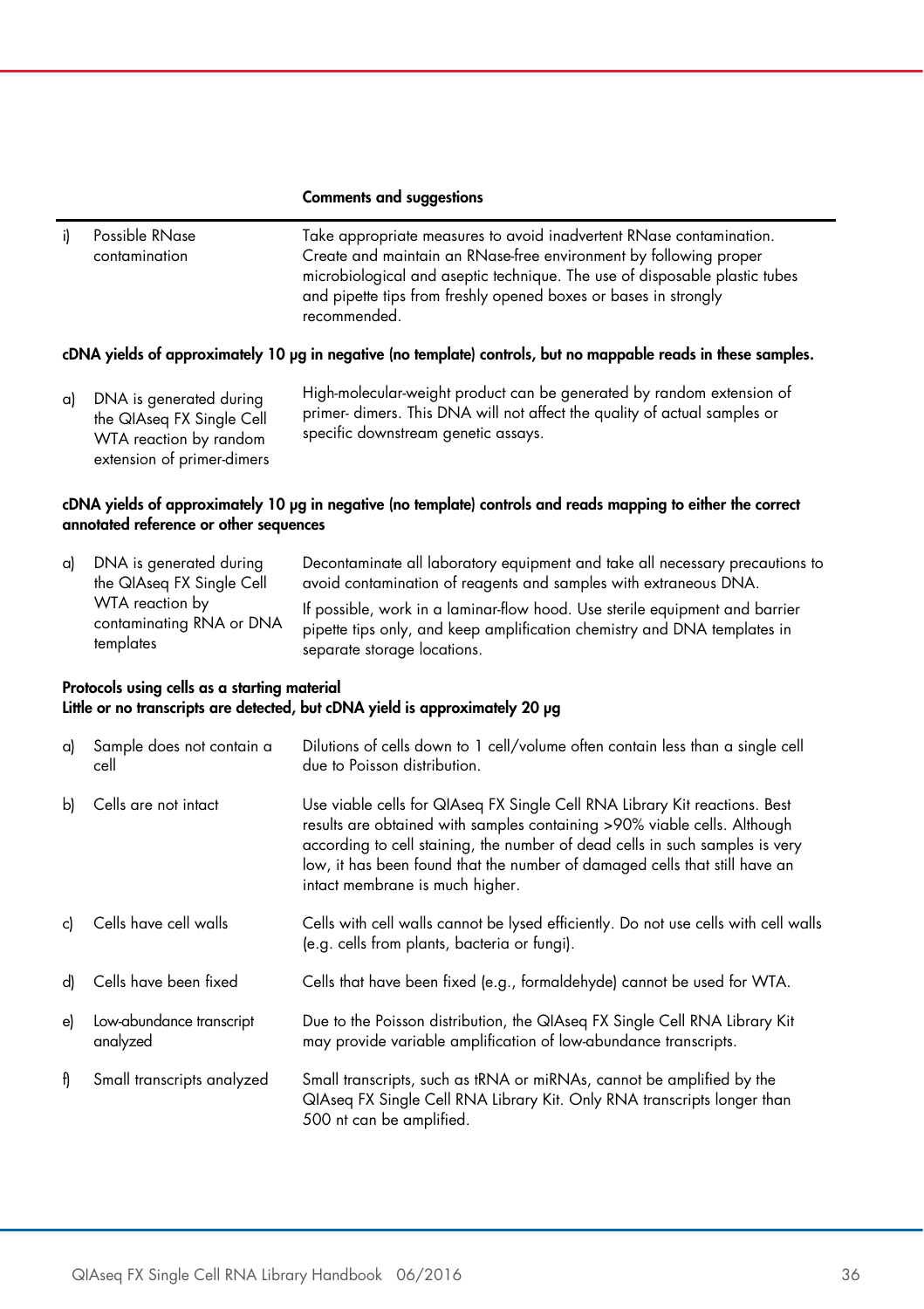| | Comments and suggestions |
|---|---|
| i) Possible RNase contamination | Take appropriate measures to avoid inadvertent RNase contamination. Create and maintain an RNase-free environment by following proper microbiological and aseptic technique. The use of disposable plastic tubes and pipette tips from freshly opened boxes or bases in strongly recommended. |

**cDNA yields of approximately 10 µg in negative (no template) controls, but no mappable reads in these samples.**

| | |
|---|---|
| a) DNA is generated during the QIAseq FX Single Cell WTA reaction by random extension of primer-dimers | High-molecular-weight product can be generated by random extension of primer- dimers. This DNA will not affect the quality of actual samples or specific downstream genetic assays. |

**cDNA yields of approximately 10 µg in negative (no template) controls and reads mapping to either the correct annotated reference or other sequences**

| | |
|---|---|
| a) DNA is generated during the QIAseq FX Single Cell WTA reaction by contaminating RNA or DNA templates | Decontaminate all laboratory equipment and take all necessary precautions to avoid contamination of reagents and samples with extraneous DNA.<br>If possible, work in a laminar-flow hood. Use sterile equipment and barrier pipette tips only, and keep amplification chemistry and DNA templates in separate storage locations. |

**Protocols using cells as a starting material**
**Little or no transcripts are detected, but cDNA yield is approximately 20 µg**

| | |
|---|---|
| a) Sample does not contain a cell | Dilutions of cells down to 1 cell/volume often contain less than a single cell due to Poisson distribution. |
| b) Cells are not intact | Use viable cells for QIAseq FX Single Cell RNA Library Kit reactions. Best results are obtained with samples containing >90% viable cells. Although according to cell staining, the number of dead cells in such samples is very low, it has been found that the number of damaged cells that still have an intact membrane is much higher. |
| c) Cells have cell walls | Cells with cell walls cannot be lysed efficiently. Do not use cells with cell walls (e.g. cells from plants, bacteria or fungi). |
| d) Cells have been fixed | Cells that have been fixed (e.g., formaldehyde) cannot be used for WTA. |
| e) Low-abundance transcript analyzed | Due to the Poisson distribution, the QIAseq FX Single Cell RNA Library Kit may provide variable amplification of low-abundance transcripts. |
| f) Small transcripts analyzed | Small transcripts, such as tRNA or miRNAs, cannot be amplified by the QIAseq FX Single Cell RNA Library Kit. Only RNA transcripts longer than 500 nt can be amplified. |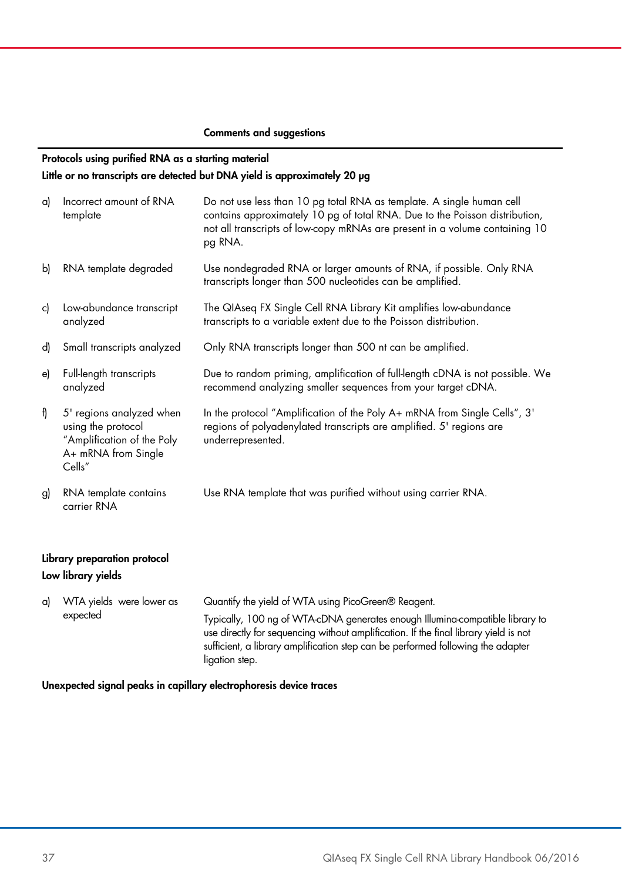| | Comments and suggestions |
|---|---|
| **Protocols using purified RNA as a starting material** | |
| **Little or no transcripts are detected but DNA yield is approximately 20 µg** | |
| a) Incorrect amount of RNA template | Do not use less than 10 pg total RNA as template. A single human cell contains approximately 10 pg of total RNA. Due to the Poisson distribution, not all transcripts of low-copy mRNAs are present in a volume containing 10 pg RNA. |
| b) RNA template degraded | Use nondegraded RNA or larger amounts of RNA, if possible. Only RNA transcripts longer than 500 nucleotides can be amplified. |
| c) Low-abundance transcript analyzed | The QIAseq FX Single Cell RNA Library Kit amplifies low-abundance transcripts to a variable extent due to the Poisson distribution. |
| d) Small transcripts analyzed | Only RNA transcripts longer than 500 nt can be amplified. |
| e) Full-length transcripts analyzed | Due to random priming, amplification of full-length cDNA is not possible. We recommend analyzing smaller sequences from your target cDNA. |
| f) 5' regions analyzed when using the protocol "Amplification of the Poly A+ mRNA from Single Cells" | In the protocol "Amplification of the Poly A+ mRNA from Single Cells", 3' regions of polyadenylated transcripts are amplified. 5' regions are underrepresented. |
| g) RNA template contains carrier RNA | Use RNA template that was purified without using carrier RNA. |
| **Library preparation protocol** | |
| **Low library yields** | |
| a) WTA yields were lower as expected | Quantify the yield of WTA using PicoGreen® Reagent.<br>Typically, 100 ng of WTA-cDNA generates enough Illumina-compatible library to use directly for sequencing without amplification. If the final library yield is not sufficient, a library amplification step can be performed following the adapter ligation step. |
| **Unexpected signal peaks in capillary electrophoresis device traces** | |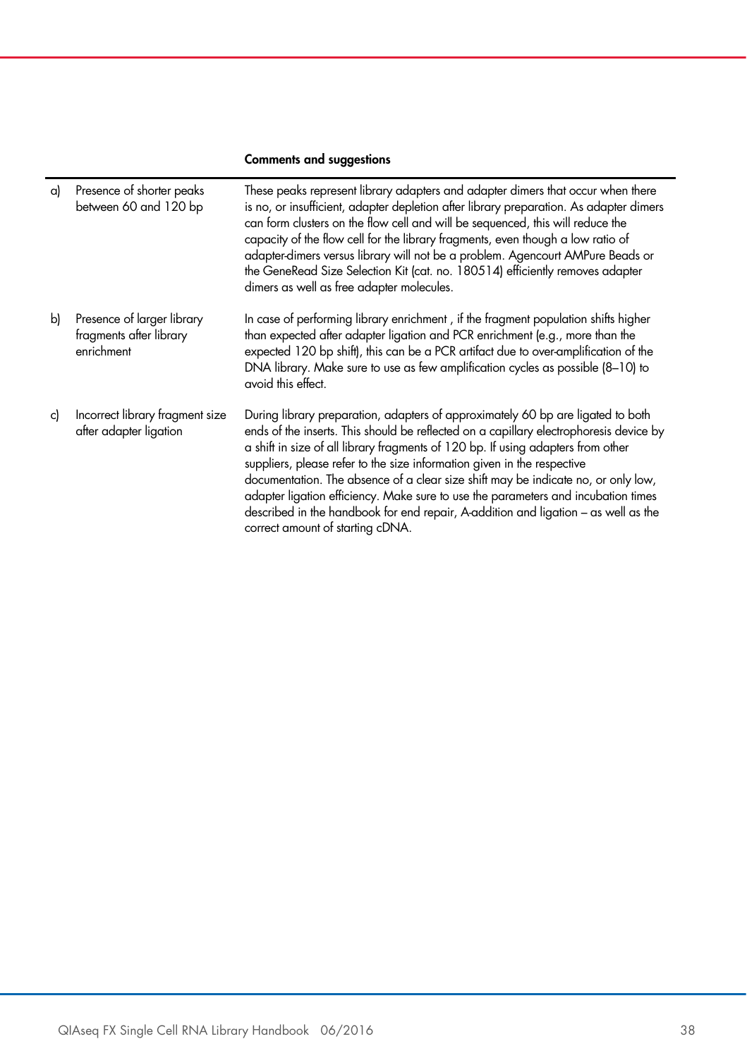| | | Comments and suggestions |
|---|---|---|
| a) | Presence of shorter peaks between 60 and 120 bp | These peaks represent library adapters and adapter dimers that occur when there is no, or insufficient, adapter depletion after library preparation. As adapter dimers can form clusters on the flow cell and will be sequenced, this will reduce the capacity of the flow cell for the library fragments, even though a low ratio of adapter-dimers versus library will not be a problem. Agencourt AMPure Beads or the GeneRead Size Selection Kit (cat. no. 180514) efficiently removes adapter dimers as well as free adapter molecules. |
| b) | Presence of larger library fragments after library enrichment | In case of performing library enrichment , if the fragment population shifts higher than expected after adapter ligation and PCR enrichment (e.g., more than the expected 120 bp shift), this can be a PCR artifact due to over-amplification of the DNA library. Make sure to use as few amplification cycles as possible (8–10) to avoid this effect. |
| c) | Incorrect library fragment size after adapter ligation | During library preparation, adapters of approximately 60 bp are ligated to both ends of the inserts. This should be reflected on a capillary electrophoresis device by a shift in size of all library fragments of 120 bp. If using adapters from other suppliers, please refer to the size information given in the respective documentation. The absence of a clear size shift may be indicate no, or only low, adapter ligation efficiency. Make sure to use the parameters and incubation times described in the handbook for end repair, A-addition and ligation – as well as the correct amount of starting cDNA. |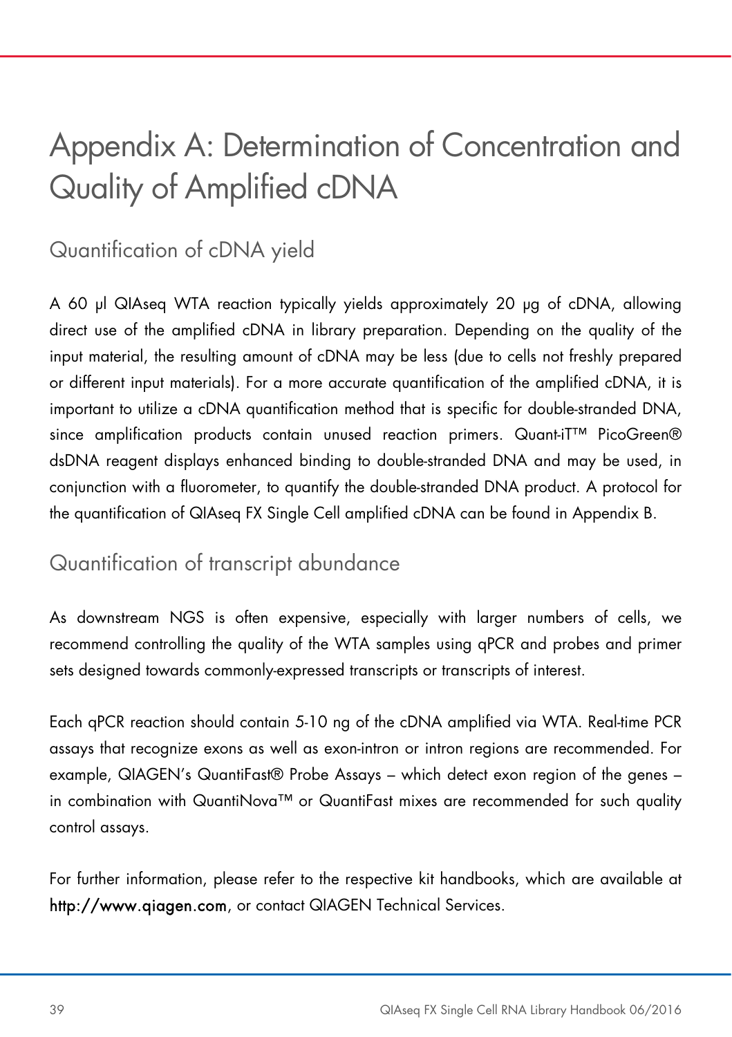# Appendix A: Determination of Concentration and Quality of Amplified cDNA

## Quantification of cDNA yield

A 60 µl QIAseq WTA reaction typically yields approximately 20 µg of cDNA, allowing direct use of the amplified cDNA in library preparation. Depending on the quality of the input material, the resulting amount of cDNA may be less (due to cells not freshly prepared or different input materials). For a more accurate quantification of the amplified cDNA, it is important to utilize a cDNA quantification method that is specific for double-stranded DNA, since amplification products contain unused reaction primers. Quant-iT™ PicoGreen® dsDNA reagent displays enhanced binding to double-stranded DNA and may be used, in conjunction with a fluorometer, to quantify the double-stranded DNA product. A protocol for the quantification of QIAseq FX Single Cell amplified cDNA can be found in Appendix B.

## Quantification of transcript abundance

As downstream NGS is often expensive, especially with larger numbers of cells, we recommend controlling the quality of the WTA samples using qPCR and probes and primer sets designed towards commonly-expressed transcripts or transcripts of interest.

Each qPCR reaction should contain 5-10 ng of the cDNA amplified via WTA. Real-time PCR assays that recognize exons as well as exon-intron or intron regions are recommended. For example, QIAGEN's QuantiFast® Probe Assays – which detect exon region of the genes – in combination with QuantiNova™ or QuantiFast mixes are recommended for such quality control assays.

For further information, please refer to the respective kit handbooks, which are available at **http://www.qiagen.com**, or contact QIAGEN Technical Services.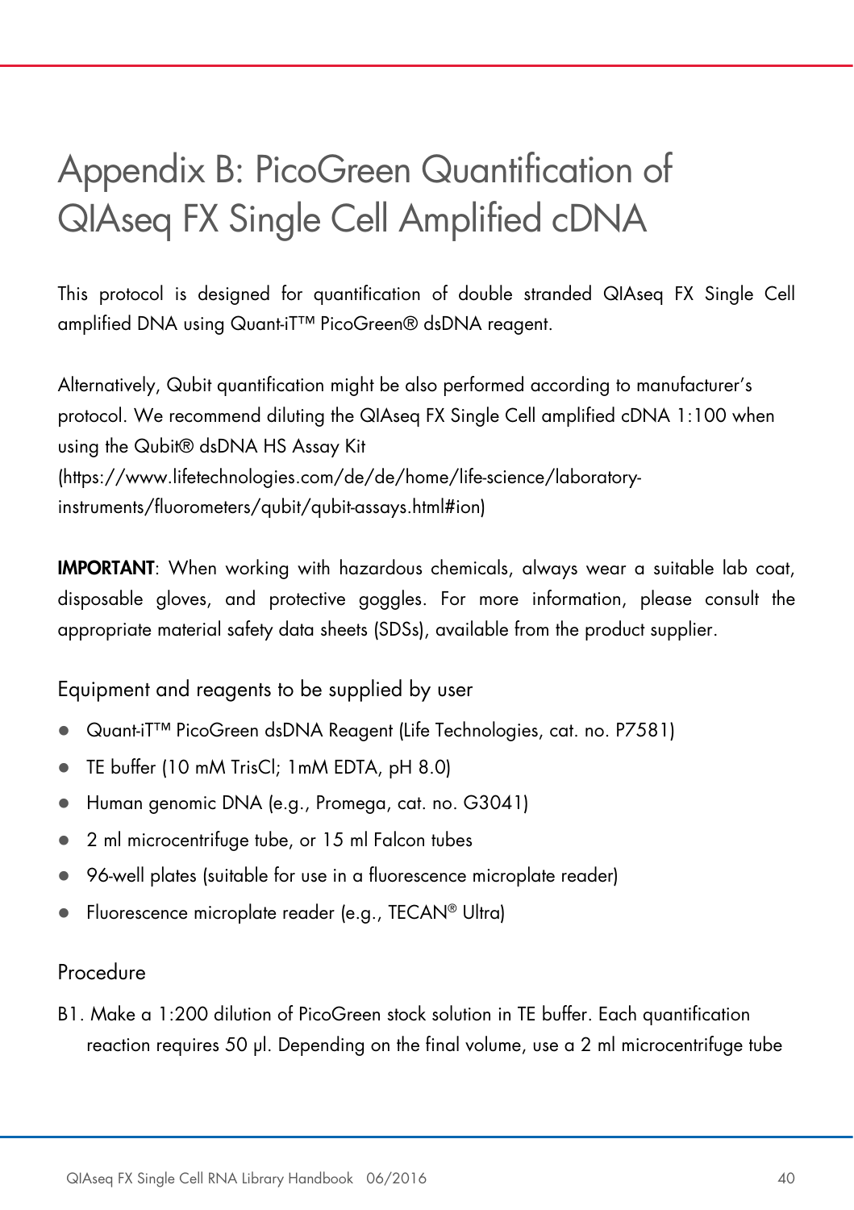# Appendix B: PicoGreen Quantification of QIAseq FX Single Cell Amplified cDNA

This protocol is designed for quantification of double stranded QIAseq FX Single Cell amplified DNA using Quant-iT™ PicoGreen® dsDNA reagent.

Alternatively, Qubit quantification might be also performed according to manufacturer's protocol. We recommend diluting the QIAseq FX Single Cell amplified cDNA 1:100 when using the Qubit® dsDNA HS Assay Kit (https://www.lifetechnologies.com/de/de/home/life-science/laboratory-instruments/fluorometers/qubit/qubit-assays.html#ion)

**IMPORTANT**: When working with hazardous chemicals, always wear a suitable lab coat, disposable gloves, and protective goggles. For more information, please consult the appropriate material safety data sheets (SDSs), available from the product supplier.

## Equipment and reagents to be supplied by user

- Quant-iT™ PicoGreen dsDNA Reagent (Life Technologies, cat. no. P7581)
- TE buffer (10 mM TrisCl; 1mM EDTA, pH 8.0)
- Human genomic DNA (e.g., Promega, cat. no. G3041)
- 2 ml microcentrifuge tube, or 15 ml Falcon tubes
- 96-well plates (suitable for use in a fluorescence microplate reader)
- Fluorescence microplate reader (e.g., TECAN® Ultra)

## Procedure

B1. Make a 1:200 dilution of PicoGreen stock solution in TE buffer. Each quantification reaction requires 50 µl. Depending on the final volume, use a 2 ml microcentrifuge tube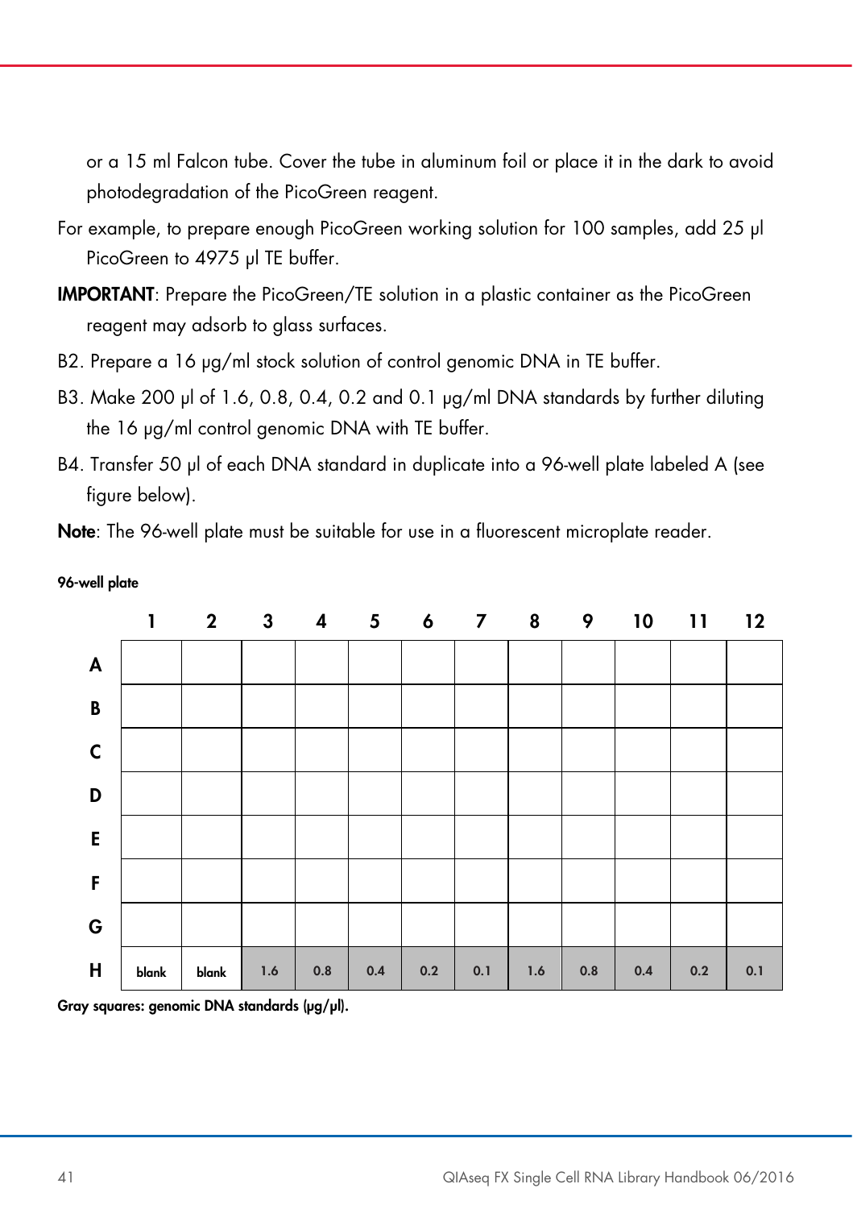or a 15 ml Falcon tube. Cover the tube in aluminum foil or place it in the dark to avoid photodegradation of the PicoGreen reagent.

For example, to prepare enough PicoGreen working solution for 100 samples, add 25 µl PicoGreen to 4975 µl TE buffer.

**IMPORTANT**: Prepare the PicoGreen/TE solution in a plastic container as the PicoGreen reagent may adsorb to glass surfaces.

B2. Prepare a 16 µg/ml stock solution of control genomic DNA in TE buffer.

B3. Make 200 µl of 1.6, 0.8, 0.4, 0.2 and 0.1 µg/ml DNA standards by further diluting the 16 µg/ml control genomic DNA with TE buffer.

B4. Transfer 50 µl of each DNA standard in duplicate into a 96-well plate labeled A (see figure below).

**Note**: The 96-well plate must be suitable for use in a fluorescent microplate reader.

**96-well plate**

| | 1 | 2 | 3 | 4 | 5 | 6 | 7 | 8 | 9 | 10 | 11 | 12 |
|---|---|---|---|---|---|---|---|---|---|---|---|---|
| **A** | | | | | | | | | | | | |
| **B** | | | | | | | | | | | | |
| **C** | | | | | | | | | | | | |
| **D** | | | | | | | | | | | | |
| **E** | | | | | | | | | | | | |
| **F** | | | | | | | | | | | | |
| **G** | | | | | | | | | | | | |
| **H** | blank | blank | 1.6 | 0.8 | 0.4 | 0.2 | 0.1 | 1.6 | 0.8 | 0.4 | 0.2 | 0.1 |

**Gray squares: genomic DNA standards (µg/µl).**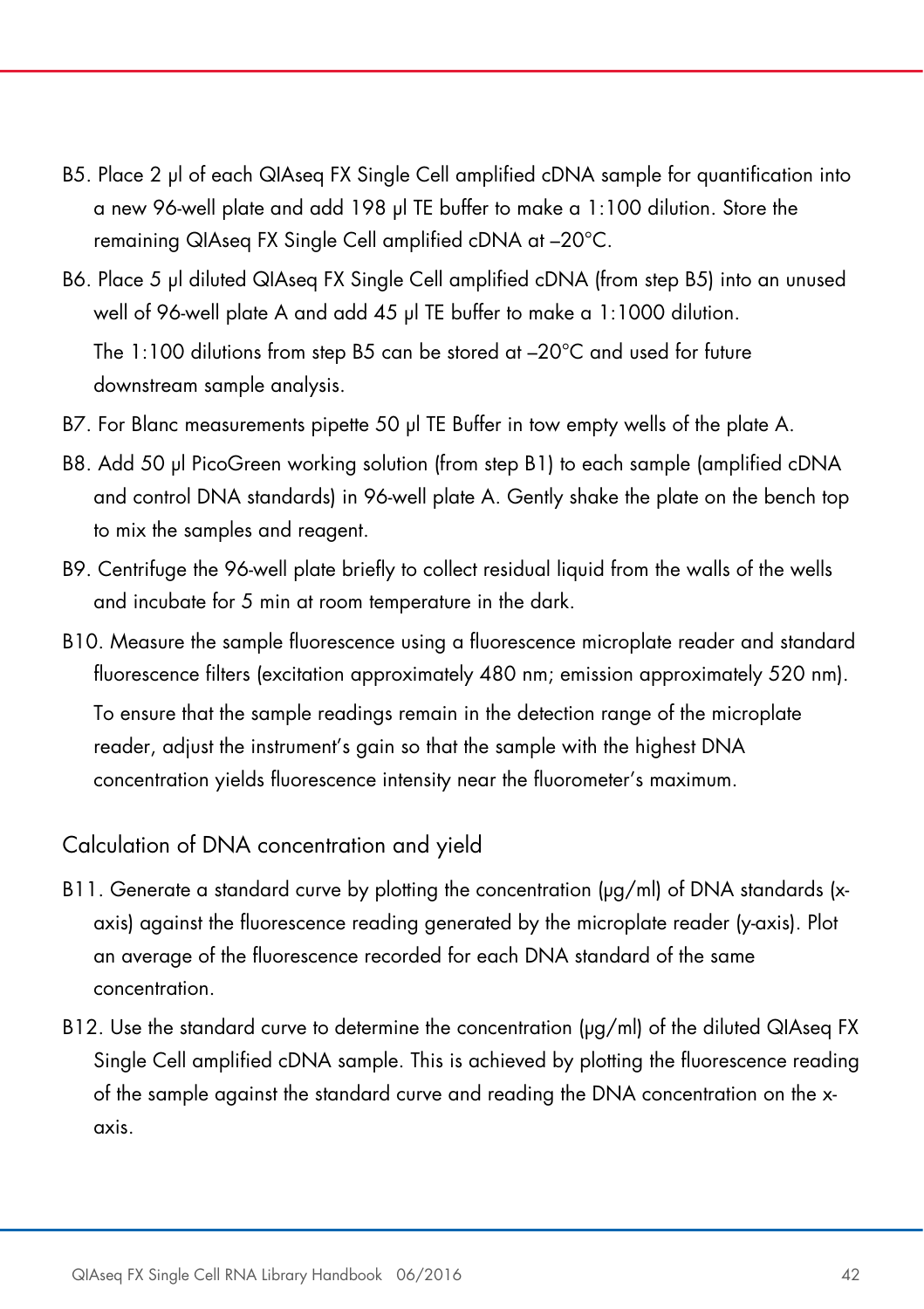B5. Place 2 µl of each QIAseq FX Single Cell amplified cDNA sample for quantification into a new 96-well plate and add 198 µl TE buffer to make a 1:100 dilution. Store the remaining QIAseq FX Single Cell amplified cDNA at –20°C.

B6. Place 5 µl diluted QIAseq FX Single Cell amplified cDNA (from step B5) into an unused well of 96-well plate A and add 45 µl TE buffer to make a 1:1000 dilution.

The 1:100 dilutions from step B5 can be stored at –20°C and used for future downstream sample analysis.

B7. For Blanc measurements pipette 50 µl TE Buffer in tow empty wells of the plate A.

B8. Add 50 µl PicoGreen working solution (from step B1) to each sample (amplified cDNA and control DNA standards) in 96-well plate A. Gently shake the plate on the bench top to mix the samples and reagent.

B9. Centrifuge the 96-well plate briefly to collect residual liquid from the walls of the wells and incubate for 5 min at room temperature in the dark.

B10. Measure the sample fluorescence using a fluorescence microplate reader and standard fluorescence filters (excitation approximately 480 nm; emission approximately 520 nm).

To ensure that the sample readings remain in the detection range of the microplate reader, adjust the instrument's gain so that the sample with the highest DNA concentration yields fluorescence intensity near the fluorometer's maximum.

## Calculation of DNA concentration and yield

B11. Generate a standard curve by plotting the concentration (µg/ml) of DNA standards (x-axis) against the fluorescence reading generated by the microplate reader (y-axis). Plot an average of the fluorescence recorded for each DNA standard of the same concentration.

B12. Use the standard curve to determine the concentration (µg/ml) of the diluted QIAseq FX Single Cell amplified cDNA sample. This is achieved by plotting the fluorescence reading of the sample against the standard curve and reading the DNA concentration on the x-axis.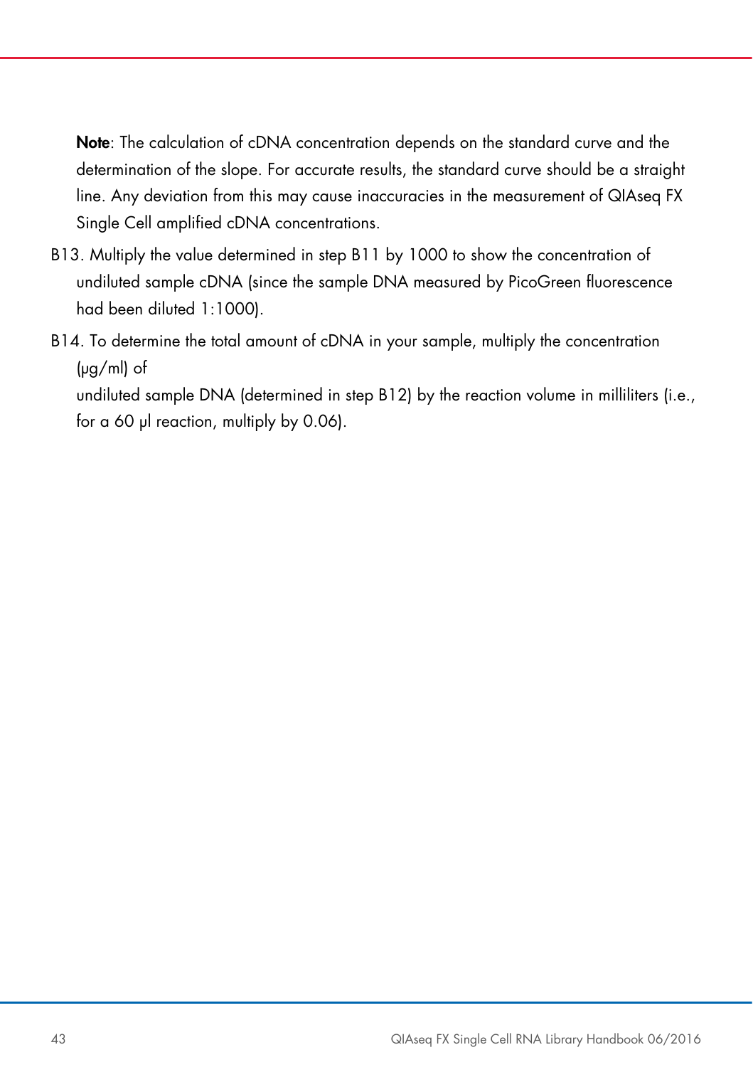**Note**: The calculation of cDNA concentration depends on the standard curve and the determination of the slope. For accurate results, the standard curve should be a straight line. Any deviation from this may cause inaccuracies in the measurement of QIAseq FX Single Cell amplified cDNA concentrations.

B13. Multiply the value determined in step B11 by 1000 to show the concentration of undiluted sample cDNA (since the sample DNA measured by PicoGreen fluorescence had been diluted 1:1000).

B14. To determine the total amount of cDNA in your sample, multiply the concentration (µg/ml) of
undiluted sample DNA (determined in step B12) by the reaction volume in milliliters (i.e., for a 60 µl reaction, multiply by 0.06).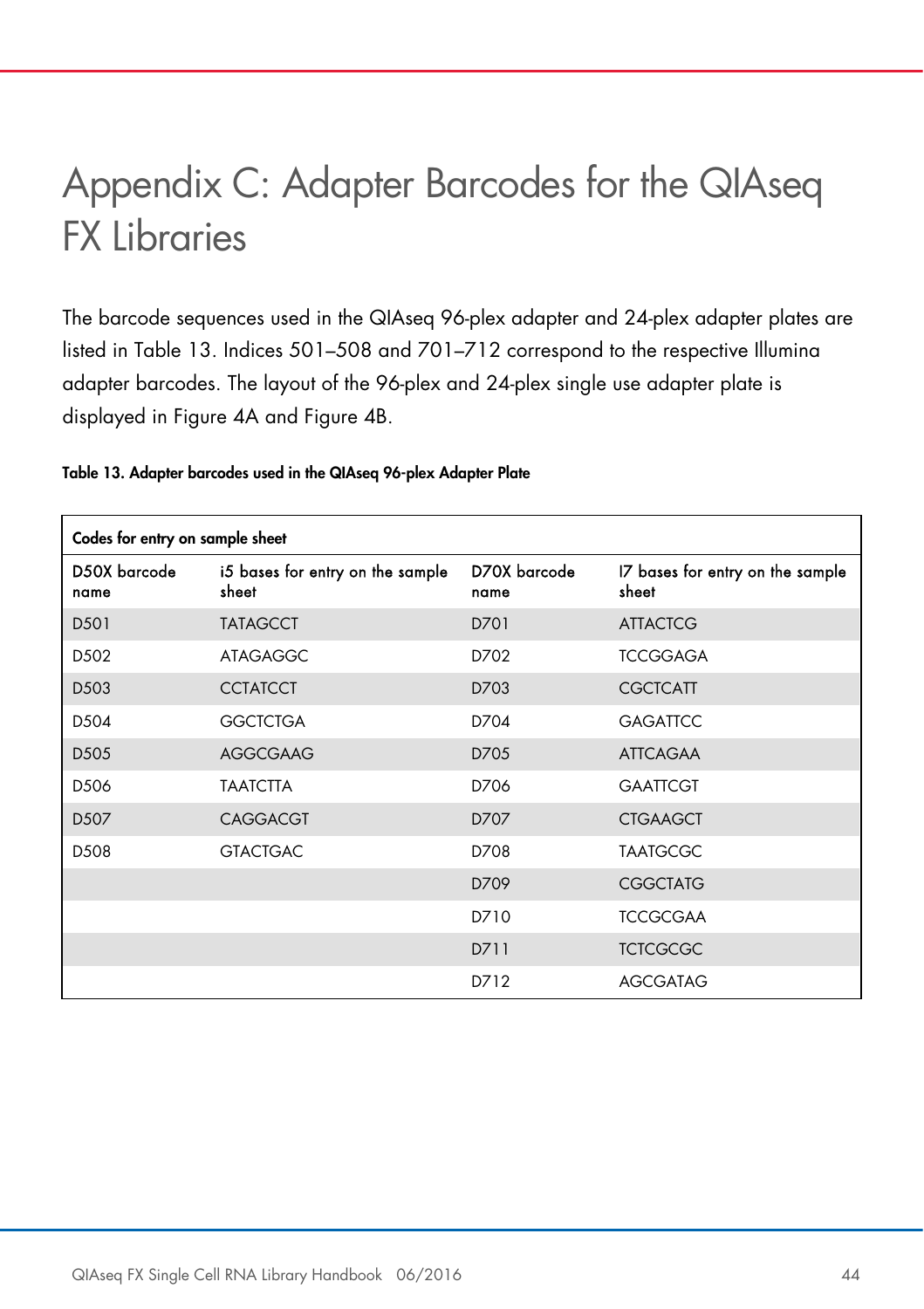# Appendix C: Adapter Barcodes for the QIAseq FX Libraries

The barcode sequences used in the QIAseq 96-plex adapter and 24-plex adapter plates are listed in Table 13. Indices 501–508 and 701–712 correspond to the respective Illumina adapter barcodes. The layout of the 96-plex and 24-plex single use adapter plate is displayed in Figure 4A and Figure 4B.

**Table 13. Adapter barcodes used in the QIAseq 96-plex Adapter Plate**

| Codes for entry on sample sheet | | | |
|---|---|---|---|
| D50X barcode name | i5 bases for entry on the sample sheet | D70X barcode name | I7 bases for entry on the sample sheet |
| D501 | TATAGCCT | D701 | ATTACTCG |
| D502 | ATAGAGGC | D702 | TCCGGAGA |
| D503 | CCTATCCT | D703 | CGCTCATT |
| D504 | GGCTCTGA | D704 | GAGATTCC |
| D505 | AGGCGAAG | D705 | ATTCAGAA |
| D506 | TAATCTTA | D706 | GAATTCGT |
| D507 | CAGGACGT | D707 | CTGAAGCT |
| D508 | GTACTGAC | D708 | TAATGCGC |
| | | D709 | CGGCTATG |
| | | D710 | TCCGCGAA |
| | | D711 | TCTCGCGC |
| | | D712 | AGCGATAG |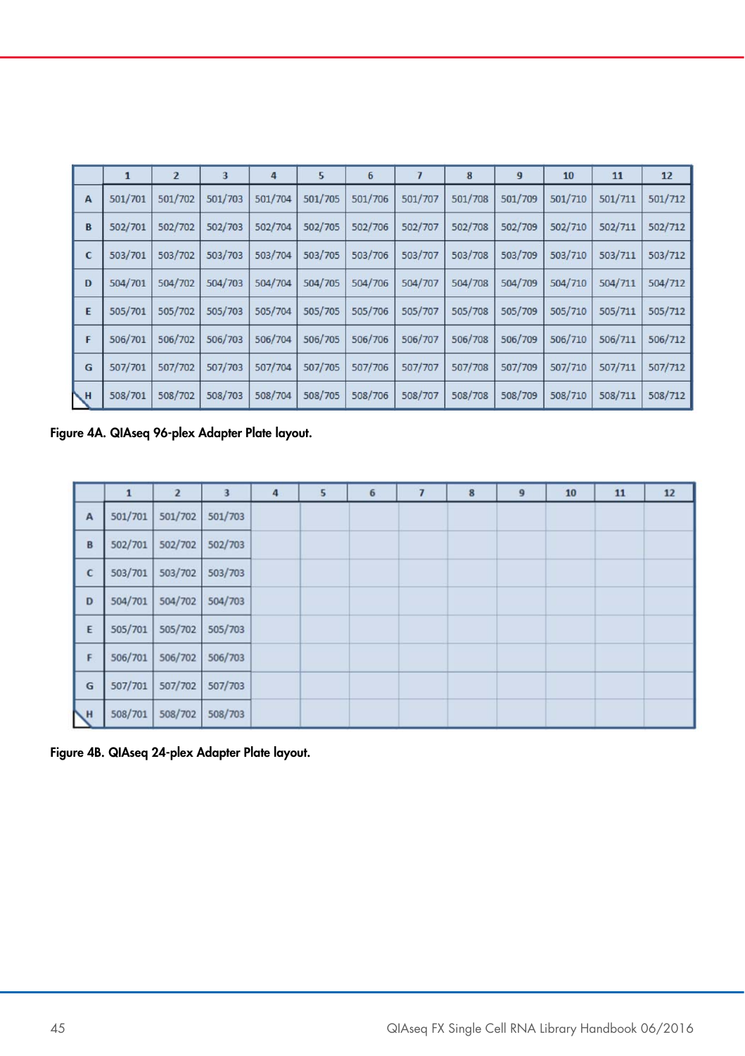| | 1 | 2 | 3 | 4 | 5 | 6 | 7 | 8 | 9 | 10 | 11 | 12 |
|---|---|---|---|---|---|---|---|---|---|---|---|---|
| A | 501/701 | 501/702 | 501/703 | 501/704 | 501/705 | 501/706 | 501/707 | 501/708 | 501/709 | 501/710 | 501/711 | 501/712 |
| B | 502/701 | 502/702 | 502/703 | 502/704 | 502/705 | 502/706 | 502/707 | 502/708 | 502/709 | 502/710 | 502/711 | 502/712 |
| C | 503/701 | 503/702 | 503/703 | 503/704 | 503/705 | 503/706 | 503/707 | 503/708 | 503/709 | 503/710 | 503/711 | 503/712 |
| D | 504/701 | 504/702 | 504/703 | 504/704 | 504/705 | 504/706 | 504/707 | 504/708 | 504/709 | 504/710 | 504/711 | 504/712 |
| E | 505/701 | 505/702 | 505/703 | 505/704 | 505/705 | 505/706 | 505/707 | 505/708 | 505/709 | 505/710 | 505/711 | 505/712 |
| F | 506/701 | 506/702 | 506/703 | 506/704 | 506/705 | 506/706 | 506/707 | 506/708 | 506/709 | 506/710 | 506/711 | 506/712 |
| G | 507/701 | 507/702 | 507/703 | 507/704 | 507/705 | 507/706 | 507/707 | 507/708 | 507/709 | 507/710 | 507/711 | 507/712 |
| H | 508/701 | 508/702 | 508/703 | 508/704 | 508/705 | 508/706 | 508/707 | 508/708 | 508/709 | 508/710 | 508/711 | 508/712 |

**Figure 4A. QIAseq 96-plex Adapter Plate layout.**

| | 1 | 2 | 3 | 4 | 5 | 6 | 7 | 8 | 9 | 10 | 11 | 12 |
|---|---|---|---|---|---|---|---|---|---|---|---|---|
| A | 501/701 | 501/702 | 501/703 | | | | | | | | | |
| B | 502/701 | 502/702 | 502/703 | | | | | | | | | |
| C | 503/701 | 503/702 | 503/703 | | | | | | | | | |
| D | 504/701 | 504/702 | 504/703 | | | | | | | | | |
| E | 505/701 | 505/702 | 505/703 | | | | | | | | | |
| F | 506/701 | 506/702 | 506/703 | | | | | | | | | |
| G | 507/701 | 507/702 | 507/703 | | | | | | | | | |
| H | 508/701 | 508/702 | 508/703 | | | | | | | | | |

**Figure 4B. QIAseq 24-plex Adapter Plate layout.**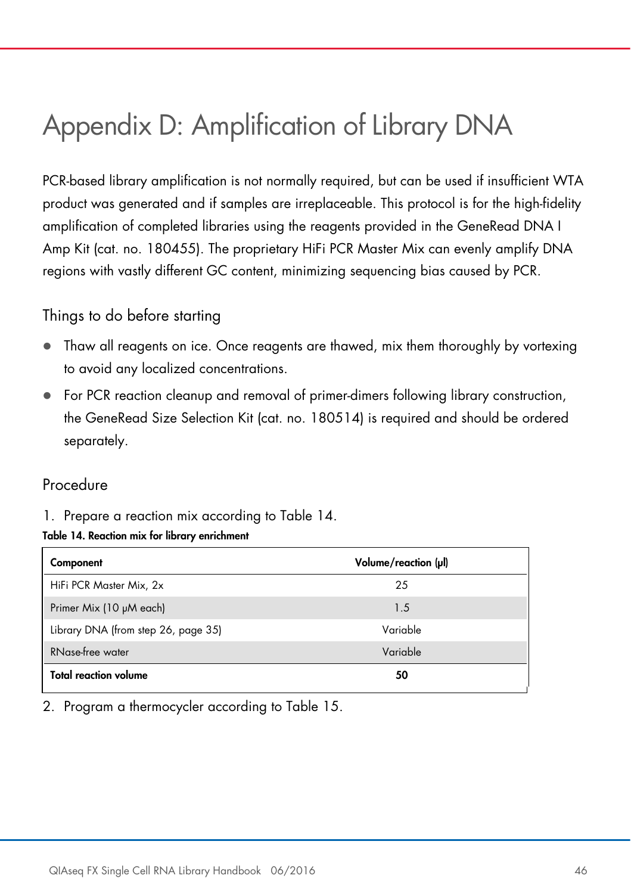# Appendix D: Amplification of Library DNA

PCR-based library amplification is not normally required, but can be used if insufficient WTA product was generated and if samples are irreplaceable. This protocol is for the high-fidelity amplification of completed libraries using the reagents provided in the GeneRead DNA I Amp Kit (cat. no. 180455). The proprietary HiFi PCR Master Mix can evenly amplify DNA regions with vastly different GC content, minimizing sequencing bias caused by PCR.

## Things to do before starting

- Thaw all reagents on ice. Once reagents are thawed, mix them thoroughly by vortexing to avoid any localized concentrations.
- For PCR reaction cleanup and removal of primer-dimers following library construction, the GeneRead Size Selection Kit (cat. no. 180514) is required and should be ordered separately.

## Procedure

1. Prepare a reaction mix according to Table 14.

**Table 14. Reaction mix for library enrichment**

| Component | Volume/reaction (µl) |
|---|---|
| HiFi PCR Master Mix, 2x | 25 |
| Primer Mix (10 µM each) | 1.5 |
| Library DNA (from step 26, page 35) | Variable |
| RNase-free water | Variable |
| **Total reaction volume** | **50** |

2. Program a thermocycler according to Table 15.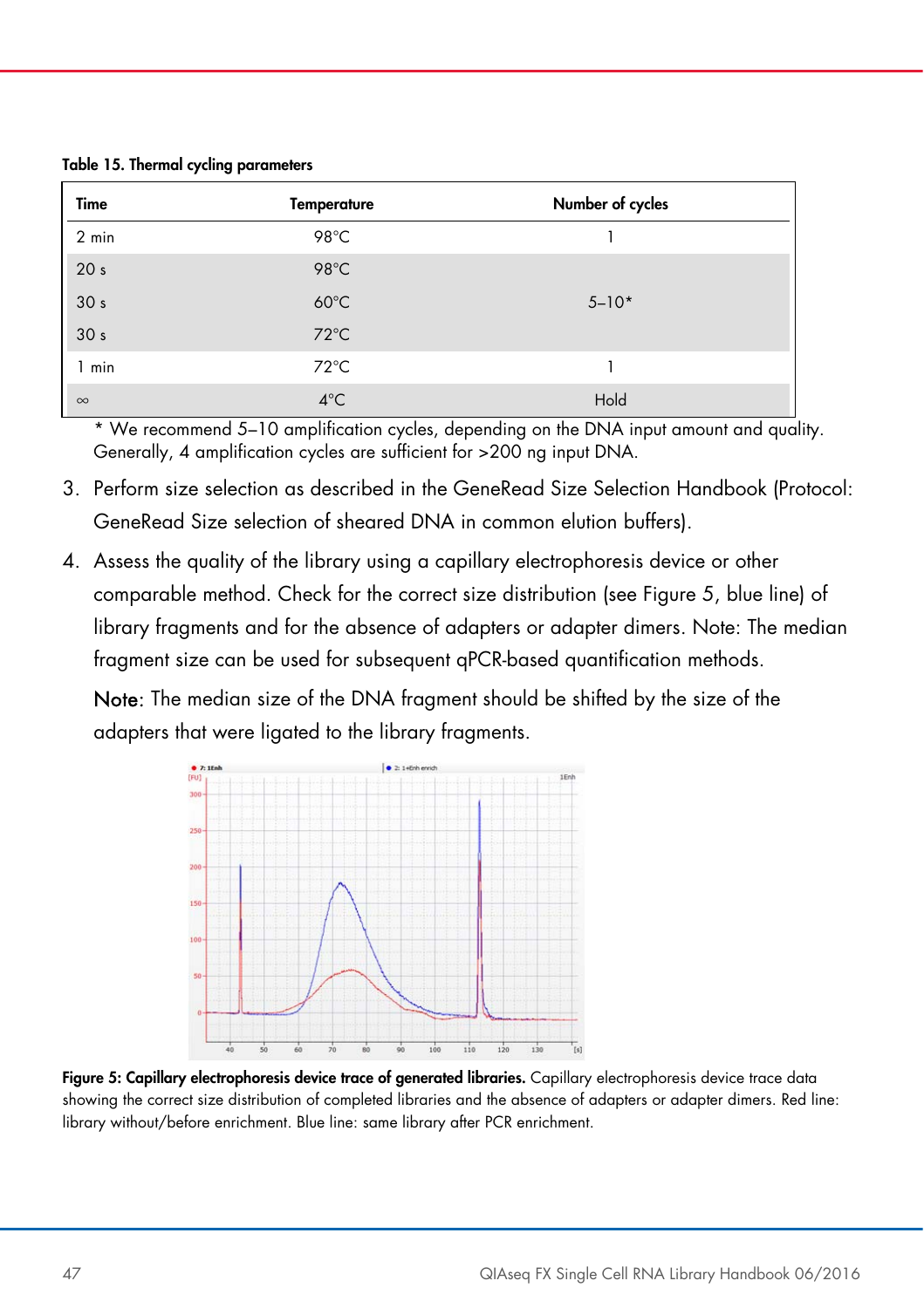**Table 15. Thermal cycling parameters**

| Time | Temperature | Number of cycles |
|---|---|---|
| 2 min | 98°C | 1 |
| 20 s | 98°C | |
| 30 s | 60°C | 5–10* |
| 30 s | 72°C | |
| 1 min | 72°C | 1 |
| ∞ | 4°C | Hold |

\* We recommend 5–10 amplification cycles, depending on the DNA input amount and quality. Generally, 4 amplification cycles are sufficient for >200 ng input DNA.

3. Perform size selection as described in the GeneRead Size Selection Handbook (Protocol: GeneRead Size selection of sheared DNA in common elution buffers).
4. Assess the quality of the library using a capillary electrophoresis device or other comparable method. Check for the correct size distribution (see Figure 5, blue line) of library fragments and for the absence of adapters or adapter dimers. Note: The median fragment size can be used for subsequent qPCR-based quantification methods.

   Note: The median size of the DNA fragment should be shifted by the size of the adapters that were ligated to the library fragments.

7: 1Enh
2: 1+Enh enrich
1Enh
[FU]
300
250
200
150
100
50
0
40 50 60 70 80 90 100 110 120 130 [s]

**Figure 5: Capillary electrophoresis device trace of generated libraries.** Capillary electrophoresis device trace data showing the correct size distribution of completed libraries and the absence of adapters or adapter dimers. Red line: library without/before enrichment. Blue line: same library after PCR enrichment.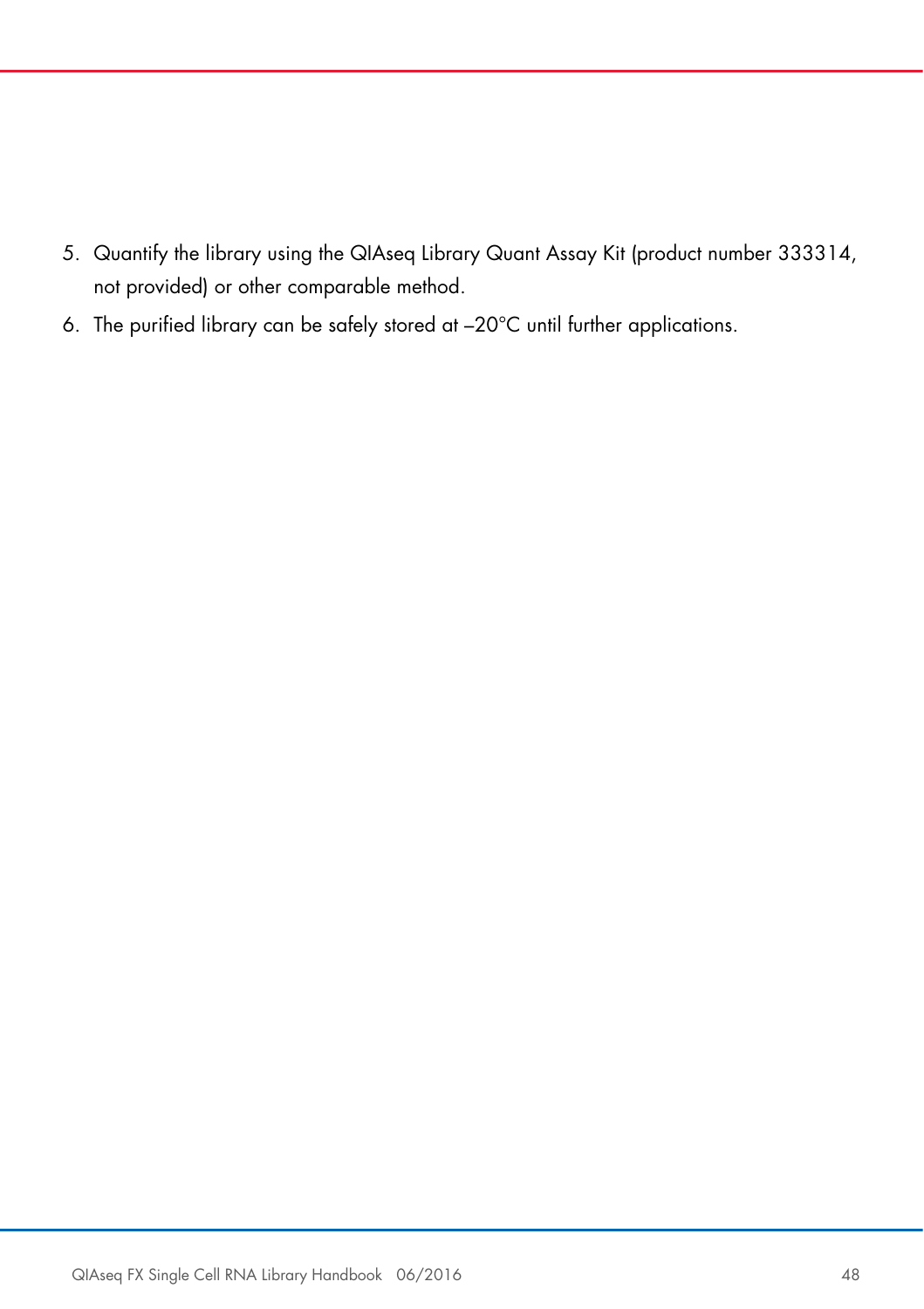5. Quantify the library using the QIAseq Library Quant Assay Kit (product number 333314, not provided) or other comparable method.
6. The purified library can be safely stored at –20°C until further applications.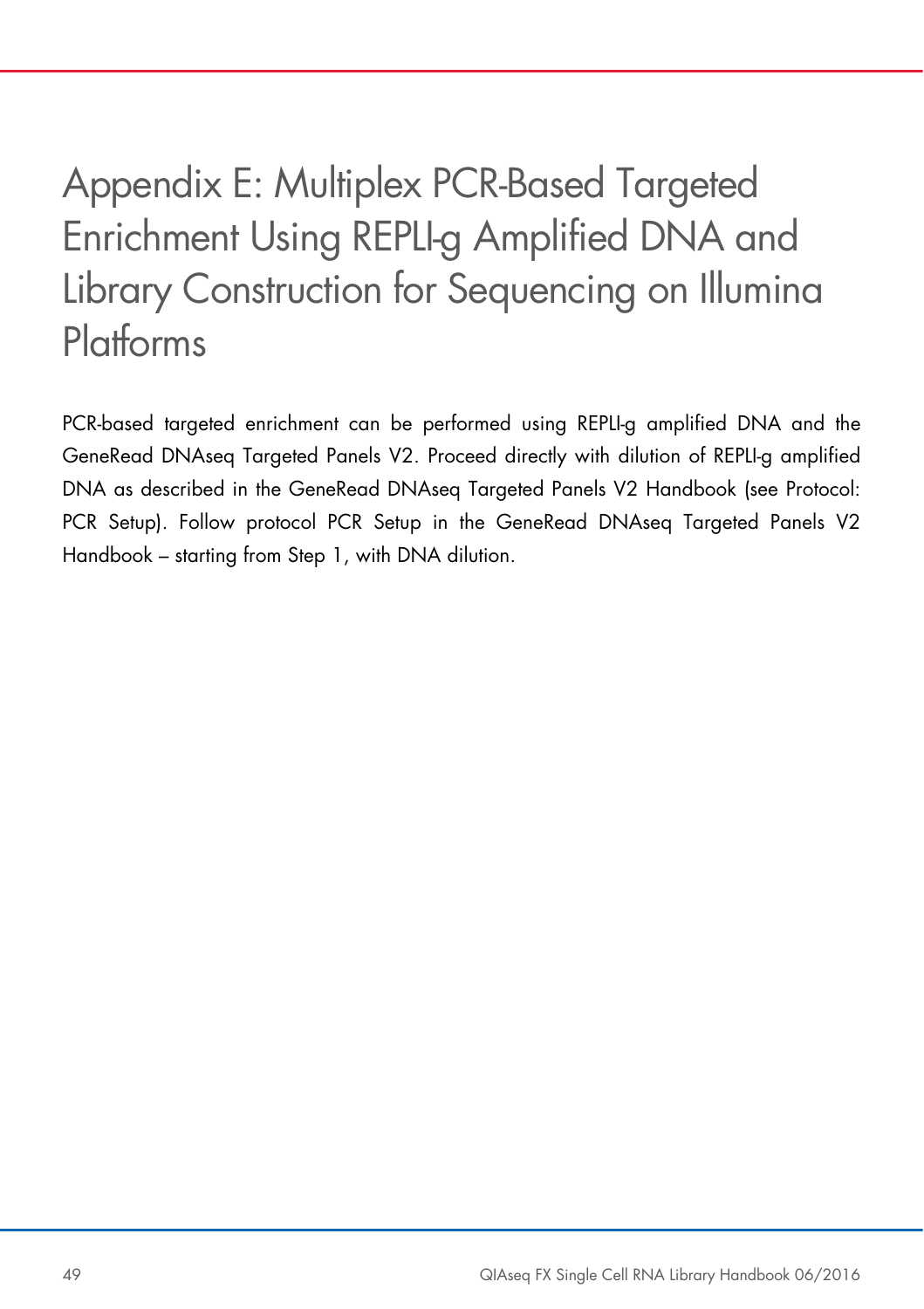# Appendix E: Multiplex PCR-Based Targeted Enrichment Using REPLI-g Amplified DNA and Library Construction for Sequencing on Illumina Platforms

PCR-based targeted enrichment can be performed using REPLI-g amplified DNA and the GeneRead DNAseq Targeted Panels V2. Proceed directly with dilution of REPLI-g amplified DNA as described in the GeneRead DNAseq Targeted Panels V2 Handbook (see Protocol: PCR Setup). Follow protocol PCR Setup in the GeneRead DNAseq Targeted Panels V2 Handbook – starting from Step 1, with DNA dilution.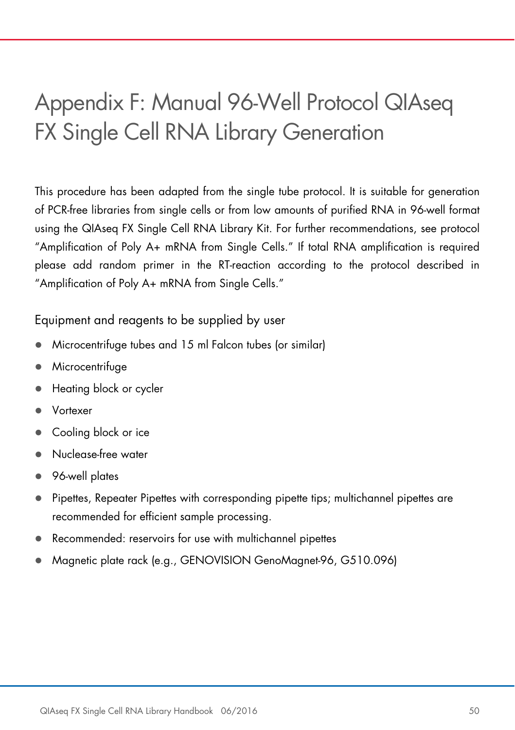# Appendix F: Manual 96-Well Protocol QIAseq FX Single Cell RNA Library Generation

This procedure has been adapted from the single tube protocol. It is suitable for generation of PCR-free libraries from single cells or from low amounts of purified RNA in 96-well format using the QIAseq FX Single Cell RNA Library Kit. For further recommendations, see protocol "Amplification of Poly A+ mRNA from Single Cells." If total RNA amplification is required please add random primer in the RT-reaction according to the protocol described in "Amplification of Poly A+ mRNA from Single Cells."

## Equipment and reagents to be supplied by user

- Microcentrifuge tubes and 15 ml Falcon tubes (or similar)
- Microcentrifuge
- Heating block or cycler
- Vortexer
- Cooling block or ice
- Nuclease-free water
- 96-well plates
- Pipettes, Repeater Pipettes with corresponding pipette tips; multichannel pipettes are recommended for efficient sample processing.
- Recommended: reservoirs for use with multichannel pipettes
- Magnetic plate rack (e.g., GENOVISION GenoMagnet-96, G510.096)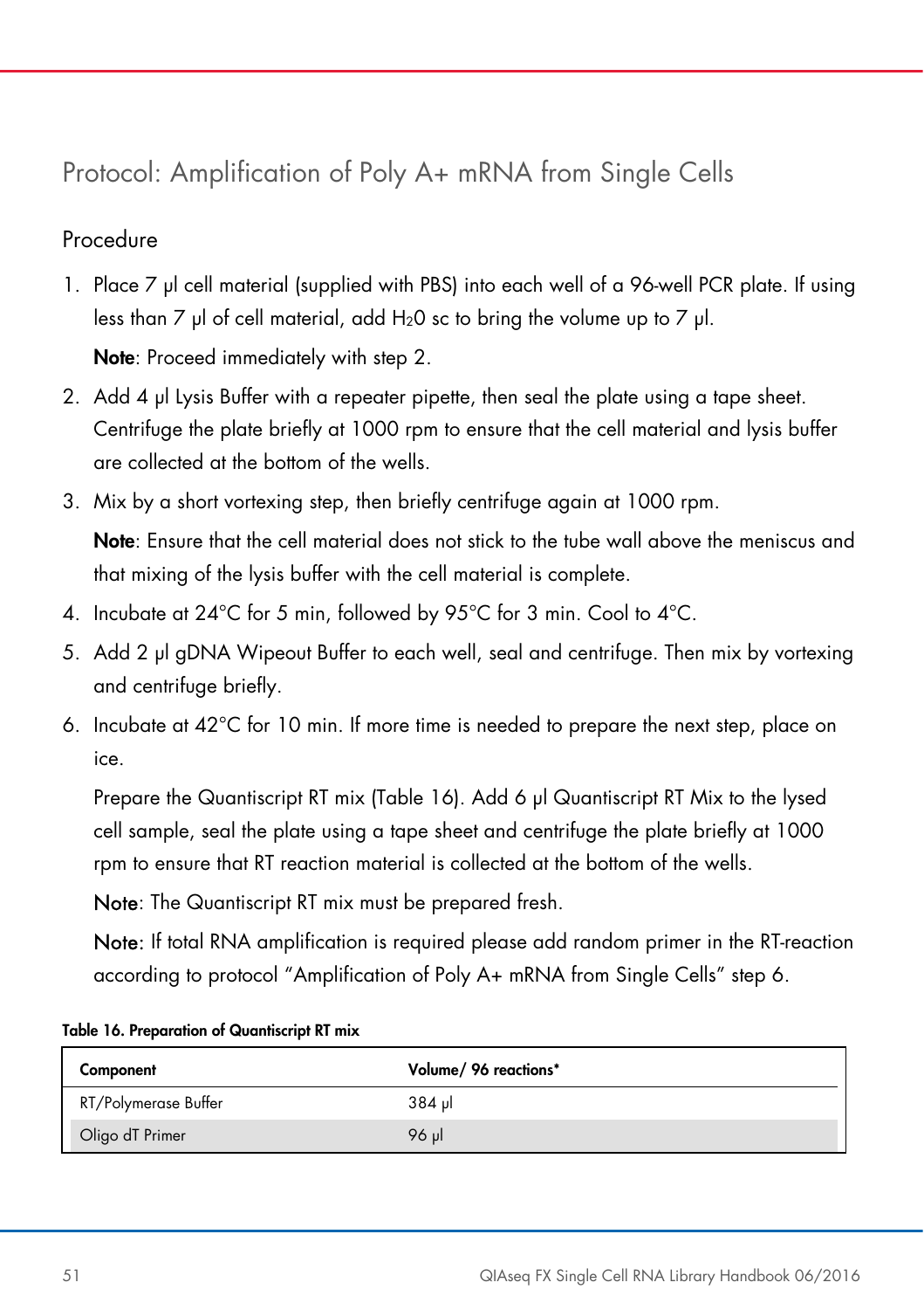# Protocol: Amplification of Poly A+ mRNA from Single Cells

## Procedure

1. Place 7 µl cell material (supplied with PBS) into each well of a 96-well PCR plate. If using less than 7 µl of cell material, add $H_2O$ sc to bring the volume up to 7 µl.

   **Note**: Proceed immediately with step 2.

2. Add 4 µl Lysis Buffer with a repeater pipette, then seal the plate using a tape sheet. Centrifuge the plate briefly at 1000 rpm to ensure that the cell material and lysis buffer are collected at the bottom of the wells.

3. Mix by a short vortexing step, then briefly centrifuge again at 1000 rpm.

   **Note**: Ensure that the cell material does not stick to the tube wall above the meniscus and that mixing of the lysis buffer with the cell material is complete.

4. Incubate at 24°C for 5 min, followed by 95°C for 3 min. Cool to 4°C.

5. Add 2 µl gDNA Wipeout Buffer to each well, seal and centrifuge. Then mix by vortexing and centrifuge briefly.

6. Incubate at 42°C for 10 min. If more time is needed to prepare the next step, place on ice.

   Prepare the Quantiscript RT mix (Table 16). Add 6 µl Quantiscript RT Mix to the lysed cell sample, seal the plate using a tape sheet and centrifuge the plate briefly at 1000 rpm to ensure that RT reaction material is collected at the bottom of the wells.

   **Note**: The Quantiscript RT mix must be prepared fresh.

   **Note**: If total RNA amplification is required please add random primer in the RT-reaction according to protocol "Amplification of Poly A+ mRNA from Single Cells" step 6.

**Table 16. Preparation of Quantiscript RT mix**

| Component | Volume/ 96 reactions* |
| --- | --- |
| RT/Polymerase Buffer | 384 µl |
| Oligo dT Primer | 96 µl |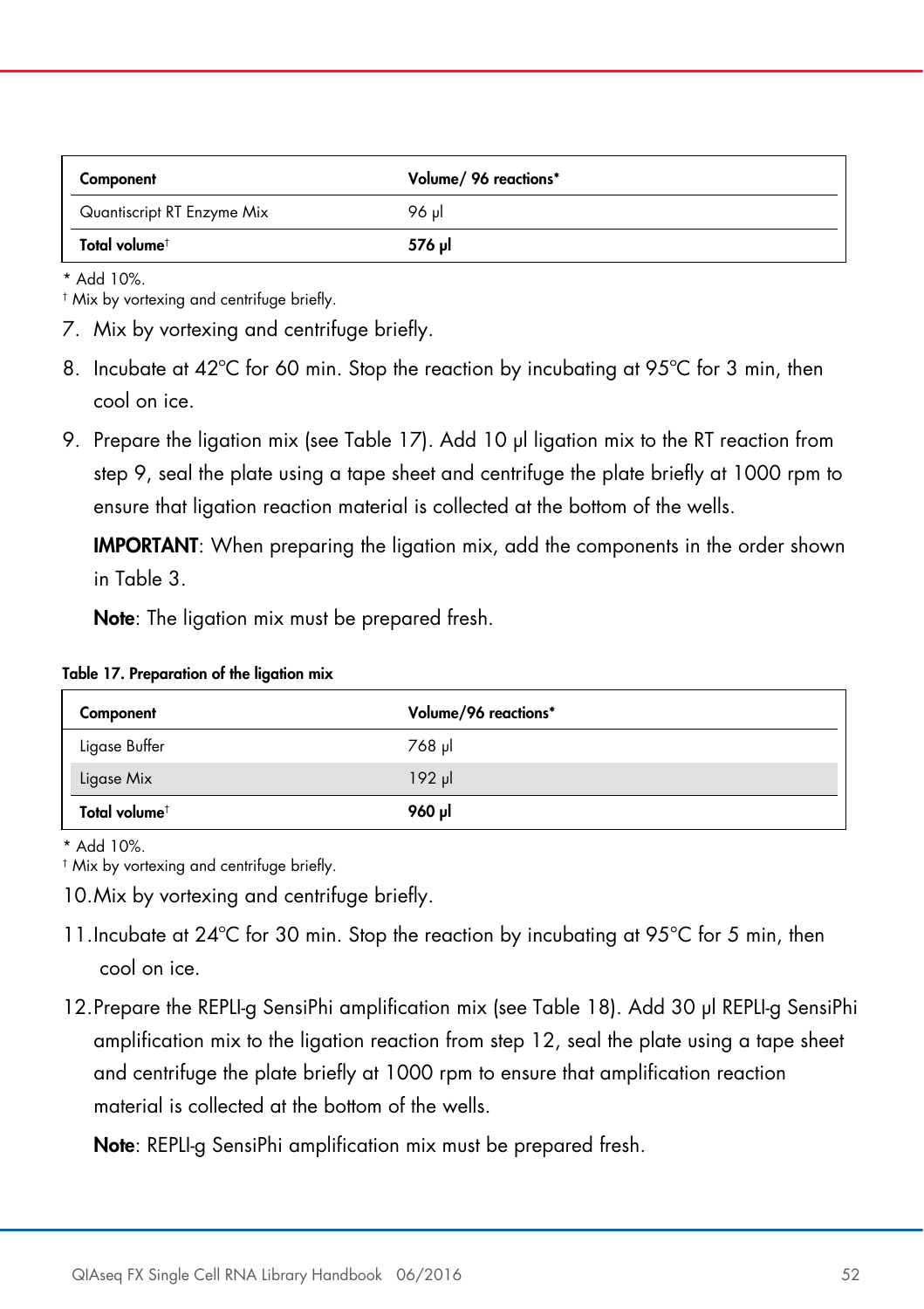| Component | Volume/ 96 reactions* |
|---|---|
| Quantiscript RT Enzyme Mix | 96 µl |
| **Total volume**† | **576 µl** |

* Add 10%.
† Mix by vortexing and centrifuge briefly.

7. Mix by vortexing and centrifuge briefly.
8. Incubate at 42°C for 60 min. Stop the reaction by incubating at 95°C for 3 min, then cool on ice.
9. Prepare the ligation mix (see Table 17). Add 10 µl ligation mix to the RT reaction from step 9, seal the plate using a tape sheet and centrifuge the plate briefly at 1000 rpm to ensure that ligation reaction material is collected at the bottom of the wells.

   **IMPORTANT**: When preparing the ligation mix, add the components in the order shown in Table 3.

   **Note**: The ligation mix must be prepared fresh.

**Table 17. Preparation of the ligation mix**

| Component | Volume/96 reactions* |
|---|---|
| Ligase Buffer | 768 µl |
| Ligase Mix | 192 µl |
| **Total volume**† | **960 µl** |

* Add 10%.
† Mix by vortexing and centrifuge briefly.

10. Mix by vortexing and centrifuge briefly.
11. Incubate at 24°C for 30 min. Stop the reaction by incubating at 95°C for 5 min, then cool on ice.
12. Prepare the REPLI-g SensiPhi amplification mix (see Table 18). Add 30 µl REPLI-g SensiPhi amplification mix to the ligation reaction from step 12, seal the plate using a tape sheet and centrifuge the plate briefly at 1000 rpm to ensure that amplification reaction material is collected at the bottom of the wells.

    **Note**: REPLI-g SensiPhi amplification mix must be prepared fresh.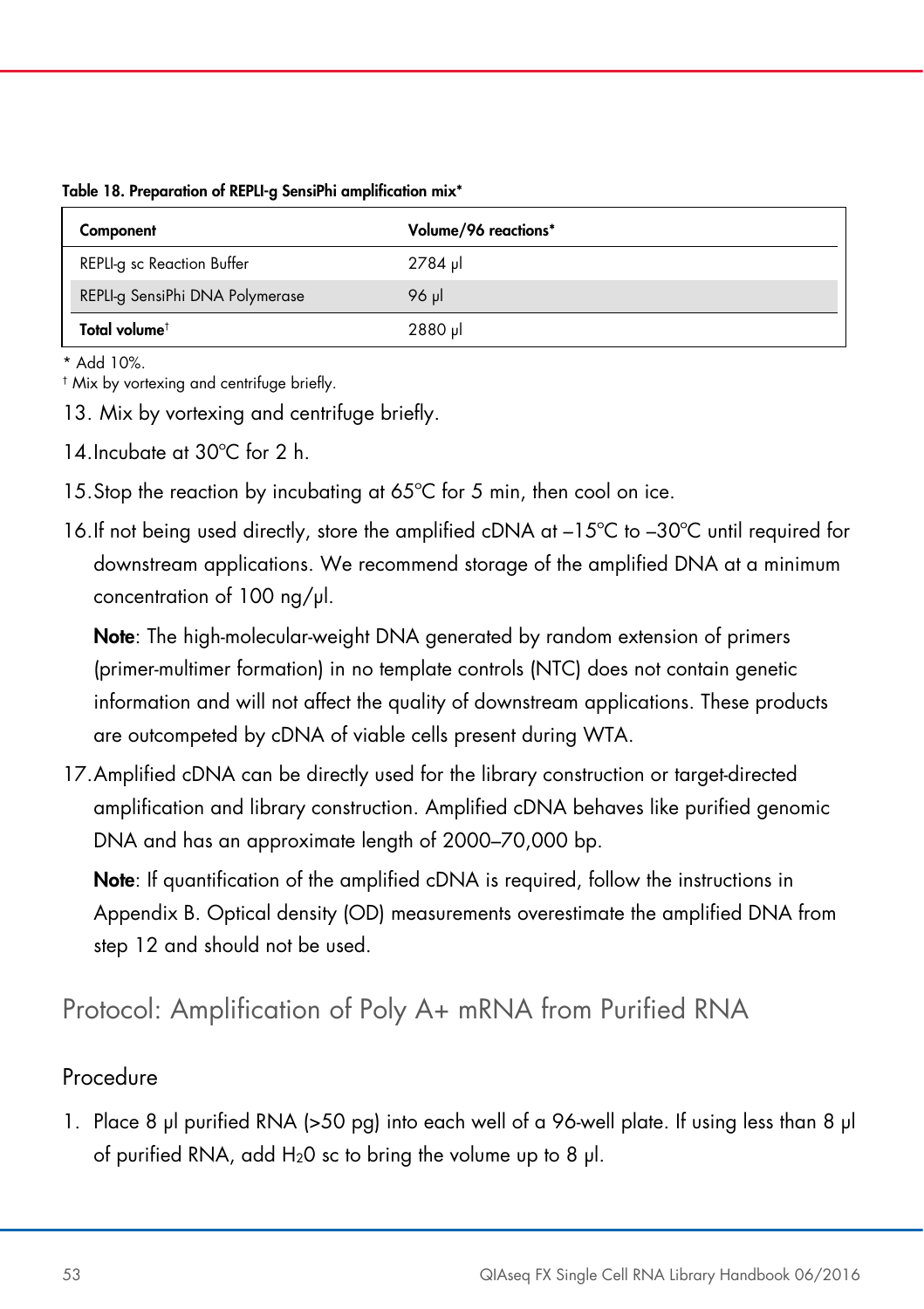**Table 18. Preparation of REPLI-g SensiPhi amplification mix***

| Component | Volume/96 reactions* |
|---|---|
| REPLI-g sc Reaction Buffer | 2784 µl |
| REPLI-g SensiPhi DNA Polymerase | 96 µl |
| **Total volume**† | 2880 µl |

\* Add 10%.

† Mix by vortexing and centrifuge briefly.

13. Mix by vortexing and centrifuge briefly.
14. Incubate at 30°C for 2 h.
15. Stop the reaction by incubating at 65°C for 5 min, then cool on ice.
16. If not being used directly, store the amplified cDNA at –15°C to –30°C until required for downstream applications. We recommend storage of the amplified DNA at a minimum concentration of 100 ng/µl.

    **Note**: The high-molecular-weight DNA generated by random extension of primers (primer-multimer formation) in no template controls (NTC) does not contain genetic information and will not affect the quality of downstream applications. These products are outcompeted by cDNA of viable cells present during WTA.

17. Amplified cDNA can be directly used for the library construction or target-directed amplification and library construction. Amplified cDNA behaves like purified genomic DNA and has an approximate length of 2000–70,000 bp.

    **Note**: If quantification of the amplified cDNA is required, follow the instructions in Appendix B. Optical density (OD) measurements overestimate the amplified DNA from step 12 and should not be used.

# Protocol: Amplification of Poly A+ mRNA from Purified RNA

## Procedure

1. Place 8 µl purified RNA (>50 pg) into each well of a 96-well plate. If using less than 8 µl of purified RNA, add $H_2O$ sc to bring the volume up to 8 µl.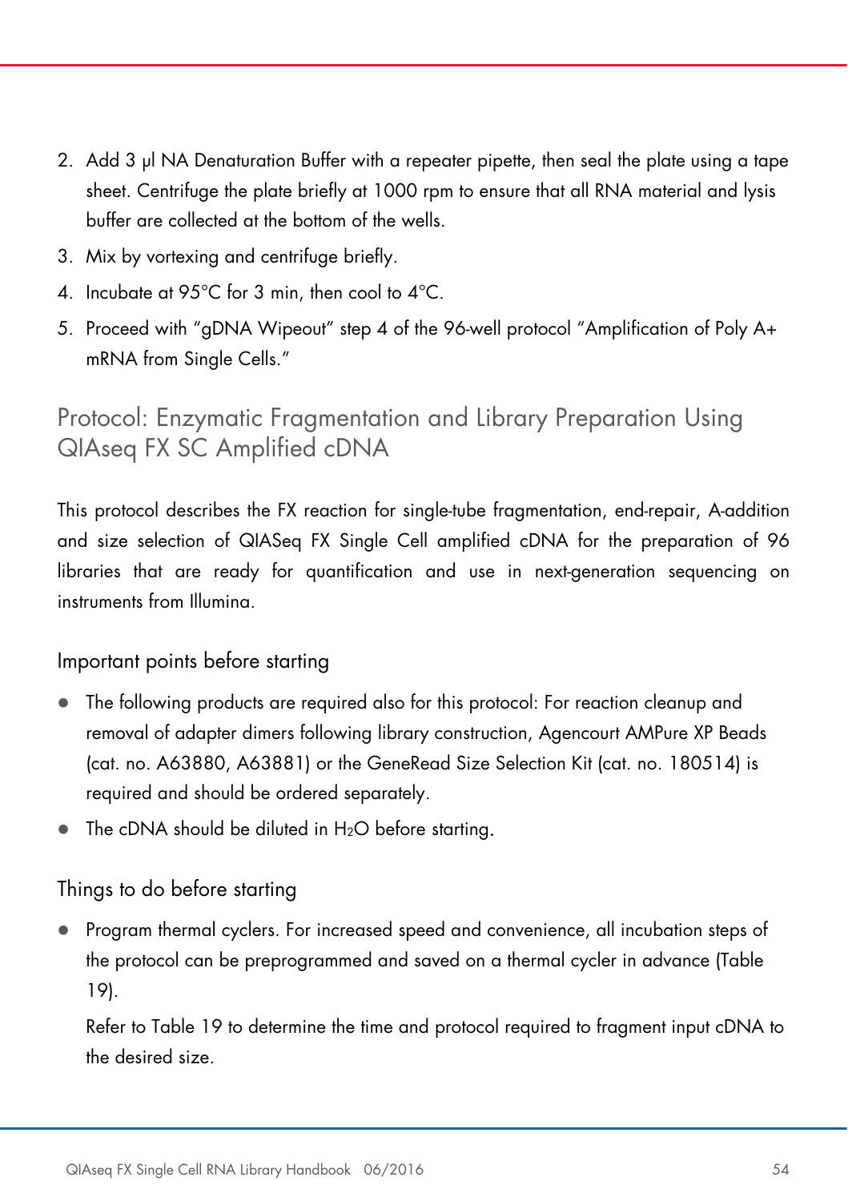2. Add 3 µl NA Denaturation Buffer with a repeater pipette, then seal the plate using a tape sheet. Centrifuge the plate briefly at 1000 rpm to ensure that all RNA material and lysis buffer are collected at the bottom of the wells.
3. Mix by vortexing and centrifuge briefly.
4. Incubate at 95°C for 3 min, then cool to 4°C.
5. Proceed with "gDNA Wipeout" step 4 of the 96-well protocol "Amplification of Poly A+ mRNA from Single Cells."

## Protocol: Enzymatic Fragmentation and Library Preparation Using QIAseq FX SC Amplified cDNA

This protocol describes the FX reaction for single-tube fragmentation, end-repair, A-addition and size selection of QIASeq FX Single Cell amplified cDNA for the preparation of 96 libraries that are ready for quantification and use in next-generation sequencing on instruments from Illumina.

### Important points before starting

- The following products are required also for this protocol: For reaction cleanup and removal of adapter dimers following library construction, Agencourt AMPure XP Beads (cat. no. A63880, A63881) or the GeneRead Size Selection Kit (cat. no. 180514) is required and should be ordered separately.
- The cDNA should be diluted in $H_2O$ before starting.

### Things to do before starting

- Program thermal cyclers. For increased speed and convenience, all incubation steps of the protocol can be preprogrammed and saved on a thermal cycler in advance (Table 19).

  Refer to Table 19 to determine the time and protocol required to fragment input cDNA to the desired size.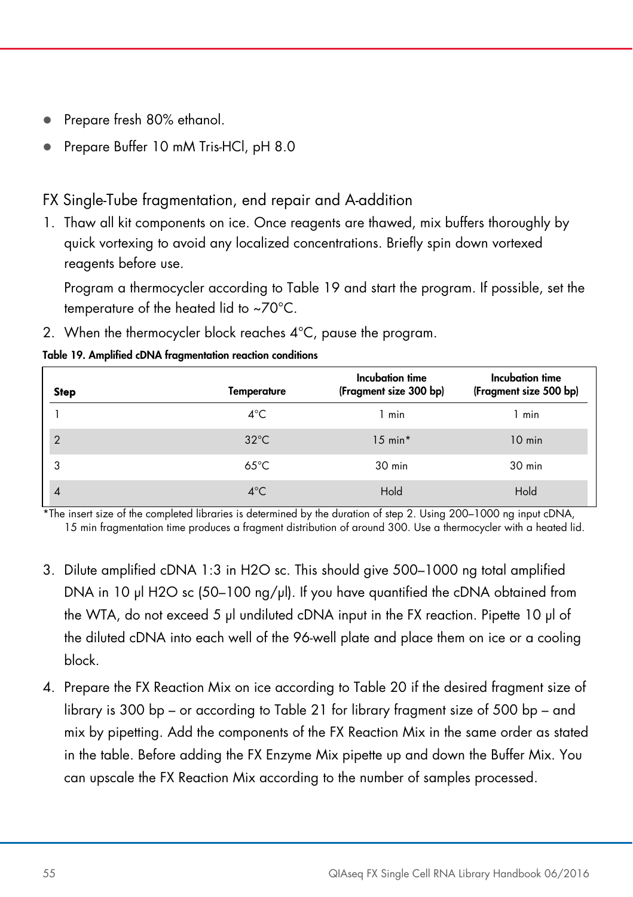- Prepare fresh 80% ethanol.
- Prepare Buffer 10 mM Tris-HCl, pH 8.0

## FX Single-Tube fragmentation, end repair and A-addition

1. Thaw all kit components on ice. Once reagents are thawed, mix buffers thoroughly by quick vortexing to avoid any localized concentrations. Briefly spin down vortexed reagents before use.

   Program a thermocycler according to Table 19 and start the program. If possible, set the temperature of the heated lid to ~70°C.

2. When the thermocycler block reaches 4°C, pause the program.

**Table 19. Amplified cDNA fragmentation reaction conditions**

| Step | Temperature | Incubation time (Fragment size 300 bp) | Incubation time (Fragment size 500 bp) |
|---|---|---|---|
| 1 | 4°C | 1 min | 1 min |
| 2 | 32°C | 15 min* | 10 min |
| 3 | 65°C | 30 min | 30 min |
| 4 | 4°C | Hold | Hold |

*The insert size of the completed libraries is determined by the duration of step 2. Using 200–1000 ng input cDNA, 15 min fragmentation time produces a fragment distribution of around 300. Use a thermocycler with a heated lid.

3. Dilute amplified cDNA 1:3 in H2O sc. This should give 500–1000 ng total amplified DNA in 10 µl H2O sc (50–100 ng/µl). If you have quantified the cDNA obtained from the WTA, do not exceed 5 µl undiluted cDNA input in the FX reaction. Pipette 10 µl of the diluted cDNA into each well of the 96-well plate and place them on ice or a cooling block.

4. Prepare the FX Reaction Mix on ice according to Table 20 if the desired fragment size of library is 300 bp – or according to Table 21 for library fragment size of 500 bp – and mix by pipetting. Add the components of the FX Reaction Mix in the same order as stated in the table. Before adding the FX Enzyme Mix pipette up and down the Buffer Mix. You can upscale the FX Reaction Mix according to the number of samples processed.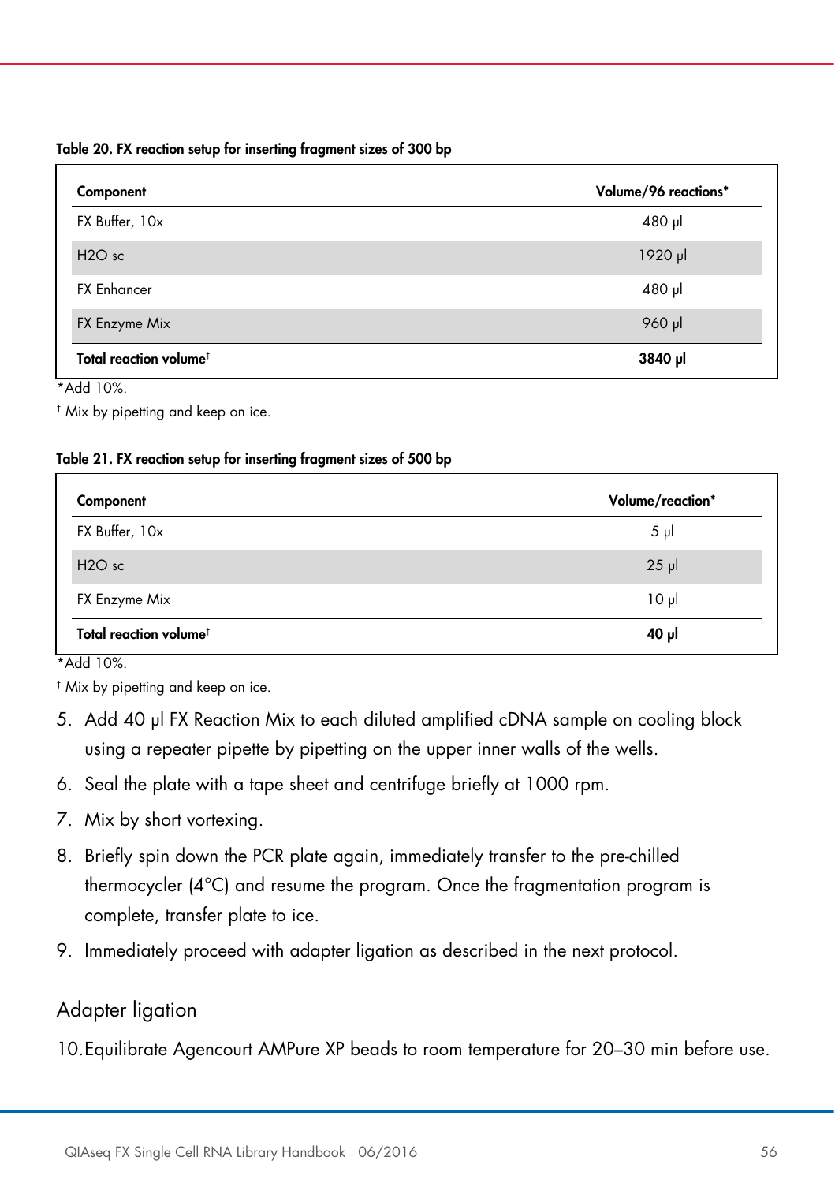**Table 20. FX reaction setup for inserting fragment sizes of 300 bp**

| Component | Volume/96 reactions* |
|---|---|
| FX Buffer, 10x | 480 µl |
| H2O sc | 1920 µl |
| FX Enhancer | 480 µl |
| FX Enzyme Mix | 960 µl |
| **Total reaction volume**† | **3840 µl** |

*Add 10%.

† Mix by pipetting and keep on ice.

**Table 21. FX reaction setup for inserting fragment sizes of 500 bp**

| Component | Volume/reaction* |
|---|---|
| FX Buffer, 10x | 5 µl |
| H2O sc | 25 µl |
| FX Enzyme Mix | 10 µl |
| **Total reaction volume**† | **40 µl** |

*Add 10%.

† Mix by pipetting and keep on ice.

5. Add 40 µl FX Reaction Mix to each diluted amplified cDNA sample on cooling block using a repeater pipette by pipetting on the upper inner walls of the wells.
6. Seal the plate with a tape sheet and centrifuge briefly at 1000 rpm.
7. Mix by short vortexing.
8. Briefly spin down the PCR plate again, immediately transfer to the pre-chilled thermocycler (4°C) and resume the program. Once the fragmentation program is complete, transfer plate to ice.
9. Immediately proceed with adapter ligation as described in the next protocol.

## Adapter ligation

10. Equilibrate Agencourt AMPure XP beads to room temperature for 20–30 min before use.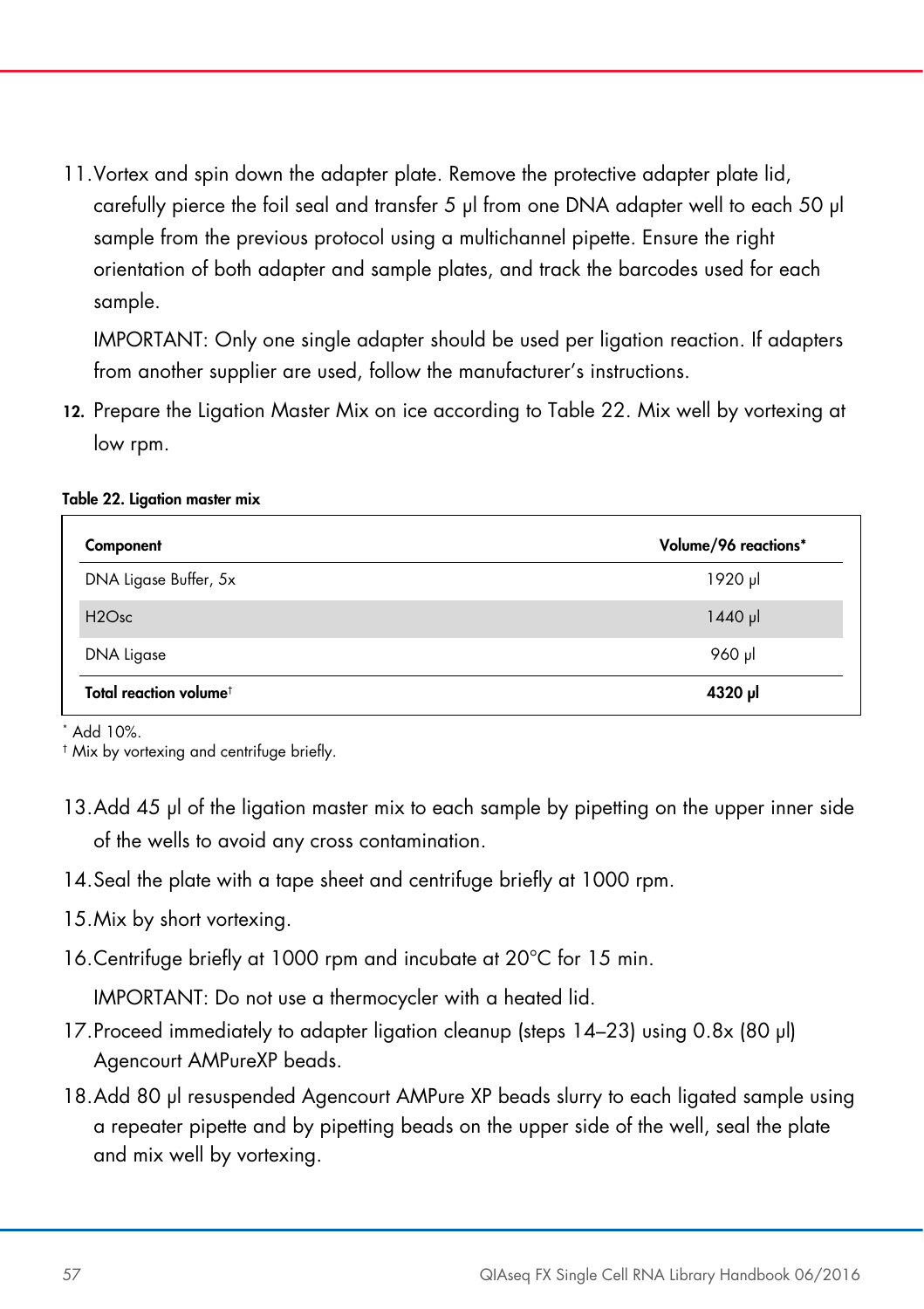11. Vortex and spin down the adapter plate. Remove the protective adapter plate lid, carefully pierce the foil seal and transfer 5 µl from one DNA adapter well to each 50 µl sample from the previous protocol using a multichannel pipette. Ensure the right orientation of both adapter and sample plates, and track the barcodes used for each sample.

    IMPORTANT: Only one single adapter should be used per ligation reaction. If adapters from another supplier are used, follow the manufacturer's instructions.

12. Prepare the Ligation Master Mix on ice according to Table 22. Mix well by vortexing at low rpm.

**Table 22. Ligation master mix**

| Component | Volume/96 reactions* |
|---|---|
| DNA Ligase Buffer, 5x | 1920 µl |
| H2Osc | 1440 µl |
| DNA Ligase | 960 µl |
| **Total reaction volume**† | **4320 µl** |

\* Add 10%.
† Mix by vortexing and centrifuge briefly.

13. Add 45 µl of the ligation master mix to each sample by pipetting on the upper inner side of the wells to avoid any cross contamination.
14. Seal the plate with a tape sheet and centrifuge briefly at 1000 rpm.
15. Mix by short vortexing.
16. Centrifuge briefly at 1000 rpm and incubate at 20°C for 15 min.

    IMPORTANT: Do not use a thermocycler with a heated lid.

17. Proceed immediately to adapter ligation cleanup (steps 14–23) using 0.8x (80 µl) Agencourt AMPureXP beads.
18. Add 80 µl resuspended Agencourt AMPure XP beads slurry to each ligated sample using a repeater pipette and by pipetting beads on the upper side of the well, seal the plate and mix well by vortexing.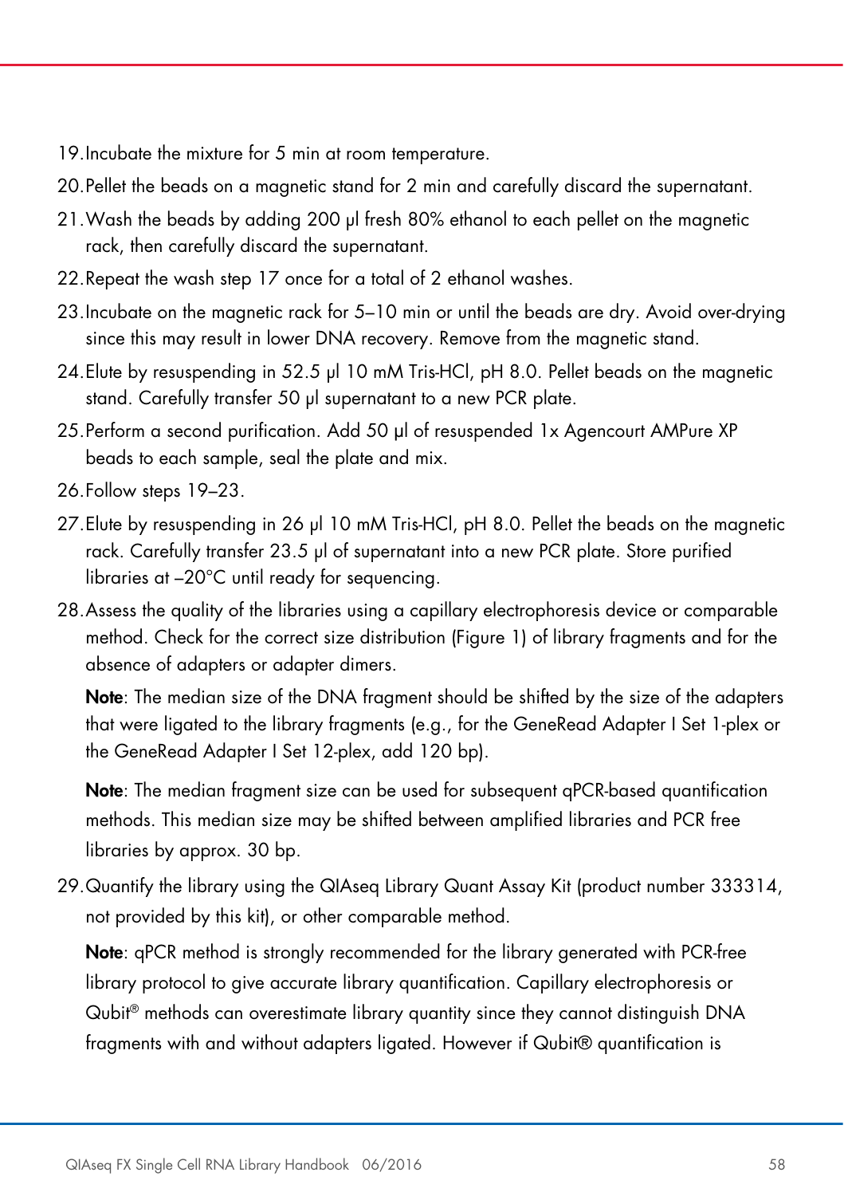19. Incubate the mixture for 5 min at room temperature.
20. Pellet the beads on a magnetic stand for 2 min and carefully discard the supernatant.
21. Wash the beads by adding 200 µl fresh 80% ethanol to each pellet on the magnetic rack, then carefully discard the supernatant.
22. Repeat the wash step 17 once for a total of 2 ethanol washes.
23. Incubate on the magnetic rack for 5–10 min or until the beads are dry. Avoid over-drying since this may result in lower DNA recovery. Remove from the magnetic stand.
24. Elute by resuspending in 52.5 µl 10 mM Tris-HCl, pH 8.0. Pellet beads on the magnetic stand. Carefully transfer 50 µl supernatant to a new PCR plate.
25. Perform a second purification. Add 50 µl of resuspended 1x Agencourt AMPure XP beads to each sample, seal the plate and mix.
26. Follow steps 19–23.
27. Elute by resuspending in 26 µl 10 mM Tris-HCl, pH 8.0. Pellet the beads on the magnetic rack. Carefully transfer 23.5 µl of supernatant into a new PCR plate. Store purified libraries at –20°C until ready for sequencing.
28. Assess the quality of the libraries using a capillary electrophoresis device or comparable method. Check for the correct size distribution (Figure 1) of library fragments and for the absence of adapters or adapter dimers.

    **Note**: The median size of the DNA fragment should be shifted by the size of the adapters that were ligated to the library fragments (e.g., for the GeneRead Adapter I Set 1-plex or the GeneRead Adapter I Set 12-plex, add 120 bp).

    **Note**: The median fragment size can be used for subsequent qPCR-based quantification methods. This median size may be shifted between amplified libraries and PCR free libraries by approx. 30 bp.
29. Quantify the library using the QIAseq Library Quant Assay Kit (product number 333314, not provided by this kit), or other comparable method.

    **Note**: qPCR method is strongly recommended for the library generated with PCR-free library protocol to give accurate library quantification. Capillary electrophoresis or Qubit® methods can overestimate library quantity since they cannot distinguish DNA fragments with and without adapters ligated. However if Qubit® quantification is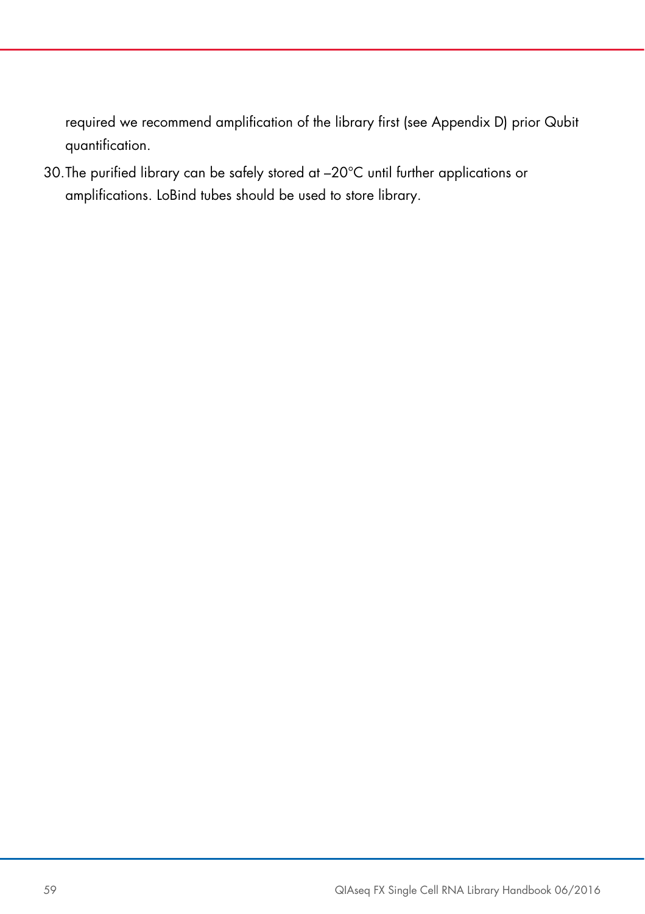required we recommend amplification of the library first (see Appendix D) prior Qubit quantification.

30. The purified library can be safely stored at –20°C until further applications or amplifications. LoBind tubes should be used to store library.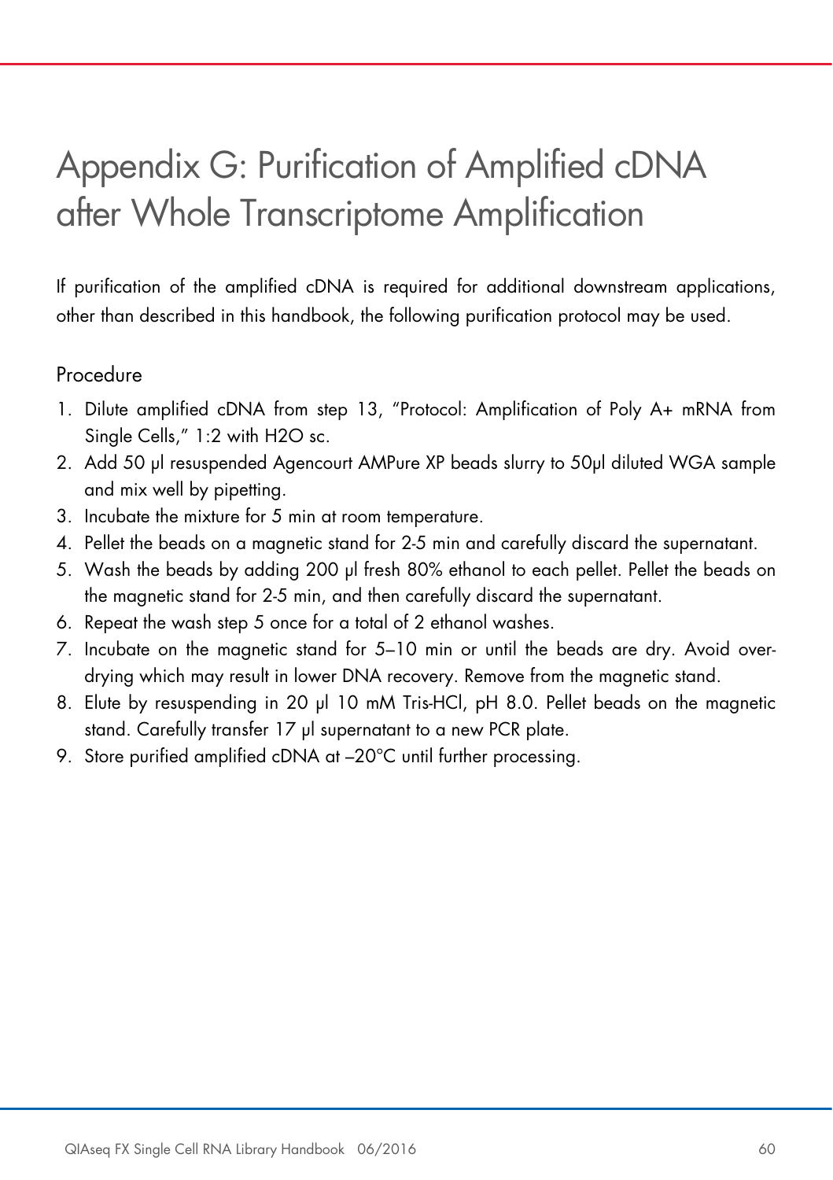# Appendix G: Purification of Amplified cDNA after Whole Transcriptome Amplification

If purification of the amplified cDNA is required for additional downstream applications, other than described in this handbook, the following purification protocol may be used.

## Procedure

1. Dilute amplified cDNA from step 13, "Protocol: Amplification of Poly A+ mRNA from Single Cells," 1:2 with H2O sc.
2. Add 50 µl resuspended Agencourt AMPure XP beads slurry to 50µl diluted WGA sample and mix well by pipetting.
3. Incubate the mixture for 5 min at room temperature.
4. Pellet the beads on a magnetic stand for 2-5 min and carefully discard the supernatant.
5. Wash the beads by adding 200 µl fresh 80% ethanol to each pellet. Pellet the beads on the magnetic stand for 2-5 min, and then carefully discard the supernatant.
6. Repeat the wash step 5 once for a total of 2 ethanol washes.
7. Incubate on the magnetic stand for 5–10 min or until the beads are dry. Avoid over-drying which may result in lower DNA recovery. Remove from the magnetic stand.
8. Elute by resuspending in 20 µl 10 mM Tris-HCl, pH 8.0. Pellet beads on the magnetic stand. Carefully transfer 17 µl supernatant to a new PCR plate.
9. Store purified amplified cDNA at –20°C until further processing.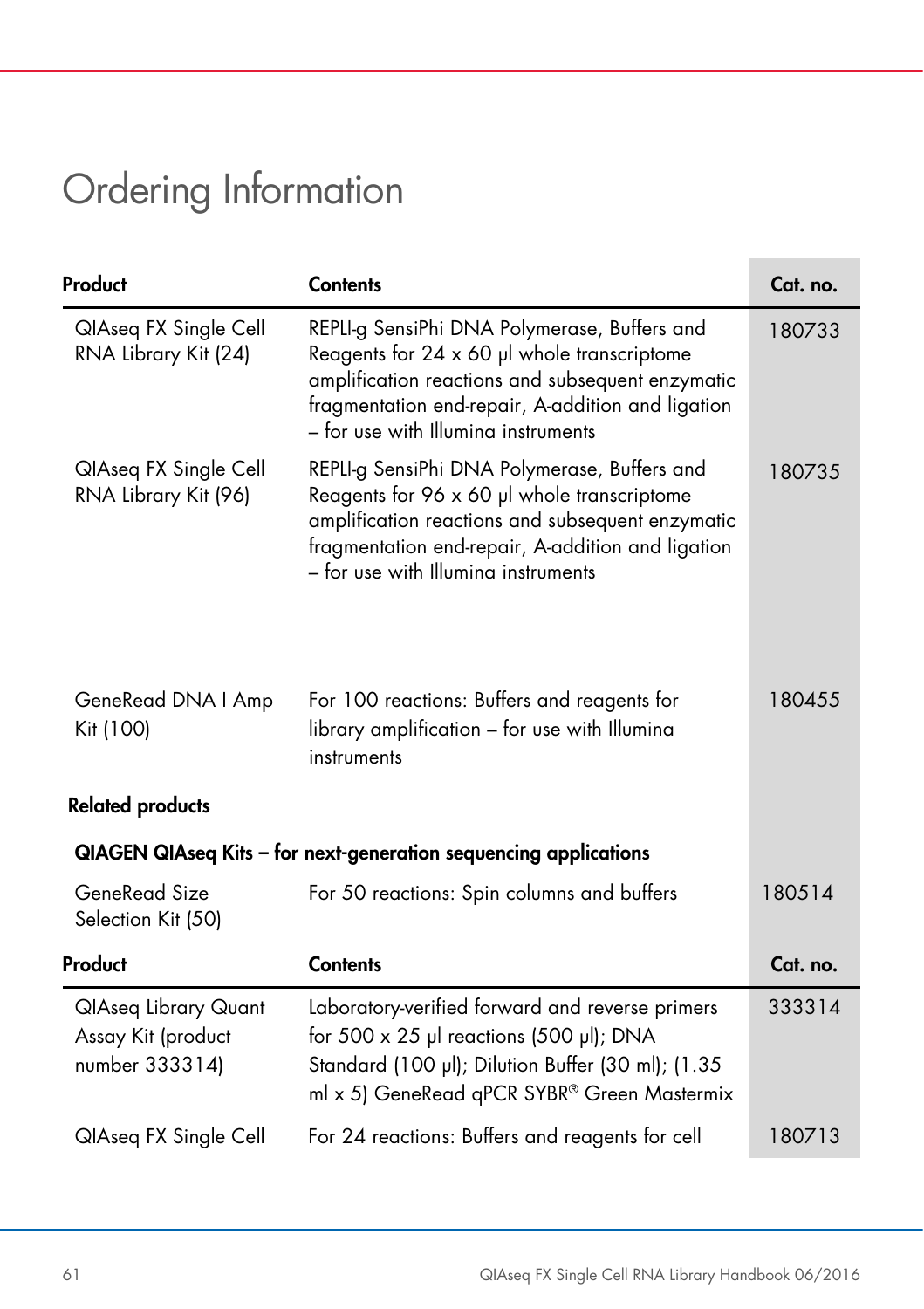# Ordering Information

| Product | Contents | Cat. no. |
|---|---|---|
| QIAseq FX Single Cell RNA Library Kit (24) | REPLI-g SensiPhi DNA Polymerase, Buffers and Reagents for 24 x 60 µl whole transcriptome amplification reactions and subsequent enzymatic fragmentation end-repair, A-addition and ligation – for use with Illumina instruments | 180733 |
| QIAseq FX Single Cell RNA Library Kit (96) | REPLI-g SensiPhi DNA Polymerase, Buffers and Reagents for 96 x 60 µl whole transcriptome amplification reactions and subsequent enzymatic fragmentation end-repair, A-addition and ligation – for use with Illumina instruments | 180735 |
| GeneRead DNA I Amp Kit (100) | For 100 reactions: Buffers and reagents for library amplification – for use with Illumina instruments | 180455 |
| **Related products** | | |
| **QIAGEN QIAseq Kits – for next-generation sequencing applications** | | |
| GeneRead Size Selection Kit (50) | For 50 reactions: Spin columns and buffers | 180514 |

| Product | Contents | Cat. no. |
|---|---|---|
| QIAseq Library Quant Assay Kit (product number 333314) | Laboratory-verified forward and reverse primers for 500 x 25 µl reactions (500 µl); DNA Standard (100 µl); Dilution Buffer (30 ml); (1.35 ml x 5) GeneRead qPCR SYBR® Green Mastermix | 333314 |
| QIAseq FX Single Cell | For 24 reactions: Buffers and reagents for cell | 180713 |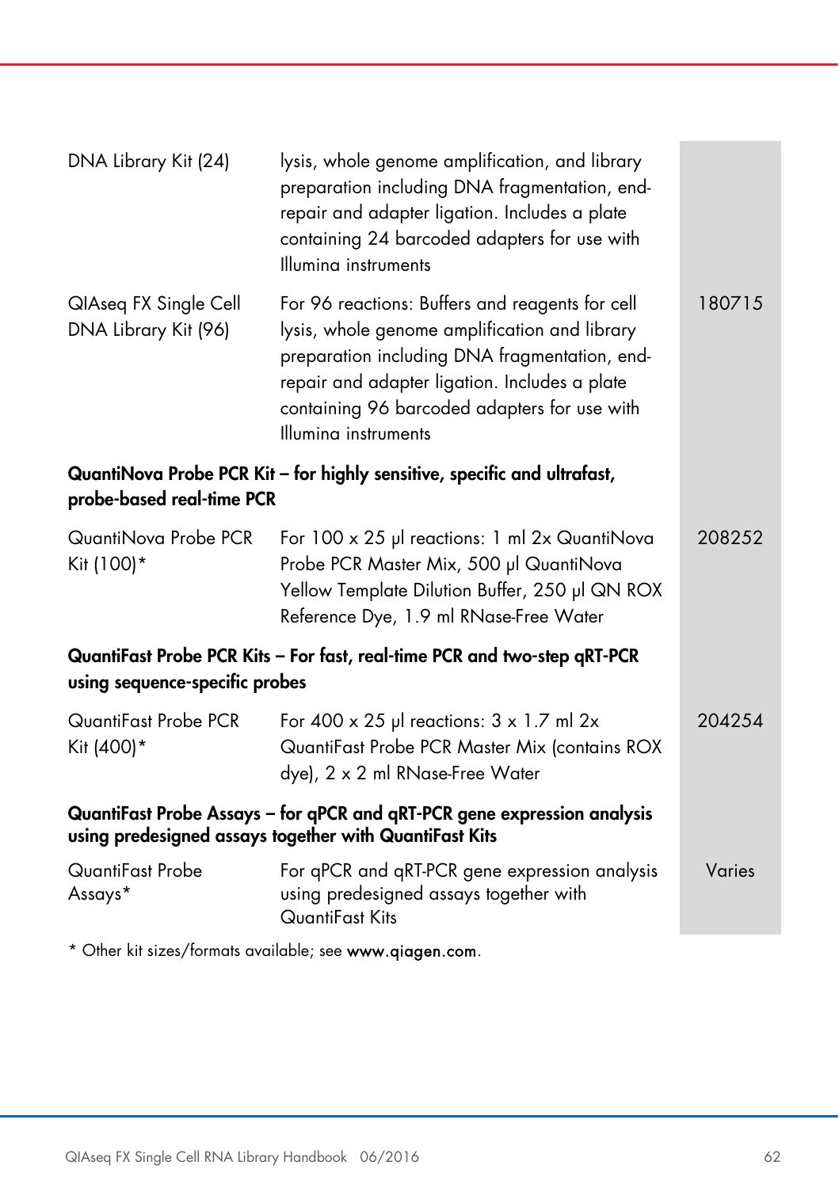| | | |
|---|---|---|
| DNA Library Kit (24) | lysis, whole genome amplification, and library preparation including DNA fragmentation, end-repair and adapter ligation. Includes a plate containing 24 barcoded adapters for use with Illumina instruments | |
| QIAseq FX Single Cell DNA Library Kit (96) | For 96 reactions: Buffers and reagents for cell lysis, whole genome amplification and library preparation including DNA fragmentation, end-repair and adapter ligation. Includes a plate containing 96 barcoded adapters for use with Illumina instruments | 180715 |
| **QuantiNova Probe PCR Kit – for highly sensitive, specific and ultrafast, probe-based real-time PCR** | | |
| QuantiNova Probe PCR Kit (100)* | For 100 x 25 µl reactions: 1 ml 2x QuantiNova Probe PCR Master Mix, 500 µl QuantiNova Yellow Template Dilution Buffer, 250 µl QN ROX Reference Dye, 1.9 ml RNase-Free Water | 208252 |
| **QuantiFast Probe PCR Kits – For fast, real-time PCR and two-step qRT-PCR using sequence-specific probes** | | |
| QuantiFast Probe PCR Kit (400)* | For 400 x 25 µl reactions: 3 x 1.7 ml 2x QuantiFast Probe PCR Master Mix (contains ROX dye), 2 x 2 ml RNase-Free Water | 204254 |
| **QuantiFast Probe Assays – for qPCR and qRT-PCR gene expression analysis using predesigned assays together with QuantiFast Kits** | | |
| QuantiFast Probe Assays* | For qPCR and qRT-PCR gene expression analysis using predesigned assays together with QuantiFast Kits | Varies |

* Other kit sizes/formats available; see **www.qiagen.com**.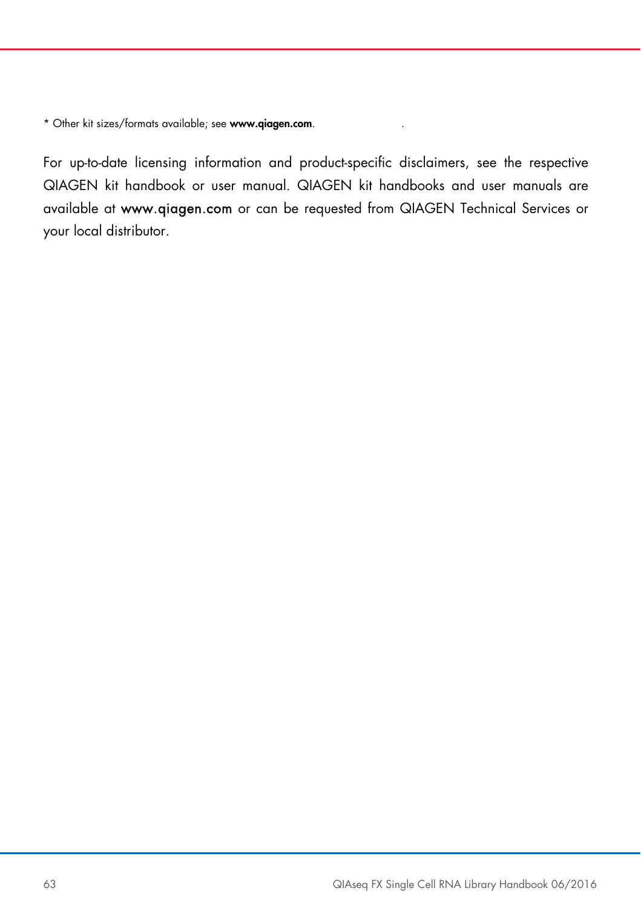* Other kit sizes/formats available; see **www.qiagen.com**.

For up-to-date licensing information and product-specific disclaimers, see the respective QIAGEN kit handbook or user manual. QIAGEN kit handbooks and user manuals are available at www.qiagen.com or can be requested from QIAGEN Technical Services or your local distributor.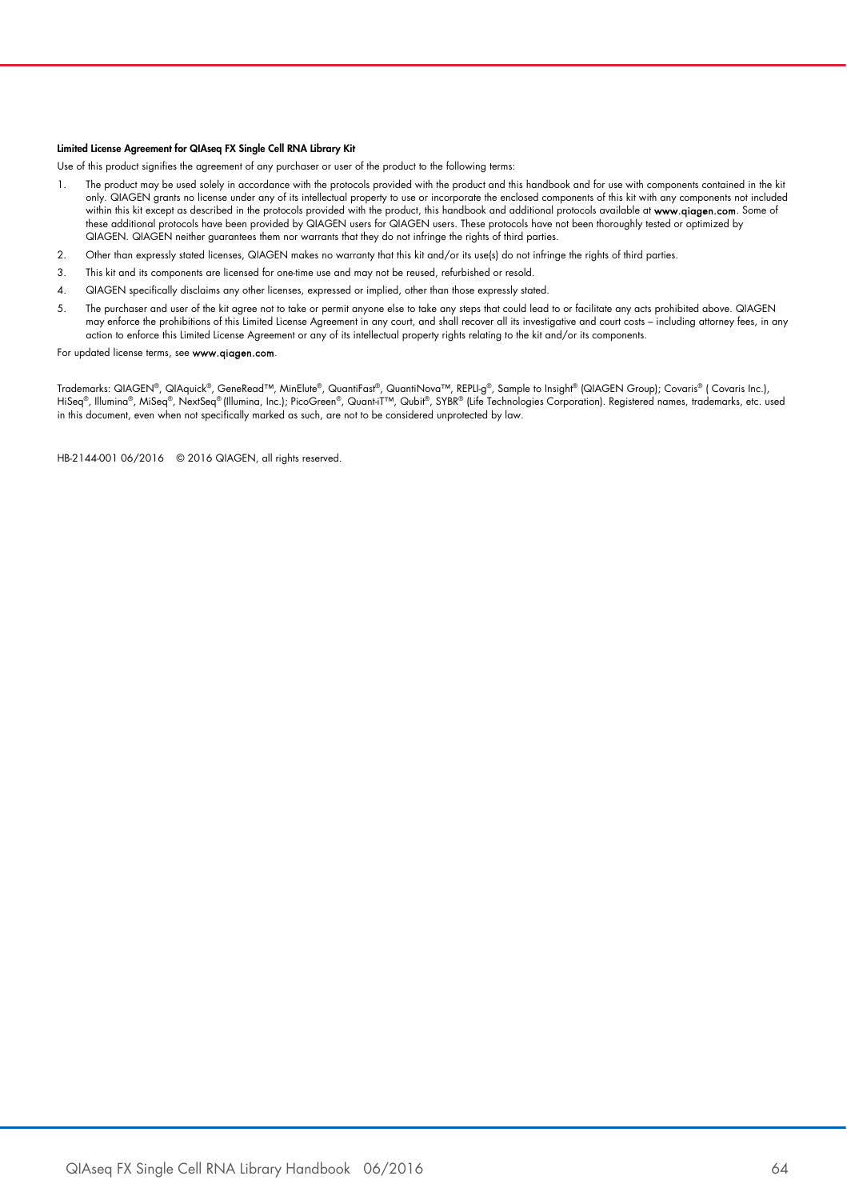**Limited License Agreement for QIAseq FX Single Cell RNA Library Kit**

Use of this product signifies the agreement of any purchaser or user of the product to the following terms:

1. The product may be used solely in accordance with the protocols provided with the product and this handbook and for use with components contained in the kit only. QIAGEN grants no license under any of its intellectual property to use or incorporate the enclosed components of this kit with any components not included within this kit except as described in the protocols provided with the product, this handbook and additional protocols available at **www.qiagen.com**. Some of these additional protocols have been provided by QIAGEN users for QIAGEN users. These protocols have not been thoroughly tested or optimized by QIAGEN. QIAGEN neither guarantees them nor warrants that they do not infringe the rights of third parties.
2. Other than expressly stated licenses, QIAGEN makes no warranty that this kit and/or its use(s) do not infringe the rights of third parties.
3. This kit and its components are licensed for one-time use and may not be reused, refurbished or resold.
4. QIAGEN specifically disclaims any other licenses, expressed or implied, other than those expressly stated.
5. The purchaser and user of the kit agree not to take or permit anyone else to take any steps that could lead to or facilitate any acts prohibited above. QIAGEN may enforce the prohibitions of this Limited License Agreement in any court, and shall recover all its investigative and court costs – including attorney fees, in any action to enforce this Limited License Agreement or any of its intellectual property rights relating to the kit and/or its components.

For updated license terms, see **www.qiagen.com**.

Trademarks: QIAGEN®, QIAquick®, GeneRead™, MinElute®, QuantiFast®, QuantiNova™, REPLI-g®, Sample to Insight® (QIAGEN Group); Covaris® ( Covaris Inc.), HiSeq®, Illumina®, MiSeq®, NextSeq® (Illumina, Inc.); PicoGreen®, Quant-iT™, Qubit®, SYBR® (Life Technologies Corporation). Registered names, trademarks, etc. used in this document, even when not specifically marked as such, are not to be considered unprotected by law.

HB-2144-001 06/2016 © 2016 QIAGEN, all rights reserved.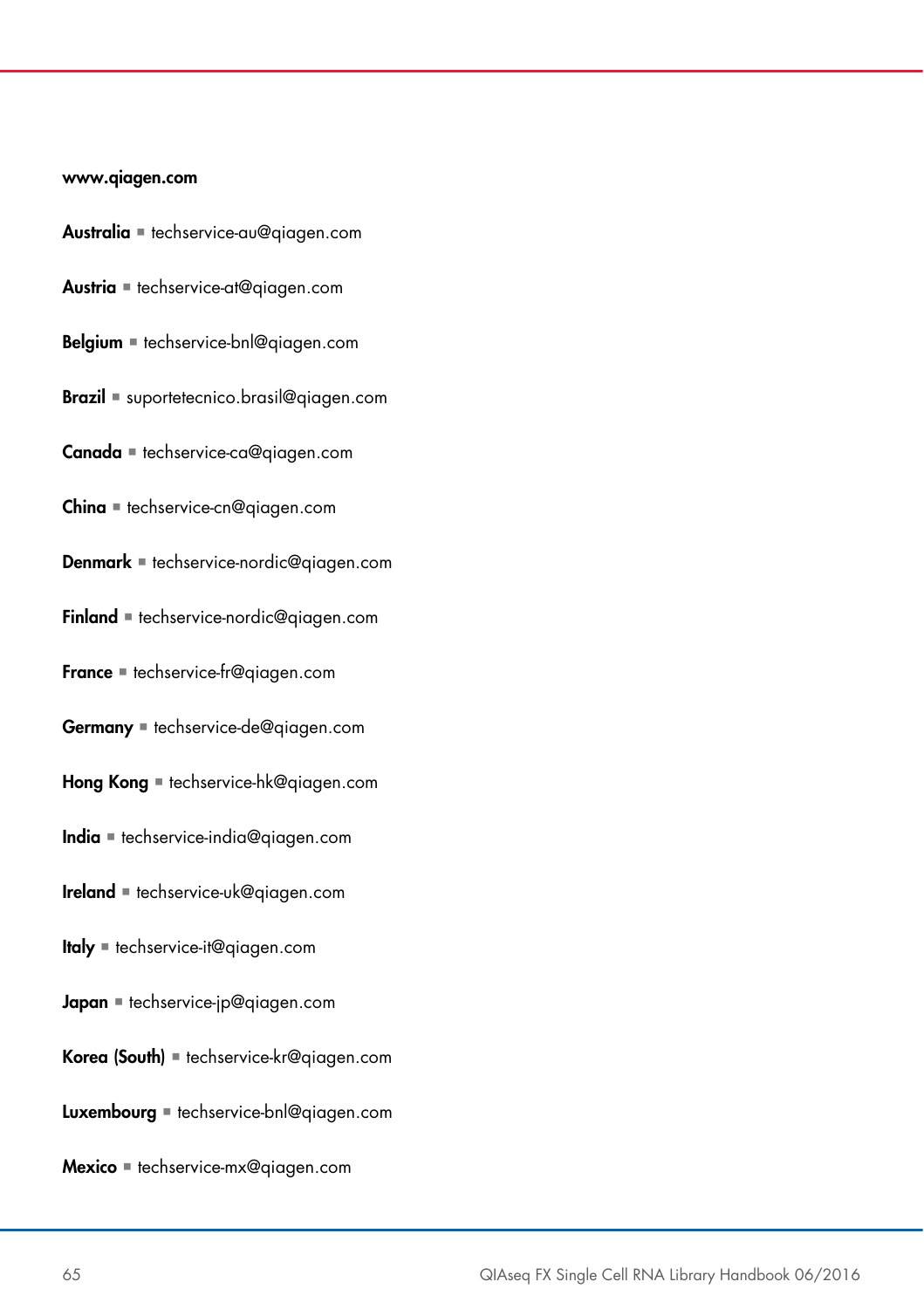**www.qiagen.com**

**Australia** ■ techservice-au@qiagen.com

**Austria** ■ techservice-at@qiagen.com

**Belgium** ■ techservice-bnl@qiagen.com

**Brazil** ■ suportetecnico.brasil@qiagen.com

**Canada** ■ techservice-ca@qiagen.com

**China** ■ techservice-cn@qiagen.com

**Denmark** ■ techservice-nordic@qiagen.com

**Finland** ■ techservice-nordic@qiagen.com

**France** ■ techservice-fr@qiagen.com

**Germany** ■ techservice-de@qiagen.com

**Hong Kong** ■ techservice-hk@qiagen.com

**India** ■ techservice-india@qiagen.com

**Ireland** ■ techservice-uk@qiagen.com

**Italy** ■ techservice-it@qiagen.com

**Japan** ■ techservice-jp@qiagen.com

**Korea (South)** ■ techservice-kr@qiagen.com

**Luxembourg** ■ techservice-bnl@qiagen.com

**Mexico** ■ techservice-mx@qiagen.com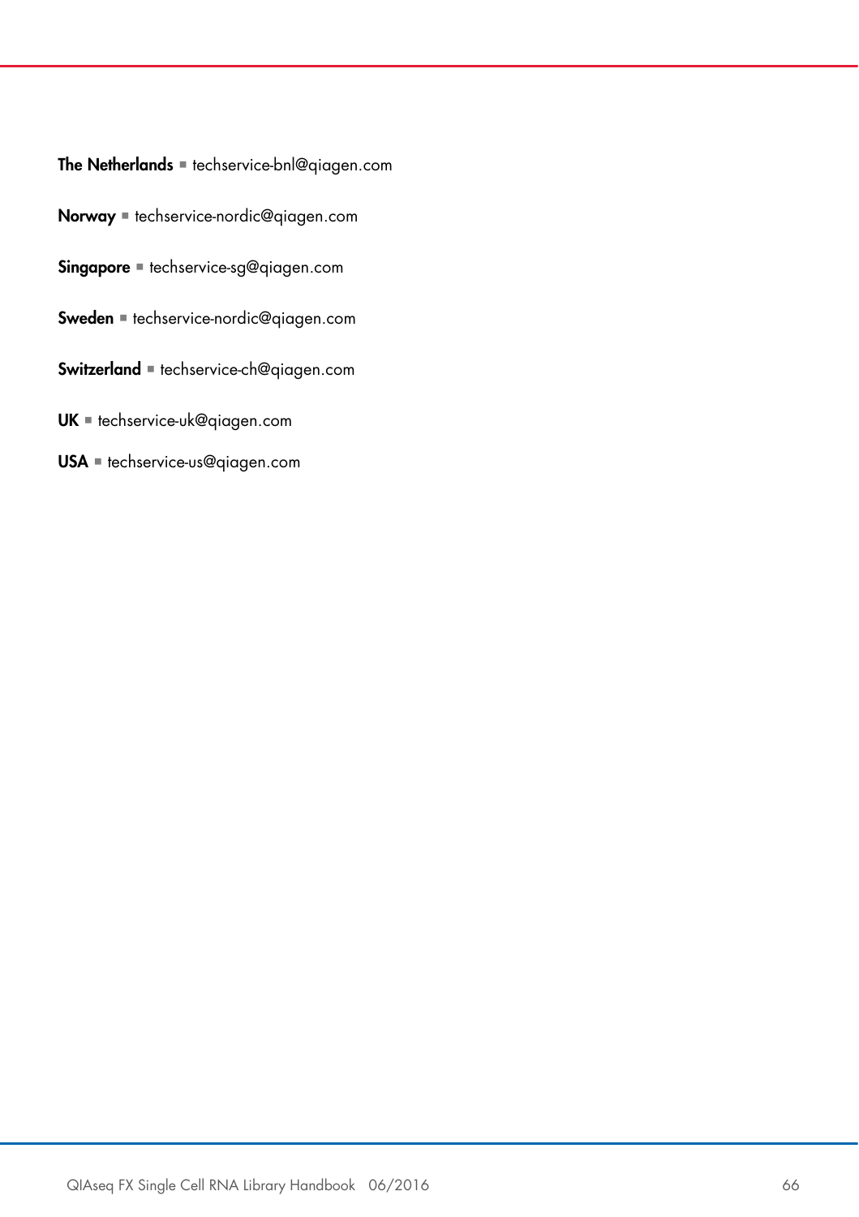**The Netherlands** ▪ techservice-bnl@qiagen.com

**Norway** ▪ techservice-nordic@qiagen.com

**Singapore** ▪ techservice-sg@qiagen.com

**Sweden** ▪ techservice-nordic@qiagen.com

**Switzerland** ▪ techservice-ch@qiagen.com

**UK** ▪ techservice-uk@qiagen.com

**USA** ▪ techservice-us@qiagen.com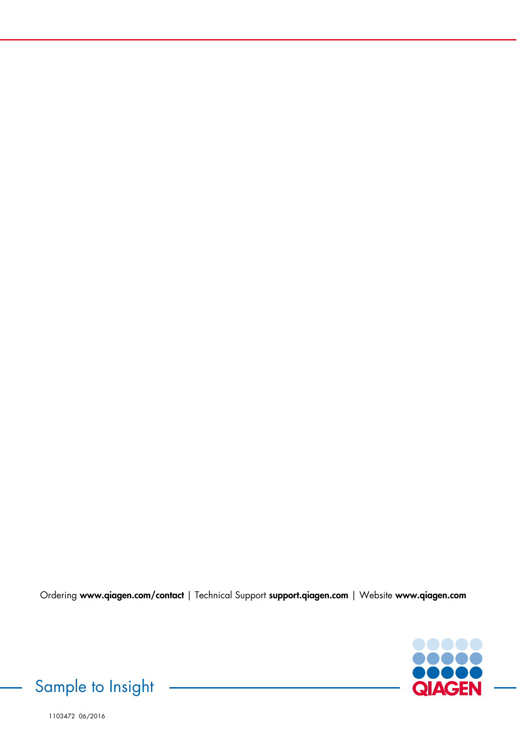Ordering **www.qiagen.com/contact** | Technical Support **support.qiagen.com** | Website **www.qiagen.com**

Sample to Insight

QIAGEN

1103472 06/2016